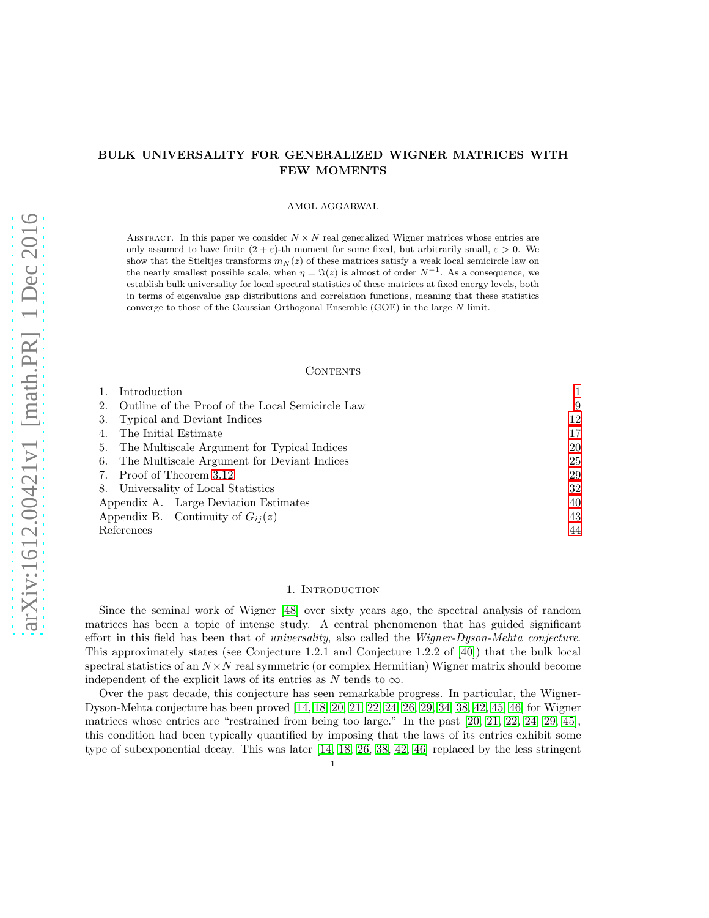# BULK UNIVERSALITY FOR GENERALIZED WIGNER MATRICES WITH FEW MOMENTS

AMOL AGGARWAL

Abstract. In this paper we consider $N \times N$ real generalized Wigner matrices whose entries are only assumed to have finite $(2+\varepsilon)$-th moment for some fixed, but arbitrarily small, $\varepsilon > 0$. We show that the Stieltjes transforms $m_N(z)$ of these matrices satisfy a weak local semicircle law on the nearly smallest possible scale, when $\eta = \Im(z)$ is almost of order $N^{-1}$. As a consequence, we establish bulk universality for local spectral statistics of these matrices at fixed energy levels, both in terms of eigenvalue gap distributions and correlation functions, meaning that these statistics converge to those of the Gaussian Orthogonal Ensemble (GOE) in the large $N$ limit.

## Contents

| | |
|---|---|
| 1. Introduction | 1 |
| 2. Outline of the Proof of the Local Semicircle Law | 9 |
| 3. Typical and Deviant Indices | 12 |
| 4. The Initial Estimate | 17 |
| 5. The Multiscale Argument for Typical Indices | 20 |
| 6. The Multiscale Argument for Deviant Indices | 25 |
| 7. Proof of Theorem 3.12 | 29 |
| 8. Universality of Local Statistics | 32 |
| Appendix A. Large Deviation Estimates | 40 |
| Appendix B. Continuity of $G_{ij}(z)$ | 43 |
| References | 44 |

## 1. Introduction

Since the seminal work of Wigner [48] over sixty years ago, the spectral analysis of random matrices has been a topic of intense study. A central phenomenon that has guided significant effort in this field has been that of *universality*, also called the *Wigner-Dyson-Mehta conjecture*. This approximately states (see Conjecture 1.2.1 and Conjecture 1.2.2 of [40]) that the bulk local spectral statistics of an $N \times N$ real symmetric (or complex Hermitian) Wigner matrix should become independent of the explicit laws of its entries as $N$ tends to $\infty$.

Over the past decade, this conjecture has seen remarkable progress. In particular, the Wigner-Dyson-Mehta conjecture has been proved [14, 18, 20, 21, 22, 24, 26, 29, 34, 38, 42, 45, 46] for Wigner matrices whose entries are "restrained from being too large." In the past [20, 21, 22, 24, 29, 45], this condition had been typically quantified by imposing that the laws of its entries exhibit some type of subexponential decay. This was later [14, 18, 26, 38, 42, 46] replaced by the less stringent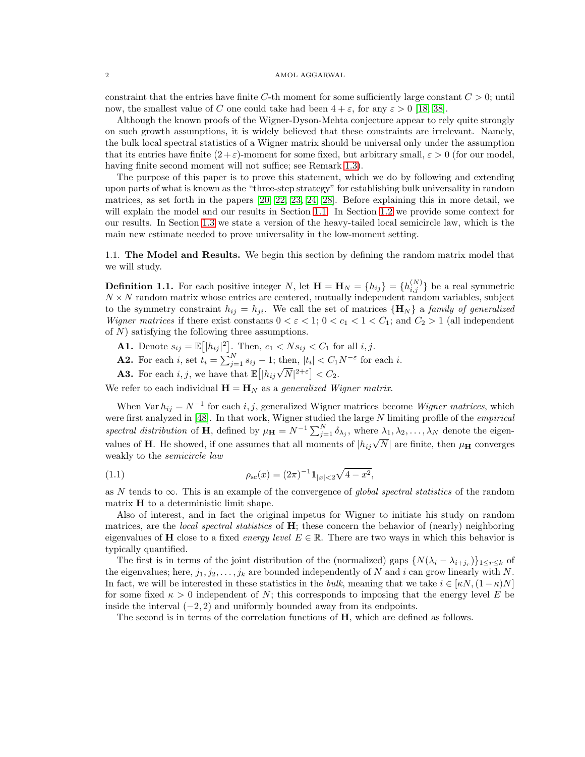constraint that the entries have finite $C$-th moment for some sufficiently large constant $C > 0$; until now, the smallest value of $C$ one could take had been $4 + \varepsilon$, for any $\varepsilon > 0$ [18, 38].

Although the known proofs of the Wigner-Dyson-Mehta conjecture appear to rely quite strongly on such growth assumptions, it is widely believed that these constraints are irrelevant. Namely, the bulk local spectral statistics of a Wigner matrix should be universal only under the assumption that its entries have finite $(2+\varepsilon)$-moment for some fixed, but arbitrary small, $\varepsilon > 0$ (for our model, having finite second moment will not suffice; see Remark 1.3).

The purpose of this paper is to prove this statement, which we do by following and extending upon parts of what is known as the "three-step strategy" for establishing bulk universality in random matrices, as set forth in the papers [20, 22, 23, 24, 28]. Before explaining this in more detail, we will explain the model and our results in Section 1.1. In Section 1.2 we provide some context for our results. In Section 1.3 we state a version of the heavy-tailed local semicircle law, which is the main new estimate needed to prove universality in the low-moment setting.

## 1.1. The Model and Results.

We begin this section by defining the random matrix model that we will study.

**Definition 1.1.** For each positive integer $N$, let $\mathbf{H} = \mathbf{H}_N = \{h_{ij}\} = \{h_{i,j}^{(N)}\}$ be a real symmetric $N \times N$ random matrix whose entries are centered, mutually independent random variables, subject to the symmetry constraint $h_{ij} = h_{ji}$. We call the set of matrices $\{\mathbf{H}_N\}$ a *family of generalized Wigner matrices* if there exist constants $0 < \varepsilon < 1$; $0 < c_1 < 1 < C_1$; and $C_2 > 1$ (all independent of $N$) satisfying the following three assumptions.

**A1.** Denote $s_{ij} = \mathbb{E}\big[|h_{ij}|^2\big]$. Then, $c_1 < N s_{ij} < C_1$ for all $i, j$.

**A2.** For each $i$, set $t_i = \sum_{j=1}^N s_{ij} - 1$; then, $|t_i| < C_1 N^{-\varepsilon}$ for each $i$.

**A3.** For each $i, j$, we have that $\mathbb{E}\big[|h_{ij}\sqrt{N}|^{2+\varepsilon}\big] < C_2$.

We refer to each individual $\mathbf{H} = \mathbf{H}_N$ as a *generalized Wigner matrix*.

When $\operatorname{Var} h_{ij} = N^{-1}$ for each $i, j$, generalized Wigner matrices become *Wigner matrices*, which were first analyzed in [48]. In that work, Wigner studied the large $N$ limiting profile of the *empirical spectral distribution* of $\mathbf{H}$, defined by $\mu_{\mathbf{H}} = N^{-1} \sum_{j=1}^N \delta_{\lambda_j}$, where $\lambda_1, \lambda_2, \ldots, \lambda_N$ denote the eigenvalues of $\mathbf{H}$. He showed, if one assumes that all moments of $|h_{ij}\sqrt{N}|$ are finite, then $\mu_{\mathbf{H}}$ converges weakly to the *semicircle law*

$$\rho_{\mathrm{sc}}(x) = (2\pi)^{-1} \mathbf{1}_{|x|<2} \sqrt{4 - x^2}, \tag{1.1}$$

as $N$ tends to $\infty$. This is an example of the convergence of *global spectral statistics* of the random matrix $\mathbf{H}$ to a deterministic limit shape.

Also of interest, and in fact the original impetus for Wigner to initiate his study on random matrices, are the *local spectral statistics* of $\mathbf{H}$; these concern the behavior of (nearly) neighboring eigenvalues of $\mathbf{H}$ close to a fixed *energy level* $E \in \mathbb{R}$. There are two ways in which this behavior is typically quantified.

The first is in terms of the joint distribution of the (normalized) gaps $\{N(\lambda_i - \lambda_{i+j_r})\}_{1 \le r \le k}$ of the eigenvalues; here, $j_1, j_2, \ldots, j_k$ are bounded independently of $N$ and $i$ can grow linearly with $N$. In fact, we will be interested in these statistics in the *bulk*, meaning that we take $i \in [\kappa N, (1-\kappa)N]$ for some fixed $\kappa > 0$ independent of $N$; this corresponds to imposing that the energy level $E$ be inside the interval $(-2, 2)$ and uniformly bounded away from its endpoints.

The second is in terms of the correlation functions of $\mathbf{H}$, which are defined as follows.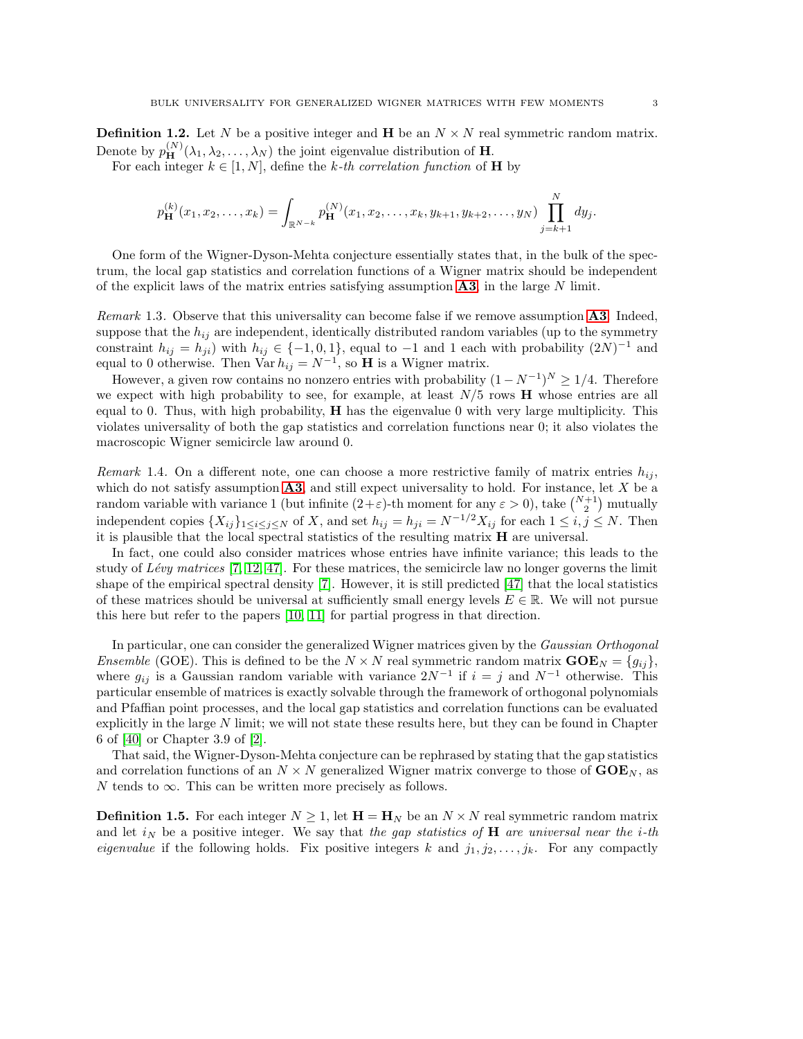**Definition 1.2.** Let $N$ be a positive integer and $\mathbf{H}$ be an $N \times N$ real symmetric random matrix. Denote by $p_{\mathbf{H}}^{(N)}(\lambda_1, \lambda_2, \ldots, \lambda_N)$ the joint eigenvalue distribution of $\mathbf{H}$.

For each integer $k \in [1, N]$, define the *k-th correlation function* of $\mathbf{H}$ by

$$p_{\mathbf{H}}^{(k)}(x_1, x_2, \ldots, x_k) = \int_{\mathbb{R}^{N-k}} p_{\mathbf{H}}^{(N)}(x_1, x_2, \ldots, x_k, y_{k+1}, y_{k+2}, \ldots, y_N) \prod_{j=k+1}^{N} dy_j.$$

One form of the Wigner-Dyson-Mehta conjecture essentially states that, in the bulk of the spectrum, the local gap statistics and correlation functions of a Wigner matrix should be independent of the explicit laws of the matrix entries satisfying assumption **A3**, in the large $N$ limit.

*Remark* 1.3. Observe that this universality can become false if we remove assumption **A3**. Indeed, suppose that the $h_{ij}$ are independent, identically distributed random variables (up to the symmetry constraint $h_{ij} = h_{ji}$) with $h_{ij} \in \{-1, 0, 1\}$, equal to $-1$ and $1$ each with probability $(2N)^{-1}$ and equal to $0$ otherwise. Then $\operatorname{Var} h_{ij} = N^{-1}$, so $\mathbf{H}$ is a Wigner matrix.

However, a given row contains no nonzero entries with probability $(1 - N^{-1})^N \geq 1/4$. Therefore we expect with high probability to see, for example, at least $N/5$ rows $\mathbf{H}$ whose entries are all equal to 0. Thus, with high probability, $\mathbf{H}$ has the eigenvalue 0 with very large multiplicity. This violates universality of both the gap statistics and correlation functions near 0; it also violates the macroscopic Wigner semicircle law around 0.

*Remark* 1.4. On a different note, one can choose a more restrictive family of matrix entries $h_{ij}$, which do not satisfy assumption **A3**, and still expect universality to hold. For instance, let $X$ be a random variable with variance 1 (but infinite $(2+\varepsilon)$-th moment for any $\varepsilon > 0$), take $\binom{N+1}{2}$ mutually independent copies $\{X_{ij}\}_{1 \leq i \leq j \leq N}$ of $X$, and set $h_{ij} = h_{ji} = N^{-1/2} X_{ij}$ for each $1 \leq i, j \leq N$. Then it is plausible that the local spectral statistics of the resulting matrix $\mathbf{H}$ are universal.

In fact, one could also consider matrices whose entries have infinite variance; this leads to the study of *Lévy matrices* [7, 12, 47]. For these matrices, the semicircle law no longer governs the limit shape of the empirical spectral density [7]. However, it is still predicted [47] that the local statistics of these matrices should be universal at sufficiently small energy levels $E \in \mathbb{R}$. We will not pursue this here but refer to the papers [10, 11] for partial progress in that direction.

In particular, one can consider the generalized Wigner matrices given by the *Gaussian Orthogonal Ensemble* (GOE). This is defined to be the $N \times N$ real symmetric random matrix $\mathbf{GOE}_N = \{g_{ij}\}$, where $g_{ij}$ is a Gaussian random variable with variance $2N^{-1}$ if $i = j$ and $N^{-1}$ otherwise. This particular ensemble of matrices is exactly solvable through the framework of orthogonal polynomials and Pfaffian point processes, and the local gap statistics and correlation functions can be evaluated explicitly in the large $N$ limit; we will not state these results here, but they can be found in Chapter 6 of [40] or Chapter 3.9 of [2].

That said, the Wigner-Dyson-Mehta conjecture can be rephrased by stating that the gap statistics and correlation functions of an $N \times N$ generalized Wigner matrix converge to those of $\mathbf{GOE}_N$, as $N$ tends to $\infty$. This can be written more precisely as follows.

**Definition 1.5.** For each integer $N \geq 1$, let $\mathbf{H} = \mathbf{H}_N$ be an $N \times N$ real symmetric random matrix and let $i_N$ be a positive integer. We say that *the gap statistics of* $\mathbf{H}$ *are universal near the i-th eigenvalue* if the following holds. Fix positive integers $k$ and $j_1, j_2, \ldots, j_k$. For any compactly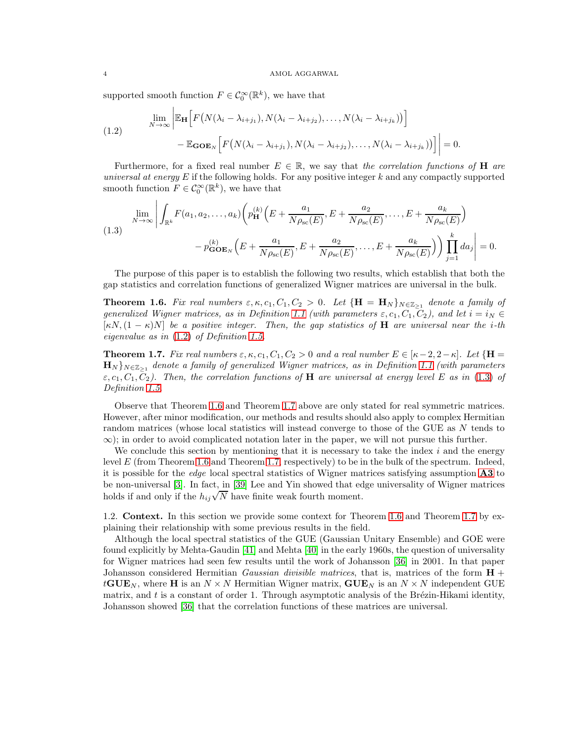supported smooth function $F \in \mathcal{C}_0^\infty(\mathbb{R}^k)$, we have that

$$
\begin{aligned}
\lim_{N \to \infty} \bigg| & \mathbb{E}_{\mathbf{H}} \Big[ F\big( N(\lambda_i - \lambda_{i+j_1}), N(\lambda_i - \lambda_{i+j_2}), \ldots, N(\lambda_i - \lambda_{i+j_k}) \big) \Big] \\
& - \mathbb{E}_{\mathbf{GOE}_N} \Big[ F\big( N(\lambda_i - \lambda_{i+j_1}), N(\lambda_i - \lambda_{i+j_2}), \ldots, N(\lambda_i - \lambda_{i+j_k}) \big) \Big] \bigg| = 0.
\end{aligned} \tag{1.2}
$$

Furthermore, for a fixed real number $E \in \mathbb{R}$, we say that *the correlation functions of* $\mathbf{H}$ *are universal at energy* $E$ if the following holds. For any positive integer $k$ and any compactly supported smooth function $F \in \mathcal{C}_0^\infty(\mathbb{R}^k)$, we have that

$$
\begin{aligned}
\lim_{N \to \infty} \bigg| \int_{\mathbb{R}^k} & F(a_1, a_2, \ldots, a_k) \bigg( p_{\mathbf{H}}^{(k)} \Big( E + \frac{a_1}{N \rho_{\mathrm{sc}}(E)}, E + \frac{a_2}{N \rho_{\mathrm{sc}}(E)}, \ldots, E + \frac{a_k}{N \rho_{\mathrm{sc}}(E)} \Big) \\
& - p_{\mathbf{GOE}_N}^{(k)} \Big( E + \frac{a_1}{N \rho_{\mathrm{sc}}(E)}, E + \frac{a_2}{N \rho_{\mathrm{sc}}(E)}, \ldots, E + \frac{a_k}{N \rho_{\mathrm{sc}}(E)} \Big) \bigg) \prod_{j=1}^{k} da_j \bigg| = 0.
\end{aligned} \tag{1.3}
$$

The purpose of this paper is to establish the following two results, which establish that both the gap statistics and correlation functions of generalized Wigner matrices are universal in the bulk.

**Theorem 1.6.** *Fix real numbers $\varepsilon, \kappa, c_1, C_1, C_2 > 0$. Let $\{\mathbf{H} = \mathbf{H}_N\}_{N \in \mathbb{Z}_{\geq 1}}$ denote a family of generalized Wigner matrices, as in Definition 1.1 (with parameters $\varepsilon, c_1, C_1, C_2$), and let $i = i_N \in [\kappa N, (1 - \kappa) N]$ be a positive integer. Then, the gap statistics of $\mathbf{H}$ are universal near the $i$-th eigenvalue as in (1.2) of Definition 1.5.*

**Theorem 1.7.** *Fix real numbers $\varepsilon, \kappa, c_1, C_1, C_2 > 0$ and a real number $E \in [\kappa - 2, 2 - \kappa]$. Let $\{\mathbf{H} = \mathbf{H}_N\}_{N \in \mathbb{Z}_{\geq 1}}$ denote a family of generalized Wigner matrices, as in Definition 1.1 (with parameters $\varepsilon, c_1, C_1, C_2$). Then, the correlation functions of $\mathbf{H}$ are universal at energy level $E$ as in (1.3) of Definition 1.5.*

Observe that Theorem 1.6 and Theorem 1.7 above are only stated for real symmetric matrices. However, after minor modification, our methods and results should also apply to complex Hermitian random matrices (whose local statistics will instead converge to those of the GUE as $N$ tends to $\infty$); in order to avoid complicated notation later in the paper, we will not pursue this further.

We conclude this section by mentioning that it is necessary to take the index $i$ and the energy level $E$ (from Theorem 1.6 and Theorem 1.7, respectively) to be in the bulk of the spectrum. Indeed, it is possible for the *edge* local spectral statistics of Wigner matrices satisfying assumption **A3** to be non-universal [3]. In fact, in [39] Lee and Yin showed that edge universality of Wigner matrices holds if and only if the $h_{ij}\sqrt{N}$ have finite weak fourth moment.

## 1.2. Context.

In this section we provide some context for Theorem 1.6 and Theorem 1.7 by explaining their relationship with some previous results in the field.

Although the local spectral statistics of the GUE (Gaussian Unitary Ensemble) and GOE were found explicitly by Mehta-Gaudin [41] and Mehta [40] in the early 1960s, the question of universality for Wigner matrices had seen few results until the work of Johansson [36] in 2001. In that paper Johansson considered Hermitian *Gaussian divisible matrices*, that is, matrices of the form $\mathbf{H} + t\mathbf{GUE}_N$, where $\mathbf{H}$ is an $N \times N$ Hermitian Wigner matrix, $\mathbf{GUE}_N$ is an $N \times N$ independent GUE matrix, and $t$ is a constant of order 1. Through asymptotic analysis of the Brézin-Hikami identity, Johansson showed [36] that the correlation functions of these matrices are universal.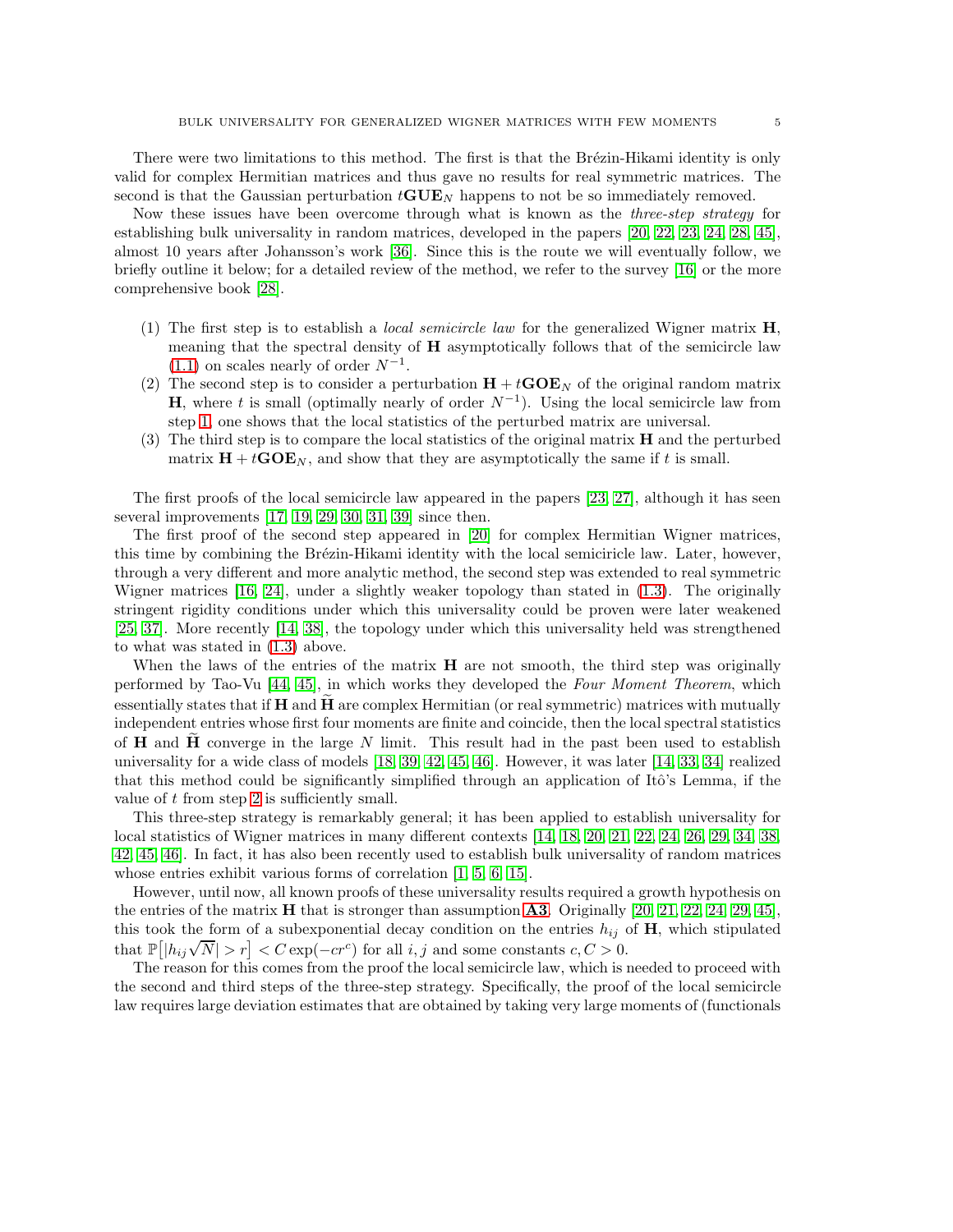There were two limitations to this method. The first is that the Brézin-Hikami identity is only valid for complex Hermitian matrices and thus gave no results for real symmetric matrices. The second is that the Gaussian perturbation $t\mathbf{GUE}_N$ happens to not be so immediately removed.

Now these issues have been overcome through what is known as the *three-step strategy* for establishing bulk universality in random matrices, developed in the papers [20, 22, 23, 24, 28, 45], almost 10 years after Johansson's work [36]. Since this is the route we will eventually follow, we briefly outline it below; for a detailed review of the method, we refer to the survey [16] or the more comprehensive book [28].

1. The first step is to establish a *local semicircle law* for the generalized Wigner matrix $\mathbf{H}$, meaning that the spectral density of $\mathbf{H}$ asymptotically follows that of the semicircle law (1.1) on scales nearly of order $N^{-1}$.
2. The second step is to consider a perturbation $\mathbf{H} + t\mathbf{GOE}_N$ of the original random matrix $\mathbf{H}$, where $t$ is small (optimally nearly of order $N^{-1}$). Using the local semicircle law from step 1, one shows that the local statistics of the perturbed matrix are universal.
3. The third step is to compare the local statistics of the original matrix $\mathbf{H}$ and the perturbed matrix $\mathbf{H} + t\mathbf{GOE}_N$, and show that they are asymptotically the same if $t$ is small.

The first proofs of the local semicircle law appeared in the papers [23, 27], although it has seen several improvements [17, 19, 29, 30, 31, 39] since then.

The first proof of the second step appeared in [20] for complex Hermitian Wigner matrices, this time by combining the Brézin-Hikami identity with the local semiciricle law. Later, however, through a very different and more analytic method, the second step was extended to real symmetric Wigner matrices [16, 24], under a slightly weaker topology than stated in (1.3). The originally stringent rigidity conditions under which this universality could be proven were later weakened [25, 37]. More recently [14, 38], the topology under which this universality held was strengthened to what was stated in (1.3) above.

When the laws of the entries of the matrix $\mathbf{H}$ are not smooth, the third step was originally performed by Tao-Vu [44, 45], in which works they developed the *Four Moment Theorem*, which essentially states that if $\mathbf{H}$ and $\widetilde{\mathbf{H}}$ are complex Hermitian (or real symmetric) matrices with mutually independent entries whose first four moments are finite and coincide, then the local spectral statistics of $\mathbf{H}$ and $\widetilde{\mathbf{H}}$ converge in the large $N$ limit. This result had in the past been used to establish universality for a wide class of models [18, 39, 42, 45, 46]. However, it was later [14, 33, 34] realized that this method could be significantly simplified through an application of Itô's Lemma, if the value of $t$ from step 2 is sufficiently small.

This three-step strategy is remarkably general; it has been applied to establish universality for local statistics of Wigner matrices in many different contexts [14, 18, 20, 21, 22, 24, 26, 29, 34, 38, 42, 45, 46]. In fact, it has also been recently used to establish bulk universality of random matrices whose entries exhibit various forms of correlation [1, 5, 6, 15].

However, until now, all known proofs of these universality results required a growth hypothesis on the entries of the matrix $\mathbf{H}$ that is stronger than assumption **A3**. Originally [20, 21, 22, 24, 29, 45], this took the form of a subexponential decay condition on the entries $h_{ij}$ of $\mathbf{H}$, which stipulated that $\mathbb{P}\big[|h_{ij}\sqrt{N}| > r\big] < C\exp(-cr^c)$ for all $i, j$ and some constants $c, C > 0$.

The reason for this comes from the proof the local semicircle law, which is needed to proceed with the second and third steps of the three-step strategy. Specifically, the proof of the local semicircle law requires large deviation estimates that are obtained by taking very large moments of (functionals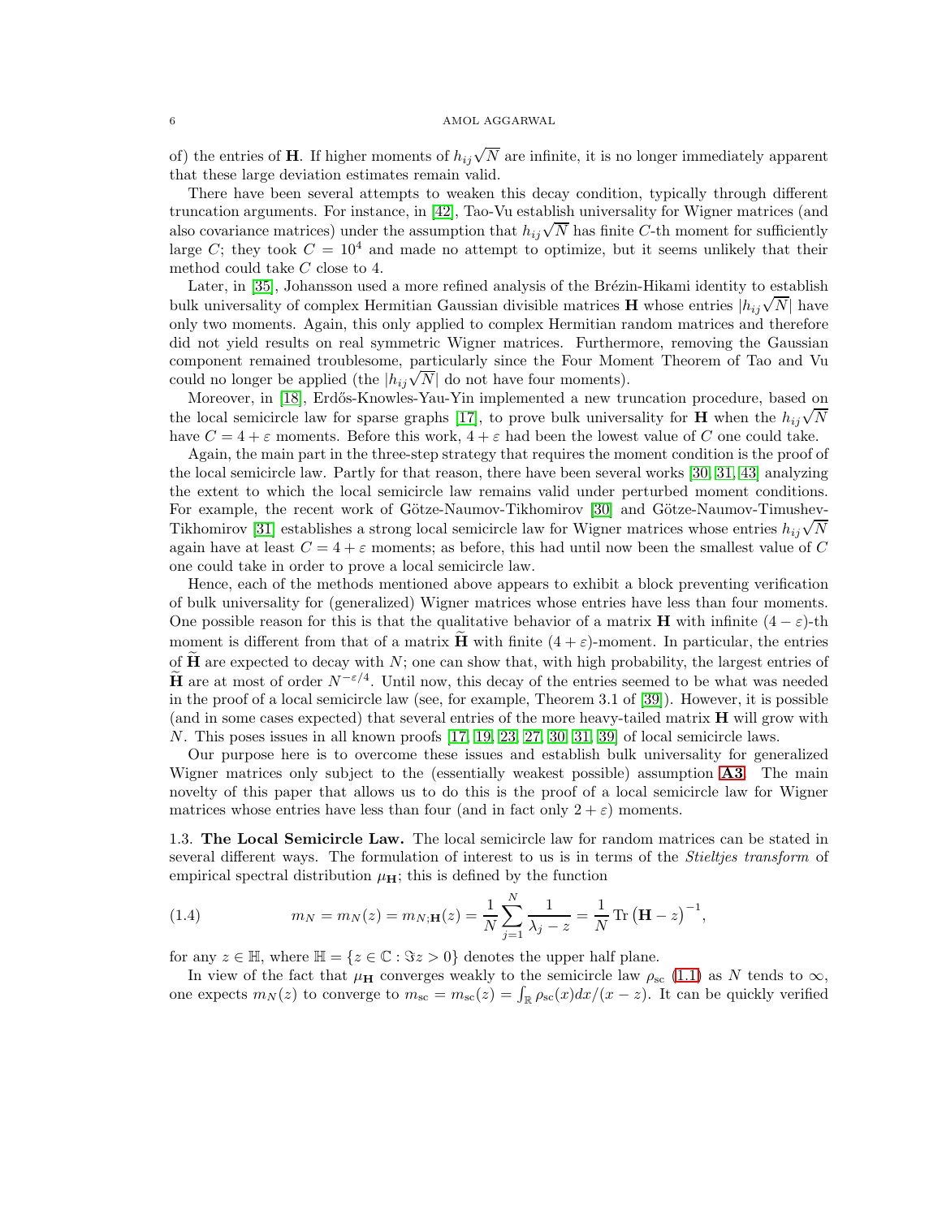of) the entries of $\mathbf{H}$. If higher moments of $h_{ij}\sqrt{N}$ are infinite, it is no longer immediately apparent that these large deviation estimates remain valid.

There have been several attempts to weaken this decay condition, typically through different truncation arguments. For instance, in [42], Tao-Vu establish universality for Wigner matrices (and also covariance matrices) under the assumption that $h_{ij}\sqrt{N}$ has finite $C$-th moment for sufficiently large $C$; they took $C = 10^4$ and made no attempt to optimize, but it seems unlikely that their method could take $C$ close to 4.

Later, in [35], Johansson used a more refined analysis of the Brézin-Hikami identity to establish bulk universality of complex Hermitian Gaussian divisible matrices $\mathbf{H}$ whose entries $|h_{ij}\sqrt{N}|$ have only two moments. Again, this only applied to complex Hermitian random matrices and therefore did not yield results on real symmetric Wigner matrices. Furthermore, removing the Gaussian component remained troublesome, particularly since the Four Moment Theorem of Tao and Vu could no longer be applied (the $|h_{ij}\sqrt{N}|$ do not have four moments).

Moreover, in [18], Erdős-Knowles-Yau-Yin implemented a new truncation procedure, based on the local semicircle law for sparse graphs [17], to prove bulk universality for $\mathbf{H}$ when the $h_{ij}\sqrt{N}$ have $C = 4 + \varepsilon$ moments. Before this work, $4 + \varepsilon$ had been the lowest value of $C$ one could take.

Again, the main part in the three-step strategy that requires the moment condition is the proof of the local semicircle law. Partly for that reason, there have been several works [30, 31, 43] analyzing the extent to which the local semicircle law remains valid under perturbed moment conditions. For example, the recent work of Götze-Naumov-Tikhomirov [30] and Götze-Naumov-Timushev-Tikhomirov [31] establishes a strong local semicircle law for Wigner matrices whose entries $h_{ij}\sqrt{N}$ again have at least $C = 4 + \varepsilon$ moments; as before, this had until now been the smallest value of $C$ one could take in order to prove a local semicircle law.

Hence, each of the methods mentioned above appears to exhibit a block preventing verification of bulk universality for (generalized) Wigner matrices whose entries have less than four moments. One possible reason for this is that the qualitative behavior of a matrix $\mathbf{H}$ with infinite $(4-\varepsilon)$-th moment is different from that of a matrix $\widetilde{\mathbf{H}}$ with finite $(4+\varepsilon)$-moment. In particular, the entries of $\widetilde{\mathbf{H}}$ are expected to decay with $N$; one can show that, with high probability, the largest entries of $\widetilde{\mathbf{H}}$ are at most of order $N^{-\varepsilon/4}$. Until now, this decay of the entries seemed to be what was needed in the proof of a local semicircle law (see, for example, Theorem 3.1 of [39]). However, it is possible (and in some cases expected) that several entries of the more heavy-tailed matrix $\mathbf{H}$ will grow with $N$. This poses issues in all known proofs [17, 19, 23, 27, 30, 31, 39] of local semicircle laws.

Our purpose here is to overcome these issues and establish bulk universality for generalized Wigner matrices only subject to the (essentially weakest possible) assumption **A3**. The main novelty of this paper that allows us to do this is the proof of a local semicircle law for Wigner matrices whose entries have less than four (and in fact only $2 + \varepsilon$) moments.

### 1.3. The Local Semicircle Law.

The local semicircle law for random matrices can be stated in several different ways. The formulation of interest to us is in terms of the *Stieltjes transform* of empirical spectral distribution $\mu_{\mathbf{H}}$; this is defined by the function

$$m_N = m_N(z) = m_{N;\mathbf{H}}(z) = \frac{1}{N}\sum_{j=1}^{N}\frac{1}{\lambda_j - z} = \frac{1}{N}\operatorname{Tr}\left(\mathbf{H} - z\right)^{-1}, \tag{1.4}$$

for any $z \in \mathbb{H}$, where $\mathbb{H} = \{z \in \mathbb{C} : \Im z > 0\}$ denotes the upper half plane.

In view of the fact that $\mu_{\mathbf{H}}$ converges weakly to the semicircle law $\rho_{\text{sc}}$ (1.1) as $N$ tends to $\infty$, one expects $m_N(z)$ to converge to $m_{\text{sc}} = m_{\text{sc}}(z) = \int_{\mathbb{R}} \rho_{\text{sc}}(x)dx/(x-z)$. It can be quickly verified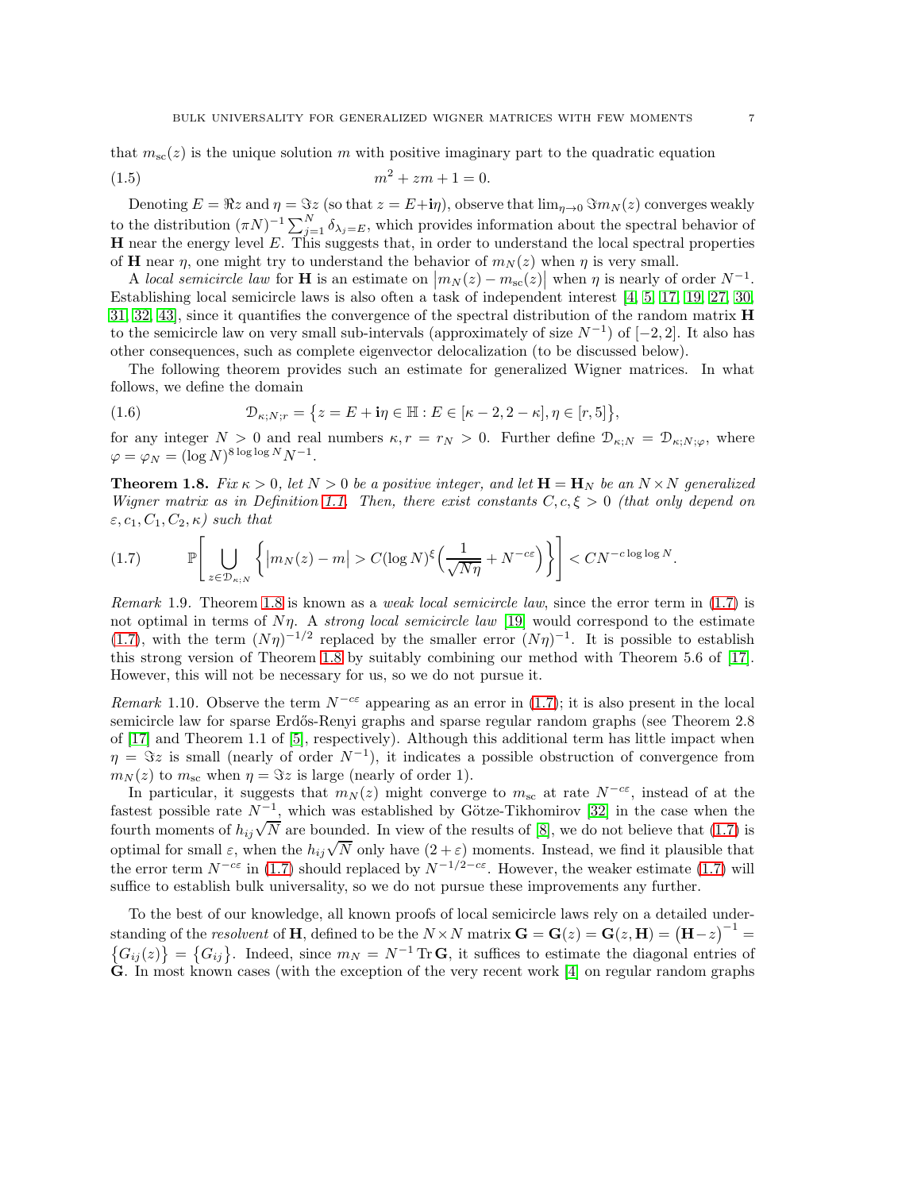that $m_{\mathrm{sc}}(z)$ is the unique solution $m$ with positive imaginary part to the quadratic equation

$$m^2 + zm + 1 = 0. \tag{1.5}$$

Denoting $E = \Re z$ and $\eta = \Im z$ (so that $z = E + \mathbf{i}\eta$), observe that $\lim_{\eta \to 0} \Im m_N(z)$ converges weakly to the distribution $(\pi N)^{-1} \sum_{j=1}^{N} \delta_{\lambda_j = E}$, which provides information about the spectral behavior of $\mathbf{H}$ near the energy level $E$. This suggests that, in order to understand the local spectral properties of $\mathbf{H}$ near $\eta$, one might try to understand the behavior of $m_N(z)$ when $\eta$ is very small.

A *local semicircle law* for $\mathbf{H}$ is an estimate on $\big|m_N(z) - m_{\mathrm{sc}}(z)\big|$ when $\eta$ is nearly of order $N^{-1}$. Establishing local semicircle laws is also often a task of independent interest [4, 5, 17, 19, 27, 30, 31, 32, 43], since it quantifies the convergence of the spectral distribution of the random matrix $\mathbf{H}$ to the semicircle law on very small sub-intervals (approximately of size $N^{-1}$) of $[-2, 2]$. It also has other consequences, such as complete eigenvector delocalization (to be discussed below).

The following theorem provides such an estimate for generalized Wigner matrices. In what follows, we define the domain

$$\mathcal{D}_{\kappa; N; r} = \big\{ z = E + \mathbf{i}\eta \in \mathbb{H} : E \in [\kappa - 2, 2 - \kappa], \eta \in [r, 5] \big\}, \tag{1.6}$$

for any integer $N > 0$ and real numbers $\kappa, r = r_N > 0$. Further define $\mathcal{D}_{\kappa; N} = \mathcal{D}_{\kappa; N; \varphi}$, where $\varphi = \varphi_N = (\log N)^{8 \log \log N} N^{-1}$.

**Theorem 1.8.** *Fix $\kappa > 0$, let $N > 0$ be a positive integer, and let $\mathbf{H} = \mathbf{H}_N$ be an $N \times N$ generalized Wigner matrix as in Definition 1.1. Then, there exist constants $C, c, \xi > 0$ (that only depend on $\varepsilon, c_1, C_1, C_2, \kappa$) such that*

$$\mathbb{P}\Bigg[ \bigcup_{z \in \mathcal{D}_{\kappa; N}} \bigg\{ \big| m_N(z) - m \big| > C (\log N)^{\xi} \Big( \frac{1}{\sqrt{N\eta}} + N^{-c\varepsilon} \Big) \bigg\} \Bigg] < C N^{-c \log \log N}. \tag{1.7}$$

*Remark* 1.9. Theorem 1.8 is known as a *weak local semicircle law*, since the error term in (1.7) is not optimal in terms of $N\eta$. A *strong local semicircle law* [19] would correspond to the estimate (1.7), with the term $(N\eta)^{-1/2}$ replaced by the smaller error $(N\eta)^{-1}$. It is possible to establish this strong version of Theorem 1.8 by suitably combining our method with Theorem 5.6 of [17]. However, this will not be necessary for us, so we do not pursue it.

*Remark* 1.10. Observe the term $N^{-c\varepsilon}$ appearing as an error in (1.7); it is also present in the local semicircle law for sparse Erdős-Renyi graphs and sparse regular random graphs (see Theorem 2.8 of [17] and Theorem 1.1 of [5], respectively). Although this additional term has little impact when $\eta = \Im z$ is small (nearly of order $N^{-1}$), it indicates a possible obstruction of convergence from $m_N(z)$ to $m_{\mathrm{sc}}$ when $\eta = \Im z$ is large (nearly of order 1).

In particular, it suggests that $m_N(z)$ might converge to $m_{\mathrm{sc}}$ at rate $N^{-c\varepsilon}$, instead of at the fastest possible rate $N^{-1}$, which was established by Götze-Tikhomirov [32] in the case when the fourth moments of $h_{ij}\sqrt{N}$ are bounded. In view of the results of [8], we do not believe that (1.7) is optimal for small $\varepsilon$, when the $h_{ij}\sqrt{N}$ only have $(2+\varepsilon)$ moments. Instead, we find it plausible that the error term $N^{-c\varepsilon}$ in (1.7) should replaced by $N^{-1/2 - c\varepsilon}$. However, the weaker estimate (1.7) will suffice to establish bulk universality, so we do not pursue these improvements any further.

To the best of our knowledge, all known proofs of local semicircle laws rely on a detailed understanding of the *resolvent* of $\mathbf{H}$, defined to be the $N \times N$ matrix $\mathbf{G} = \mathbf{G}(z) = \mathbf{G}(z, \mathbf{H}) = \big(\mathbf{H} - z\big)^{-1} = \big\{G_{ij}(z)\big\} = \big\{G_{ij}\big\}$. Indeed, since $m_N = N^{-1} \operatorname{Tr} \mathbf{G}$, it suffices to estimate the diagonal entries of $\mathbf{G}$. In most known cases (with the exception of the very recent work [4] on regular random graphs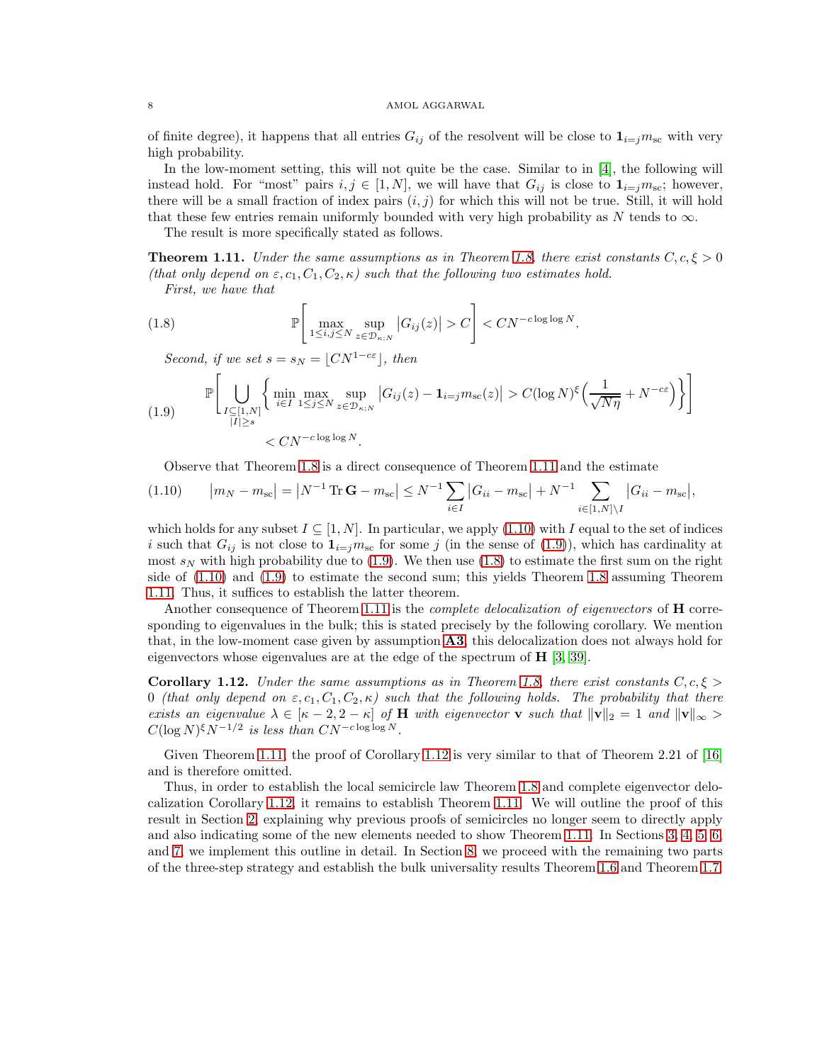of finite degree), it happens that all entries $G_{ij}$ of the resolvent will be close to $\mathbf{1}_{i=j} m_{\mathrm{sc}}$ with very high probability.

In the low-moment setting, this will not quite be the case. Similar to in [4], the following will instead hold. For "most" pairs $i, j \in [1, N]$, we will have that $G_{ij}$ is close to $\mathbf{1}_{i=j} m_{\mathrm{sc}}$; however, there will be a small fraction of index pairs $(i, j)$ for which this will not be true. Still, it will hold that these few entries remain uniformly bounded with very high probability as $N$ tends to $\infty$.

The result is more specifically stated as follows.

**Theorem 1.11.** *Under the same assumptions as in Theorem 1.8, there exist constants $C, c, \xi > 0$ (that only depend on $\varepsilon, c_1, C_1, C_2, \kappa$) such that the following two estimates hold.*

*First, we have that*

$$\mathbb{P}\left[ \max_{1 \le i,j \le N} \sup_{z \in \mathcal{D}_{\kappa;N}} \big| G_{ij}(z) \big| > C \right] < C N^{-c \log \log N}. \tag{1.8}$$

*Second, if we set $s = s_N = \lfloor C N^{1 - c\varepsilon} \rfloor$, then*

$$\mathbb{P}\left[ \bigcup_{\substack{I \subseteq [1,N] \\ |I| \ge s}} \left\{ \min_{i \in I} \max_{1 \le j \le N} \sup_{z \in \mathcal{D}_{\kappa;N}} \big| G_{ij}(z) - \mathbf{1}_{i=j} m_{\mathrm{sc}}(z) \big| > C (\log N)^{\xi} \Big( \frac{1}{\sqrt{N\eta}} + N^{-c\varepsilon} \Big) \right\} \right] < C N^{-c \log \log N}. \tag{1.9}$$

Observe that Theorem 1.8 is a direct consequence of Theorem 1.11 and the estimate

$$\big| m_N - m_{\mathrm{sc}} \big| = \big| N^{-1} \operatorname{Tr} \mathbf{G} - m_{\mathrm{sc}} \big| \le N^{-1} \sum_{i \in I} \big| G_{ii} - m_{\mathrm{sc}} \big| + N^{-1} \sum_{i \in [1,N] \setminus I} \big| G_{ii} - m_{\mathrm{sc}} \big|, \tag{1.10}$$

which holds for any subset $I \subseteq [1, N]$. In particular, we apply (1.10) with $I$ equal to the set of indices $i$ such that $G_{ij}$ is not close to $\mathbf{1}_{i=j} m_{\mathrm{sc}}$ for some $j$ (in the sense of (1.9)), which has cardinality at most $s_N$ with high probability due to (1.9). We then use (1.8) to estimate the first sum on the right side of (1.10) and (1.9) to estimate the second sum; this yields Theorem 1.8 assuming Theorem 1.11. Thus, it suffices to establish the latter theorem.

Another consequence of Theorem 1.11 is the *complete delocalization of eigenvectors* of $\mathbf{H}$ corresponding to eigenvalues in the bulk; this is stated precisely by the following corollary. We mention that, in the low-moment case given by assumption **A3**, this delocalization does not always hold for eigenvectors whose eigenvalues are at the edge of the spectrum of $\mathbf{H}$ [3, 39].

**Corollary 1.12.** *Under the same assumptions as in Theorem 1.8, there exist constants $C, c, \xi > 0$ (that only depend on $\varepsilon, c_1, C_1, C_2, \kappa$) such that the following holds. The probability that there exists an eigenvalue $\lambda \in [\kappa - 2, 2 - \kappa]$ of $\mathbf{H}$ with eigenvector $\mathbf{v}$ such that $\|\mathbf{v}\|_2 = 1$ and $\|\mathbf{v}\|_\infty > C (\log N)^{\xi} N^{-1/2}$ is less than $C N^{-c \log \log N}$.*

Given Theorem 1.11, the proof of Corollary 1.12 is very similar to that of Theorem 2.21 of [16] and is therefore omitted.

Thus, in order to establish the local semicircle law Theorem 1.8 and complete eigenvector delocalization Corollary 1.12, it remains to establish Theorem 1.11. We will outline the proof of this result in Section 2, explaining why previous proofs of semicircles no longer seem to directly apply and also indicating some of the new elements needed to show Theorem 1.11. In Sections 3, 4, 5, 6, and 7, we implement this outline in detail. In Section 8, we proceed with the remaining two parts of the three-step strategy and establish the bulk universality results Theorem 1.6 and Theorem 1.7.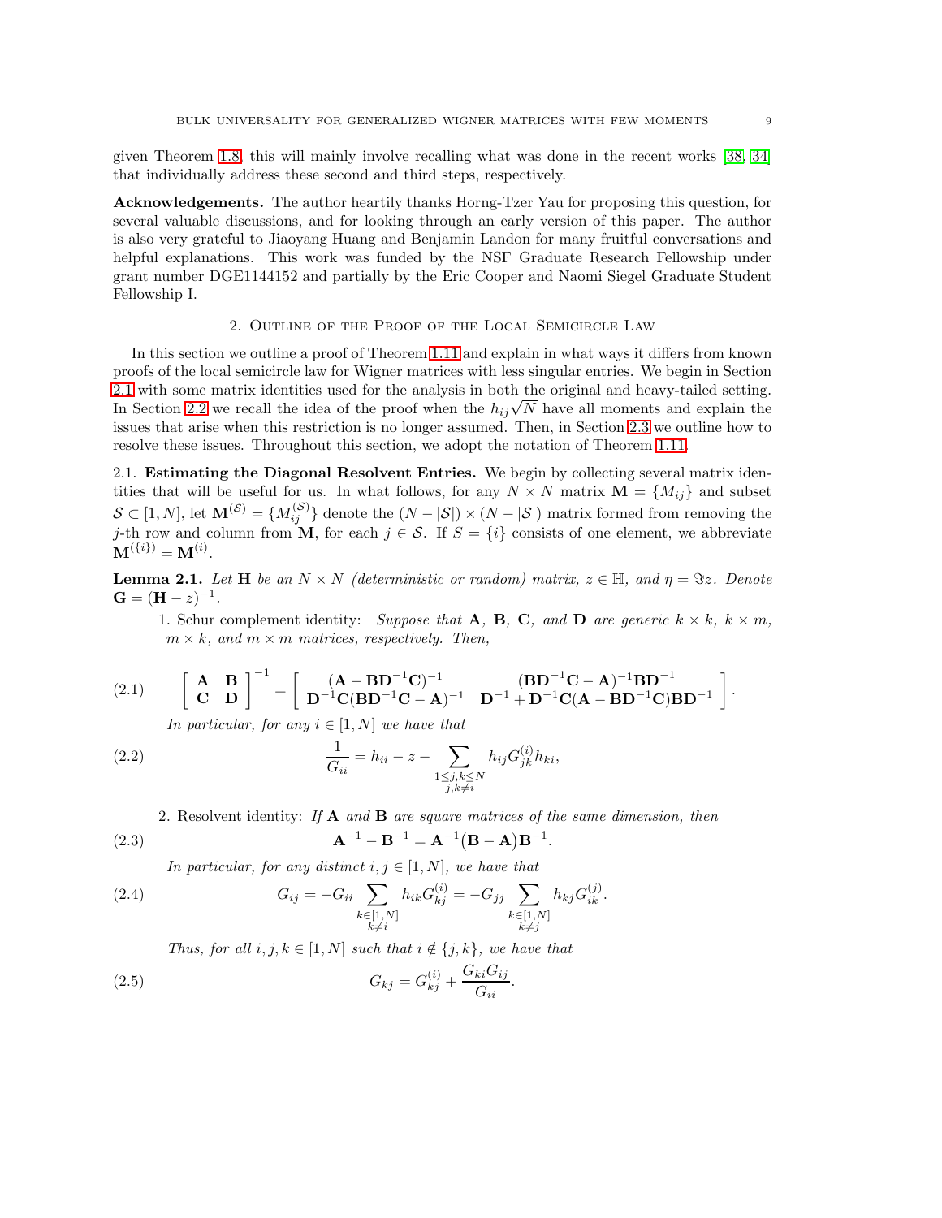given Theorem 1.8, this will mainly involve recalling what was done in the recent works [38, 34] that individually address these second and third steps, respectively.

**Acknowledgements.** The author heartily thanks Horng-Tzer Yau for proposing this question, for several valuable discussions, and for looking through an early version of this paper. The author is also very grateful to Jiaoyang Huang and Benjamin Landon for many fruitful conversations and helpful explanations. This work was funded by the NSF Graduate Research Fellowship under grant number DGE1144152 and partially by the Eric Cooper and Naomi Siegel Graduate Student Fellowship I.

## 2. Outline of the Proof of the Local Semicircle Law

In this section we outline a proof of Theorem 1.11 and explain in what ways it differs from known proofs of the local semicircle law for Wigner matrices with less singular entries. We begin in Section 2.1 with some matrix identities used for the analysis in both the original and heavy-tailed setting. In Section 2.2 we recall the idea of the proof when the $h_{ij}\sqrt{N}$ have all moments and explain the issues that arise when this restriction is no longer assumed. Then, in Section 2.3 we outline how to resolve these issues. Throughout this section, we adopt the notation of Theorem 1.11.

### 2.1. Estimating the Diagonal Resolvent Entries.

We begin by collecting several matrix identities that will be useful for us. In what follows, for any $N \times N$ matrix $\mathbf{M} = \{M_{ij}\}$ and subset $\mathcal{S} \subset [1, N]$, let $\mathbf{M}^{(\mathcal{S})} = \{M_{ij}^{(\mathcal{S})}\}$ denote the $(N - |\mathcal{S}|) \times (N - |\mathcal{S}|)$ matrix formed from removing the $j$-th row and column from $\mathbf{M}$, for each $j \in \mathcal{S}$. If $S = \{i\}$ consists of one element, we abbreviate $\mathbf{M}^{(\{i\})} = \mathbf{M}^{(i)}$.

**Lemma 2.1.** *Let $\mathbf{H}$ be an $N \times N$ (deterministic or random) matrix, $z \in \mathbb{H}$, and $\eta = \Im z$. Denote $\mathbf{G} = (\mathbf{H} - z)^{-1}$.*

1. Schur complement identity: *Suppose that $\mathbf{A}$, $\mathbf{B}$, $\mathbf{C}$, and $\mathbf{D}$ are generic $k \times k$, $k \times m$, $m \times k$, and $m \times m$ matrices, respectively. Then,*

$$\begin{bmatrix} \mathbf{A} & \mathbf{B} \\ \mathbf{C} & \mathbf{D} \end{bmatrix}^{-1} = \begin{bmatrix} (\mathbf{A} - \mathbf{B}\mathbf{D}^{-1}\mathbf{C})^{-1} & (\mathbf{B}\mathbf{D}^{-1}\mathbf{C} - \mathbf{A})^{-1}\mathbf{B}\mathbf{D}^{-1} \\ \mathbf{D}^{-1}\mathbf{C}(\mathbf{B}\mathbf{D}^{-1}\mathbf{C} - \mathbf{A})^{-1} & \mathbf{D}^{-1} + \mathbf{D}^{-1}\mathbf{C}(\mathbf{A} - \mathbf{B}\mathbf{D}^{-1}\mathbf{C})\mathbf{B}\mathbf{D}^{-1} \end{bmatrix}. \tag{2.1}$$

*In particular, for any $i \in [1, N]$ we have that*

$$\frac{1}{G_{ii}} = h_{ii} - z - \sum_{\substack{1 \le j,k \le N \\ j,k \ne i}} h_{ij} G_{jk}^{(i)} h_{ki}, \tag{2.2}$$

2. Resolvent identity: *If $\mathbf{A}$ and $\mathbf{B}$ are square matrices of the same dimension, then*

$$\mathbf{A}^{-1} - \mathbf{B}^{-1} = \mathbf{A}^{-1}\big(\mathbf{B} - \mathbf{A}\big)\mathbf{B}^{-1}. \tag{2.3}$$

*In particular, for any distinct $i, j \in [1, N]$, we have that*

$$G_{ij} = -G_{ii} \sum_{\substack{k \in [1,N] \\ k \ne i}} h_{ik} G_{kj}^{(i)} = -G_{jj} \sum_{\substack{k \in [1,N] \\ k \ne j}} h_{kj} G_{ik}^{(j)}. \tag{2.4}$$

*Thus, for all $i, j, k \in [1, N]$ such that $i \notin \{j, k\}$, we have that*

$$G_{kj} = G_{kj}^{(i)} + \frac{G_{ki} G_{ij}}{G_{ii}}. \tag{2.5}$$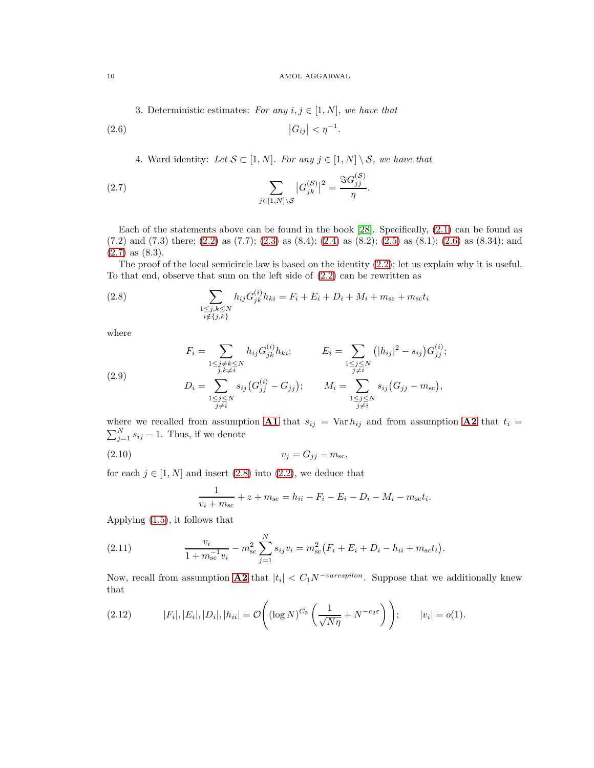3. Deterministic estimates: *For any $i, j \in [1, N]$, we have that*

$$
\big| G_{ij} \big| < \eta^{-1}. \tag{2.6}
$$

4. Ward identity: *Let $\mathcal{S} \subset [1, N]$. For any $j \in [1, N] \setminus \mathcal{S}$, we have that*

$$
\sum_{j \in [1,N] \setminus \mathcal{S}} \big| G_{jk}^{(\mathcal{S})} \big|^2 = \frac{\Im G_{jj}^{(\mathcal{S})}}{\eta}. \tag{2.7}
$$

Each of the statements above can be found in the book [28]. Specifically, (2.1) can be found as (7.2) and (7.3) there; (2.2) as (7.7); (2.3) as (8.4); (2.4) as (8.2); (2.5) as (8.1); (2.6) as (8.34); and (2.7) as (8.3).

The proof of the local semicircle law is based on the identity (2.2); let us explain why it is useful. To that end, observe that sum on the left side of (2.2) can be rewritten as

$$
\sum_{\substack{1 \le j,k \le N \\ i \notin \{j,k\}}} h_{ij} G_{jk}^{(i)} h_{ki} = F_i + E_i + D_i + M_i + m_{\text{sc}} + m_{\text{sc}} t_i \tag{2.8}
$$

where

$$
\begin{aligned}
F_i &= \sum_{\substack{1 \le j \ne k \le N \\ j,k \ne i}} h_{ij} G_{jk}^{(i)} h_{ki}; \qquad & E_i &= \sum_{\substack{1 \le j \le N \\ j \ne i}} \big( |h_{ij}|^2 - s_{ij} \big) G_{jj}^{(i)}; \\
D_i &= \sum_{\substack{1 \le j \le N \\ j \ne i}} s_{ij} \big( G_{jj}^{(i)} - G_{jj} \big); \qquad & M_i &= \sum_{\substack{1 \le j \le N \\ j \ne i}} s_{ij} \big( G_{jj} - m_{\text{sc}} \big),
\end{aligned} \tag{2.9}
$$

where we recalled from assumption **A1** that $s_{ij} = \operatorname{Var} h_{ij}$ and from assumption **A2** that $t_i = \sum_{j=1}^N s_{ij} - 1$. Thus, if we denote

$$
v_j = G_{jj} - m_{\text{sc}}, \tag{2.10}
$$

for each $j \in [1, N]$ and insert (2.8) into (2.2), we deduce that

$$
\frac{1}{v_i + m_{\text{sc}}} + z + m_{\text{sc}} = h_{ii} - F_i - E_i - D_i - M_i - m_{\text{sc}} t_i.
$$

Applying (1.5), it follows that

$$
\frac{v_i}{1 + m_{\text{sc}}^{-1} v_i} - m_{\text{sc}}^2 \sum_{j=1}^N s_{ij} v_i = m_{\text{sc}}^2 \big( F_i + E_i + D_i - h_{ii} + m_{\text{sc}} t_i \big). \tag{2.11}
$$

Now, recall from assumption **A2** that $|t_i| < C_1 N^{-varespilon}$. Suppose that we additionally knew that

$$
|F_i|, |E_i|, |D_i|, |h_{ii}| = \mathcal{O}\left( (\log N)^{C_3} \left( \frac{1}{\sqrt{N\eta}} + N^{-c_2 \varepsilon} \right) \right); \qquad |v_i| = o(1). \tag{2.12}
$$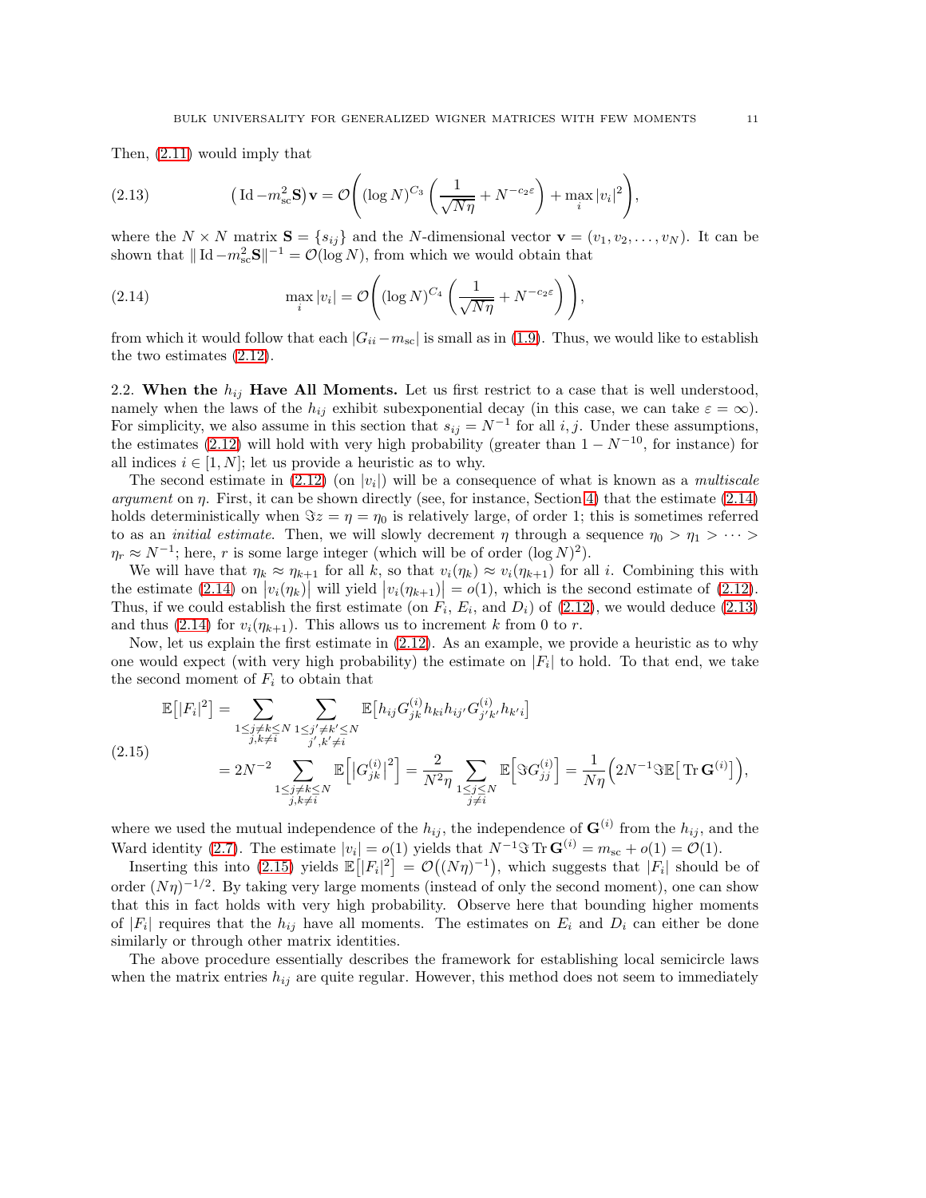Then, (2.11) would imply that

$$
\big(\operatorname{Id} - m_{\mathrm{sc}}^2 \mathbf{S}\big) \mathbf{v} = \mathcal{O}\Bigg( (\log N)^{C_3} \bigg( \frac{1}{\sqrt{N\eta}} + N^{-c_2 \varepsilon} \bigg) + \max_i |v_i|^2 \Bigg), \tag{2.13}
$$

where the $N \times N$ matrix $\mathbf{S} = \{s_{ij}\}$ and the $N$-dimensional vector $\mathbf{v} = (v_1, v_2, \ldots, v_N)$. It can be shown that $\| \operatorname{Id} - m_{\mathrm{sc}}^2 \mathbf{S} \|^{-1} = \mathcal{O}(\log N)$, from which we would obtain that

$$
\max_i |v_i| = \mathcal{O}\Bigg( (\log N)^{C_4} \bigg( \frac{1}{\sqrt{N\eta}} + N^{-c_2 \varepsilon} \bigg) \Bigg), \tag{2.14}
$$

from which it would follow that each $|G_{ii} - m_{\mathrm{sc}}|$ is small as in (1.9). Thus, we would like to establish the two estimates (2.12).

2.2. **When the $h_{ij}$ Have All Moments.** Let us first restrict to a case that is well understood, namely when the laws of the $h_{ij}$ exhibit subexponential decay (in this case, we can take $\varepsilon = \infty$). For simplicity, we also assume in this section that $s_{ij} = N^{-1}$ for all $i, j$. Under these assumptions, the estimates (2.12) will hold with very high probability (greater than $1 - N^{-10}$, for instance) for all indices $i \in [1, N]$; let us provide a heuristic as to why.

The second estimate in (2.12) (on $|v_i|$) will be a consequence of what is known as a *multiscale argument* on $\eta$. First, it can be shown directly (see, for instance, Section 4) that the estimate (2.14) holds deterministically when $\Im z = \eta = \eta_0$ is relatively large, of order 1; this is sometimes referred to as an *initial estimate*. Then, we will slowly decrement $\eta$ through a sequence $\eta_0 > \eta_1 > \cdots > \eta_r \approx N^{-1}$; here, $r$ is some large integer (which will be of order $(\log N)^2$).

We will have that $\eta_k \approx \eta_{k+1}$ for all $k$, so that $v_i(\eta_k) \approx v_i(\eta_{k+1})$ for all $i$. Combining this with the estimate (2.14) on $\big|v_i(\eta_k)\big|$ will yield $\big|v_i(\eta_{k+1})\big| = o(1)$, which is the second estimate of (2.12). Thus, if we could establish the first estimate (on $F_i$, $E_i$, and $D_i$) of (2.12), we would deduce (2.13) and thus (2.14) for $v_i(\eta_{k+1})$. This allows us to increment $k$ from 0 to $r$.

Now, let us explain the first estimate in (2.12). As an example, we provide a heuristic as to why one would expect (with very high probability) the estimate on $|F_i|$ to hold. To that end, we take the second moment of $F_i$ to obtain that

$$
\begin{aligned}
\mathbb{E}\big[|F_i|^2\big] &= \sum_{\substack{1 \le j \ne k \le N \\ j, k \ne i}} \sum_{\substack{1 \le j' \ne k' \le N \\ j', k' \ne i}} \mathbb{E}\big[h_{ij} G_{jk}^{(i)} h_{ki} h_{ij'} G_{j'k'}^{(i)} h_{k'i}\big] \\
&= 2N^{-2} \sum_{\substack{1 \le j \ne k \le N \\ j, k \ne i}} \mathbb{E}\Big[\big|G_{jk}^{(i)}\big|^2\Big] = \frac{2}{N^2 \eta} \sum_{\substack{1 \le j \le N \\ j \ne i}} \mathbb{E}\Big[\Im G_{jj}^{(i)}\Big] = \frac{1}{N\eta}\Big(2N^{-1} \Im \mathbb{E}\big[\operatorname{Tr} \mathbf{G}^{(i)}\big]\Big),
\end{aligned} \tag{2.15}
$$

where we used the mutual independence of the $h_{ij}$, the independence of $\mathbf{G}^{(i)}$ from the $h_{ij}$, and the Ward identity (2.7). The estimate $|v_i| = o(1)$ yields that $N^{-1} \Im \operatorname{Tr} \mathbf{G}^{(i)} = m_{\mathrm{sc}} + o(1) = \mathcal{O}(1)$.

Inserting this into (2.15) yields $\mathbb{E}\big[|F_i|^2\big] = \mathcal{O}\big((N\eta)^{-1}\big)$, which suggests that $|F_i|$ should be of order $(N\eta)^{-1/2}$. By taking very large moments (instead of only the second moment), one can show that this in fact holds with very high probability. Observe here that bounding higher moments of $|F_i|$ requires that the $h_{ij}$ have all moments. The estimates on $E_i$ and $D_i$ can either be done similarly or through other matrix identities.

The above procedure essentially describes the framework for establishing local semicircle laws when the matrix entries $h_{ij}$ are quite regular. However, this method does not seem to immediately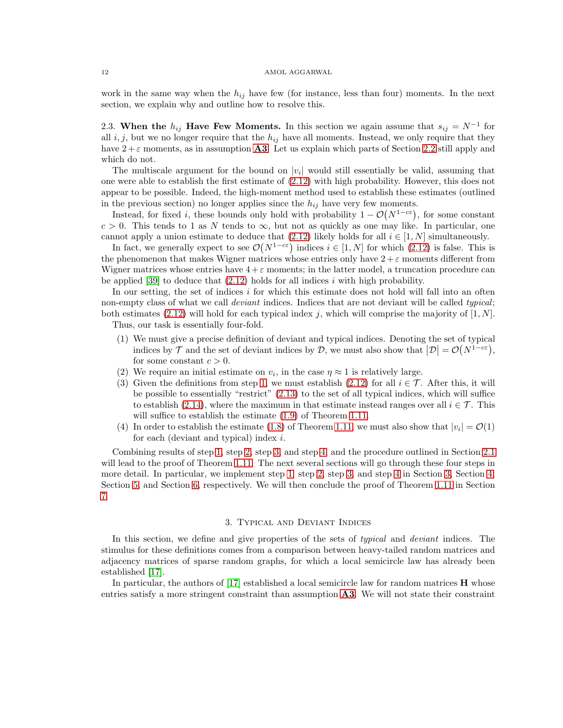work in the same way when the $h_{ij}$ have few (for instance, less than four) moments. In the next section, we explain why and outline how to resolve this.

### 2.3. When the $h_{ij}$ Have Few Moments.

In this section we again assume that $s_{ij} = N^{-1}$ for all $i, j$, but we no longer require that the $h_{ij}$ have all moments. Instead, we only require that they have $2+\varepsilon$ moments, as in assumption **A3**. Let us explain which parts of Section 2.2 still apply and which do not.

The multiscale argument for the bound on $|v_i|$ would still essentially be valid, assuming that one were able to establish the first estimate of (2.12) with high probability. However, this does not appear to be possible. Indeed, the high-moment method used to establish these estimates (outlined in the previous section) no longer applies since the $h_{ij}$ have very few moments.

Instead, for fixed $i$, these bounds only hold with probability $1 - \mathcal{O}(N^{1-c\varepsilon})$, for some constant $c > 0$. This tends to 1 as $N$ tends to $\infty$, but not as quickly as one may like. In particular, one cannot apply a union estimate to deduce that (2.12) likely holds for all $i \in [1, N]$ simultaneously.

In fact, we generally expect to see $\mathcal{O}(N^{1-c\varepsilon})$ indices $i \in [1, N]$ for which (2.12) is false. This is the phenomenon that makes Wigner matrices whose entries only have $2+\varepsilon$ moments different from Wigner matrices whose entries have $4+\varepsilon$ moments; in the latter model, a truncation procedure can be applied [39] to deduce that (2.12) holds for all indices $i$ with high probability.

In our setting, the set of indices $i$ for which this estimate does not hold will fall into an often non-empty class of what we call *deviant* indices. Indices that are not deviant will be called *typical*; both estimates (2.12) will hold for each typical index $j$, which will comprise the majority of $[1, N]$.

Thus, our task is essentially four-fold.

1. We must give a precise definition of deviant and typical indices. Denoting the set of typical indices by $\mathcal{T}$ and the set of deviant indices by $\mathcal{D}$, we must also show that $|\mathcal{D}| = \mathcal{O}(N^{1-c\varepsilon})$, for some constant $c > 0$.
2. We require an initial estimate on $v_i$, in the case $\eta \approx 1$ is relatively large.
3. Given the definitions from step 1, we must establish (2.12) for all $i \in \mathcal{T}$. After this, it will be possible to essentially "restrict" (2.13) to the set of all typical indices, which will suffice to establish (2.14), where the maximum in that estimate instead ranges over all $i \in \mathcal{T}$. This will suffice to establish the estimate (1.9) of Theorem 1.11.
4. In order to establish the estimate (1.8) of Theorem 1.11, we must also show that $|v_i| = \mathcal{O}(1)$ for each (deviant and typical) index $i$.

Combining results of step 1, step 2, step 3, and step 4, and the procedure outlined in Section 2.1 will lead to the proof of Theorem 1.11. The next several sections will go through these four steps in more detail. In particular, we implement step 1, step 2, step 3, and step 4 in Section 3, Section 4, Section 5, and Section 6, respectively. We will then conclude the proof of Theorem 1.11 in Section 7.

## 3. Typical and Deviant Indices

In this section, we define and give properties of the sets of *typical* and *deviant* indices. The stimulus for these definitions comes from a comparison between heavy-tailed random matrices and adjacency matrices of sparse random graphs, for which a local semicircle law has already been established [17].

In particular, the authors of [17] established a local semicircle law for random matrices $\mathbf{H}$ whose entries satisfy a more stringent constraint than assumption **A3**. We will not state their constraint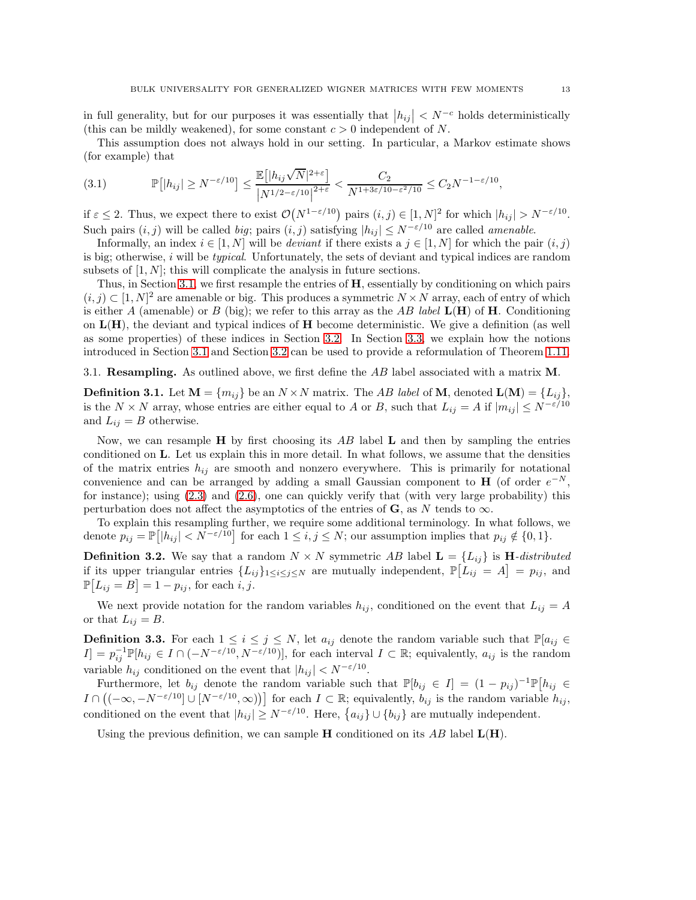in full generality, but for our purposes it was essentially that $|h_{ij}| < N^{-c}$ holds deterministically (this can be mildly weakened), for some constant $c > 0$ independent of $N$.

This assumption does not always hold in our setting. In particular, a Markov estimate shows (for example) that

$$\mathbb{P}\big[|h_{ij}| \geq N^{-\varepsilon/10}\big] \leq \frac{\mathbb{E}\big[|h_{ij}\sqrt{N}|^{2+\varepsilon}\big]}{\big|N^{1/2-\varepsilon/10}\big|^{2+\varepsilon}} < \frac{C_2}{N^{1+3\varepsilon/10-\varepsilon^2/10}} \leq C_2 N^{-1-\varepsilon/10}, \tag{3.1}$$

if $\varepsilon \leq 2$. Thus, we expect there to exist $\mathcal{O}\big(N^{1-\varepsilon/10}\big)$ pairs $(i,j) \in [1,N]^2$ for which $|h_{ij}| > N^{-\varepsilon/10}$. Such pairs $(i,j)$ will be called *big*; pairs $(i,j)$ satisfying $|h_{ij}| \leq N^{-\varepsilon/10}$ are called *amenable*.

Informally, an index $i \in [1,N]$ will be *deviant* if there exists a $j \in [1,N]$ for which the pair $(i,j)$ is big; otherwise, $i$ will be *typical*. Unfortunately, the sets of deviant and typical indices are random subsets of $[1,N]$; this will complicate the analysis in future sections.

Thus, in Section 3.1, we first resample the entries of $\mathbf{H}$, essentially by conditioning on which pairs $(i,j) \subset [1,N]^2$ are amenable or big. This produces a symmetric $N \times N$ array, each of entry of which is either $A$ (amenable) or $B$ (big); we refer to this array as the *AB label* $\mathbf{L}(\mathbf{H})$ of $\mathbf{H}$. Conditioning on $\mathbf{L}(\mathbf{H})$, the deviant and typical indices of $\mathbf{H}$ become deterministic. We give a definition (as well as some properties) of these indices in Section 3.2. In Section 3.3, we explain how the notions introduced in Section 3.1 and Section 3.2 can be used to provide a reformulation of Theorem 1.11.

## 3.1. Resampling.

As outlined above, we first define the $AB$ label associated with a matrix $\mathbf{M}$.

**Definition 3.1.** Let $\mathbf{M} = \{m_{ij}\}$ be an $N \times N$ matrix. The *AB label* of $\mathbf{M}$, denoted $\mathbf{L}(\mathbf{M}) = \{L_{ij}\}$, is the $N \times N$ array, whose entries are either equal to $A$ or $B$, such that $L_{ij} = A$ if $|m_{ij}| \leq N^{-\varepsilon/10}$ and $L_{ij} = B$ otherwise.

Now, we can resample $\mathbf{H}$ by first choosing its $AB$ label $\mathbf{L}$ and then by sampling the entries conditioned on $\mathbf{L}$. Let us explain this in more detail. In what follows, we assume that the densities of the matrix entries $h_{ij}$ are smooth and nonzero everywhere. This is primarily for notational convenience and can be arranged by adding a small Gaussian component to $\mathbf{H}$ (of order $e^{-N}$, for instance); using (2.3) and (2.6), one can quickly verify that (with very large probability) this perturbation does not affect the asymptotics of the entries of $\mathbf{G}$, as $N$ tends to $\infty$.

To explain this resampling further, we require some additional terminology. In what follows, we denote $p_{ij} = \mathbb{P}\big[|h_{ij}| < N^{-\varepsilon/10}\big]$ for each $1 \leq i,j \leq N$; our assumption implies that $p_{ij} \notin \{0,1\}$.

**Definition 3.2.** We say that a random $N \times N$ symmetric $AB$ label $\mathbf{L} = \{L_{ij}\}$ is *$\mathbf{H}$-distributed* if its upper triangular entries $\{L_{ij}\}_{1 \leq i \leq j \leq N}$ are mutually independent, $\mathbb{P}\big[L_{ij} = A\big] = p_{ij}$, and $\mathbb{P}\big[L_{ij} = B\big] = 1 - p_{ij}$, for each $i,j$.

We next provide notation for the random variables $h_{ij}$, conditioned on the event that $L_{ij} = A$ or that $L_{ij} = B$.

**Definition 3.3.** For each $1 \leq i \leq j \leq N$, let $a_{ij}$ denote the random variable such that $\mathbb{P}[a_{ij} \in I] = p_{ij}^{-1}\mathbb{P}[h_{ij} \in I \cap (-N^{-\varepsilon/10}, N^{-\varepsilon/10})]$, for each interval $I \subset \mathbb{R}$; equivalently, $a_{ij}$ is the random variable $h_{ij}$ conditioned on the event that $|h_{ij}| < N^{-\varepsilon/10}$.

Furthermore, let $b_{ij}$ denote the random variable such that $\mathbb{P}[b_{ij} \in I] = (1-p_{ij})^{-1}\mathbb{P}\big[h_{ij} \in I \cap \big((-\infty, -N^{-\varepsilon/10}] \cup [N^{-\varepsilon/10}, \infty)\big)\big]$ for each $I \subset \mathbb{R}$; equivalently, $b_{ij}$ is the random variable $h_{ij}$, conditioned on the event that $|h_{ij}| \geq N^{-\varepsilon/10}$. Here, $\{a_{ij}\} \cup \{b_{ij}\}$ are mutually independent.

Using the previous definition, we can sample $\mathbf{H}$ conditioned on its $AB$ label $\mathbf{L}(\mathbf{H})$.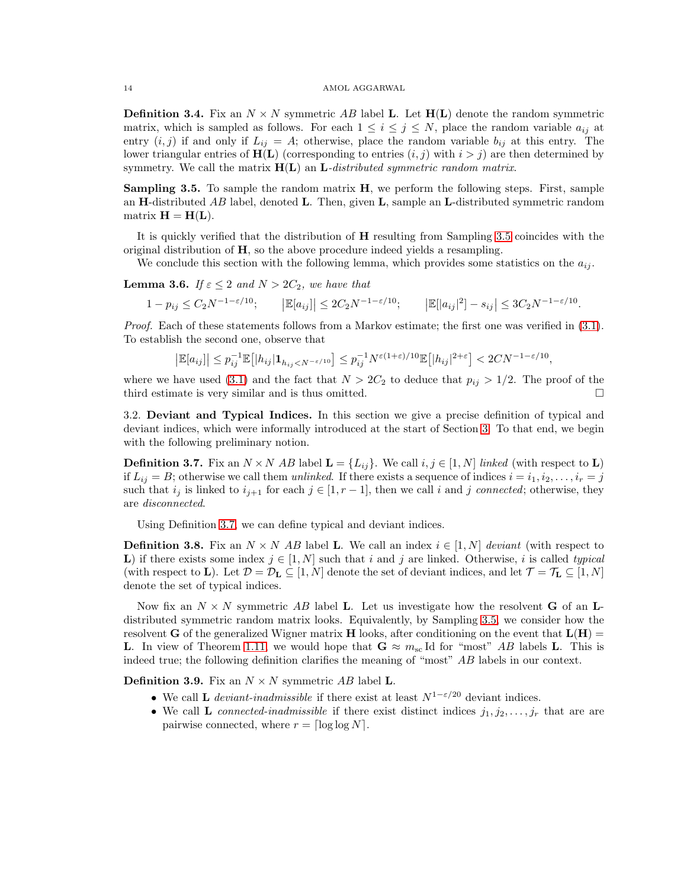**Definition 3.4.** Fix an $N \times N$ symmetric $AB$ label $\mathbf{L}$. Let $\mathbf{H}(\mathbf{L})$ denote the random symmetric matrix, which is sampled as follows. For each $1 \le i \le j \le N$, place the random variable $a_{ij}$ at entry $(i, j)$ if and only if $L_{ij} = A$; otherwise, place the random variable $b_{ij}$ at this entry. The lower triangular entries of $\mathbf{H}(\mathbf{L})$ (corresponding to entries $(i, j)$ with $i > j$) are then determined by symmetry. We call the matrix $\mathbf{H}(\mathbf{L})$ an $\mathbf{L}$-*distributed symmetric random matrix*.

**Sampling 3.5.** To sample the random matrix $\mathbf{H}$, we perform the following steps. First, sample an $\mathbf{H}$-distributed $AB$ label, denoted $\mathbf{L}$. Then, given $\mathbf{L}$, sample an $\mathbf{L}$-distributed symmetric random matrix $\mathbf{H} = \mathbf{H}(\mathbf{L})$.

It is quickly verified that the distribution of $\mathbf{H}$ resulting from Sampling 3.5 coincides with the original distribution of $\mathbf{H}$, so the above procedure indeed yields a resampling.

We conclude this section with the following lemma, which provides some statistics on the $a_{ij}$.

**Lemma 3.6.** *If $\varepsilon \le 2$ and $N > 2C_2$, we have that*

$$1 - p_{ij} \le C_2 N^{-1-\varepsilon/10}; \qquad \big|\mathbb{E}[a_{ij}]\big| \le 2C_2 N^{-1-\varepsilon/10}; \qquad \big|\mathbb{E}[|a_{ij}|^2] - s_{ij}\big| \le 3C_2 N^{-1-\varepsilon/10}.$$

*Proof.* Each of these statements follows from a Markov estimate; the first one was verified in (3.1). To establish the second one, observe that

$$\big|\mathbb{E}[a_{ij}]\big| \le p_{ij}^{-1}\mathbb{E}\big[|h_{ij}|\mathbf{1}_{h_{ij}<N^{-\varepsilon/10}}\big] \le p_{ij}^{-1} N^{\varepsilon(1+\varepsilon)/10}\mathbb{E}\big[|h_{ij}|^{2+\varepsilon}\big] < 2CN^{-1-\varepsilon/10},$$

where we have used (3.1) and the fact that $N > 2C_2$ to deduce that $p_{ij} > 1/2$. The proof of the third estimate is very similar and is thus omitted. $\square$

## 3.2. Deviant and Typical Indices.

In this section we give a precise definition of typical and deviant indices, which were informally introduced at the start of Section 3. To that end, we begin with the following preliminary notion.

**Definition 3.7.** Fix an $N \times N$ $AB$ label $\mathbf{L} = \{L_{ij}\}$. We call $i, j \in [1, N]$ *linked* (with respect to $\mathbf{L}$) if $L_{ij} = B$; otherwise we call them *unlinked*. If there exists a sequence of indices $i = i_1, i_2, \ldots, i_r = j$ such that $i_j$ is linked to $i_{j+1}$ for each $j \in [1, r-1]$, then we call $i$ and $j$ *connected*; otherwise, they are *disconnected*.

Using Definition 3.7, we can define typical and deviant indices.

**Definition 3.8.** Fix an $N \times N$ $AB$ label $\mathbf{L}$. We call an index $i \in [1, N]$ *deviant* (with respect to $\mathbf{L}$) if there exists some index $j \in [1, N]$ such that $i$ and $j$ are linked. Otherwise, $i$ is called *typical* (with respect to $\mathbf{L}$). Let $\mathcal{D} = \mathcal{D}_{\mathbf{L}} \subseteq [1, N]$ denote the set of deviant indices, and let $\mathcal{T} = \mathcal{T}_{\mathbf{L}} \subseteq [1, N]$ denote the set of typical indices.

Now fix an $N \times N$ symmetric $AB$ label $\mathbf{L}$. Let us investigate how the resolvent $\mathbf{G}$ of an $\mathbf{L}$-distributed symmetric random matrix looks. Equivalently, by Sampling 3.5, we consider how the resolvent $\mathbf{G}$ of the generalized Wigner matrix $\mathbf{H}$ looks, after conditioning on the event that $\mathbf{L}(\mathbf{H}) = \mathbf{L}$. In view of Theorem 1.11, we would hope that $\mathbf{G} \approx m_{\text{sc}}\,\text{Id}$ for "most" $AB$ labels $\mathbf{L}$. This is indeed true; the following definition clarifies the meaning of "most" $AB$ labels in our context.

**Definition 3.9.** Fix an $N \times N$ symmetric $AB$ label $\mathbf{L}$.

- We call $\mathbf{L}$ *deviant-inadmissible* if there exist at least $N^{1-\varepsilon/20}$ deviant indices.
- We call $\mathbf{L}$ *connected-inadmissible* if there exist distinct indices $j_1, j_2, \ldots, j_r$ that are are pairwise connected, where $r = \lceil \log \log N \rceil$.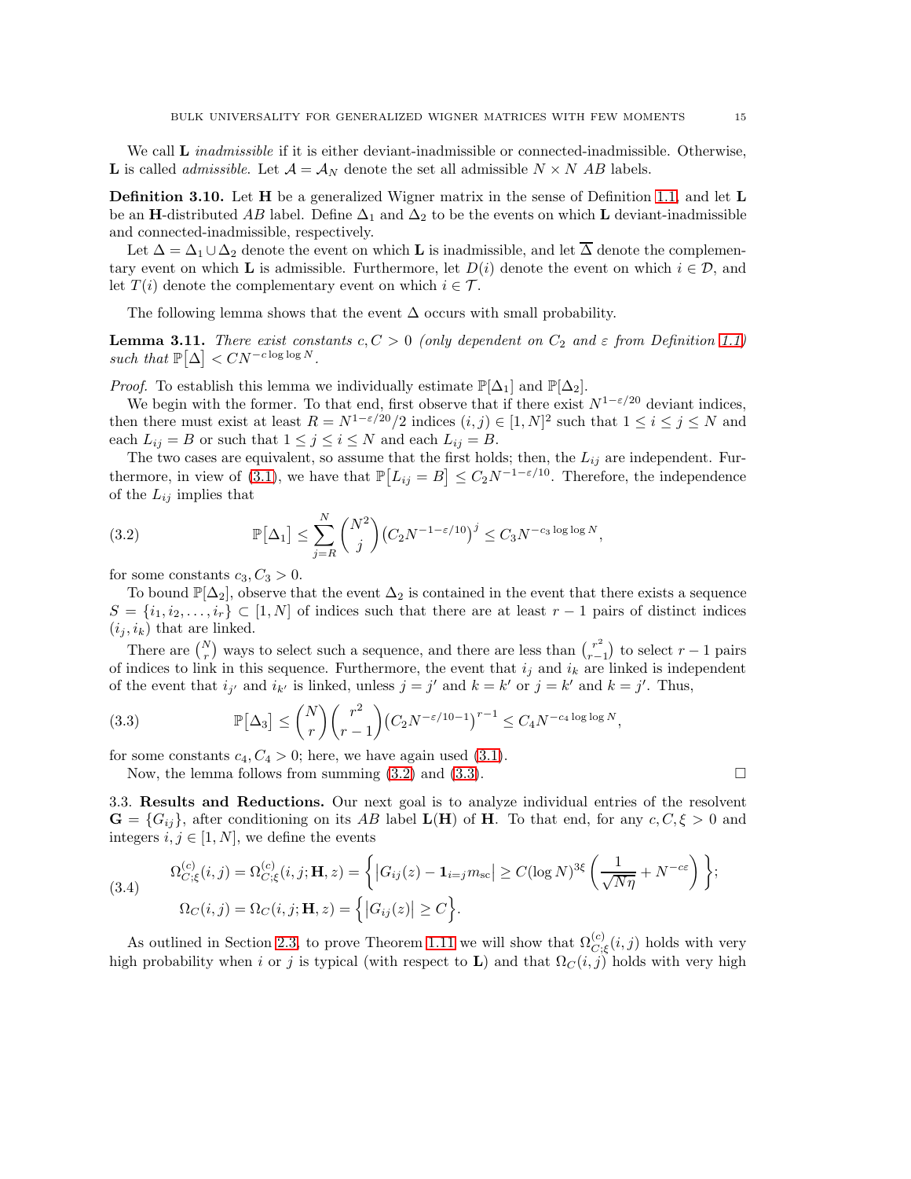We call $\mathbf{L}$ *inadmissible* if it is either deviant-inadmissible or connected-inadmissible. Otherwise, $\mathbf{L}$ is called *admissible*. Let $\mathcal{A} = \mathcal{A}_N$ denote the set all admissible $N \times N$ $AB$ labels.

**Definition 3.10.** Let $\mathbf{H}$ be a generalized Wigner matrix in the sense of Definition 1.1, and let $\mathbf{L}$ be an $\mathbf{H}$-distributed $AB$ label. Define $\Delta_1$ and $\Delta_2$ to be the events on which $\mathbf{L}$ deviant-inadmissible and connected-inadmissible, respectively.

Let $\Delta = \Delta_1 \cup \Delta_2$ denote the event on which $\mathbf{L}$ is inadmissible, and let $\overline{\Delta}$ denote the complementary event on which $\mathbf{L}$ is admissible. Furthermore, let $D(i)$ denote the event on which $i \in \mathcal{D}$, and let $T(i)$ denote the complementary event on which $i \in \mathcal{T}$.

The following lemma shows that the event $\Delta$ occurs with small probability.

**Lemma 3.11.** *There exist constants $c, C > 0$ (only dependent on $C_2$ and $\varepsilon$ from Definition 1.1) such that $\mathbb{P}\big[\Delta\big] < CN^{-c \log \log N}$.*

*Proof.* To establish this lemma we individually estimate $\mathbb{P}[\Delta_1]$ and $\mathbb{P}[\Delta_2]$.

We begin with the former. To that end, first observe that if there exist $N^{1-\varepsilon/20}$ deviant indices, then there must exist at least $R = N^{1-\varepsilon/20}/2$ indices $(i,j) \in [1,N]^2$ such that $1 \le i \le j \le N$ and each $L_{ij} = B$ or such that $1 \le j \le i \le N$ and each $L_{ij} = B$.

The two cases are equivalent, so assume that the first holds; then, the $L_{ij}$ are independent. Furthermore, in view of (3.1), we have that $\mathbb{P}\big[L_{ij} = B\big] \le C_2 N^{-1-\varepsilon/10}$. Therefore, the independence of the $L_{ij}$ implies that

$$
\mathbb{P}\big[\Delta_1\big] \le \sum_{j=R}^{N} \binom{N^2}{j} \big(C_2 N^{-1-\varepsilon/10}\big)^j \le C_3 N^{-c_3 \log \log N}, \tag{3.2}
$$

for some constants $c_3, C_3 > 0$.

To bound $\mathbb{P}[\Delta_2]$, observe that the event $\Delta_2$ is contained in the event that there exists a sequence $S = \{i_1, i_2, \ldots, i_r\} \subset [1,N]$ of indices such that there are at least $r-1$ pairs of distinct indices $(i_j, i_k)$ that are linked.

There are $\binom{N}{r}$ ways to select such a sequence, and there are less than $\binom{r^2}{r-1}$ to select $r-1$ pairs of indices to link in this sequence. Furthermore, the event that $i_j$ and $i_k$ are linked is independent of the event that $i_{j'}$ and $i_{k'}$ is linked, unless $j = j'$ and $k = k'$ or $j = k'$ and $k = j'$. Thus,

$$
\mathbb{P}\big[\Delta_3\big] \le \binom{N}{r}\binom{r^2}{r-1}\big(C_2 N^{-\varepsilon/10-1}\big)^{r-1} \le C_4 N^{-c_4 \log \log N}, \tag{3.3}
$$

for some constants $c_4, C_4 > 0$; here, we have again used (3.1).

Now, the lemma follows from summing (3.2) and (3.3). $\square$

3.3. **Results and Reductions.** Our next goal is to analyze individual entries of the resolvent $\mathbf{G} = \{G_{ij}\}$, after conditioning on its $AB$ label $\mathbf{L}(\mathbf{H})$ of $\mathbf{H}$. To that end, for any $c, C, \xi > 0$ and integers $i, j \in [1,N]$, we define the events

$$
\begin{aligned}
\Omega_{C;\xi}^{(c)}(i,j) = \Omega_{C;\xi}^{(c)}(i,j;\mathbf{H},z) &= \left\{ \big|G_{ij}(z) - \mathbf{1}_{i=j} m_{\mathrm{sc}}\big| \ge C(\log N)^{3\xi}\left(\frac{1}{\sqrt{N\eta}} + N^{-c\varepsilon}\right) \right\}; \\
\Omega_C(i,j) = \Omega_C(i,j;\mathbf{H},z) &= \Big\{ \big|G_{ij}(z)\big| \ge C \Big\}.
\end{aligned} \tag{3.4}
$$

As outlined in Section 2.3, to prove Theorem 1.11 we will show that $\Omega_{C;\xi}^{(c)}(i,j)$ holds with very high probability when $i$ or $j$ is typical (with respect to $\mathbf{L}$) and that $\Omega_C(i,j)$ holds with very high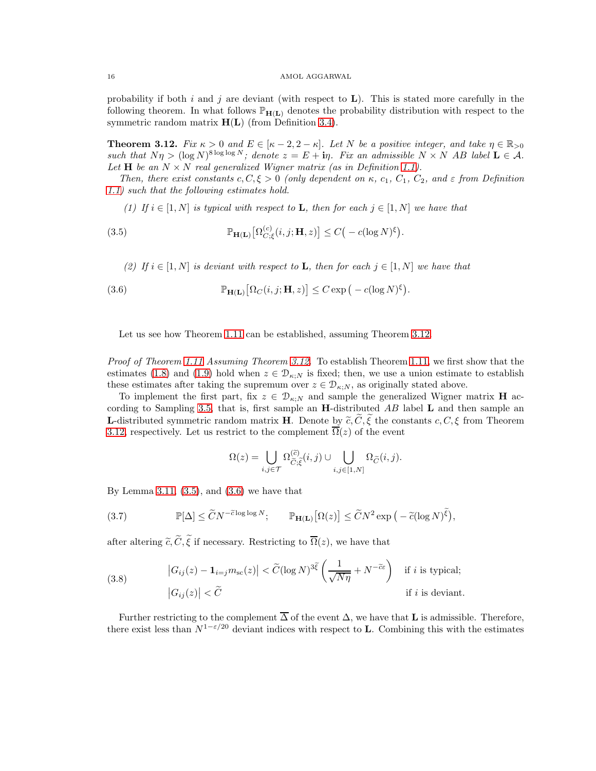probability if both $i$ and $j$ are deviant (with respect to $\mathbf{L}$). This is stated more carefully in the following theorem. In what follows $\mathbb{P}_{\mathbf{H}(\mathbf{L})}$ denotes the probability distribution with respect to the symmetric random matrix $\mathbf{H}(\mathbf{L})$ (from Definition 3.4).

**Theorem 3.12.** *Fix $\kappa > 0$ and $E \in [\kappa - 2, 2 - \kappa]$. Let $N$ be a positive integer, and take $\eta \in \mathbb{R}_{>0}$ such that $N\eta > (\log N)^{8 \log \log N}$; denote $z = E + \mathrm{i}\eta$. Fix an admissible $N \times N$ AB label $\mathbf{L} \in \mathcal{A}$. Let $\mathbf{H}$ be an $N \times N$ real generalized Wigner matrix (as in Definition 1.1).*

*Then, there exist constants $c, C, \xi > 0$ (only dependent on $\kappa$, $c_1$, $C_1$, $C_2$, and $\varepsilon$ from Definition 1.1) such that the following estimates hold.*

*(1) If $i \in [1, N]$ is typical with respect to $\mathbf{L}$, then for each $j \in [1, N]$ we have that*

$$\mathbb{P}_{\mathbf{H}(\mathbf{L})}\big[\Omega_{C;\xi}^{(c)}(i, j; \mathbf{H}, z)\big] \le C\big( - c(\log N)^{\xi}\big). \tag{3.5}$$

*(2) If $i \in [1, N]$ is deviant with respect to $\mathbf{L}$, then for each $j \in [1, N]$ we have that*

$$\mathbb{P}_{\mathbf{H}(\mathbf{L})}\big[\Omega_{C}(i, j; \mathbf{H}, z)\big] \le C \exp\big( - c(\log N)^{\xi}\big). \tag{3.6}$$

Let us see how Theorem 1.11 can be established, assuming Theorem 3.12.

*Proof of Theorem 1.11 Assuming Theorem 3.12.* To establish Theorem 1.11, we first show that the estimates (1.8) and (1.9) hold when $z \in \mathcal{D}_{\kappa;N}$ is fixed; then, we use a union estimate to establish these estimates after taking the supremum over $z \in \mathcal{D}_{\kappa;N}$, as originally stated above.

To implement the first part, fix $z \in \mathcal{D}_{\kappa;N}$ and sample the generalized Wigner matrix $\mathbf{H}$ according to Sampling 3.5, that is, first sample an $\mathbf{H}$-distributed $AB$ label $\mathbf{L}$ and then sample an $\mathbf{L}$-distributed symmetric random matrix $\mathbf{H}$. Denote by $\widetilde{c}, \widetilde{C}, \widetilde{\xi}$ the constants $c, C, \xi$ from Theorem 3.12, respectively. Let us restrict to the complement $\overline{\Omega}(z)$ of the event

$$\Omega(z) = \bigcup_{i,j \in \mathcal{T}} \Omega_{\widetilde{C};\widetilde{\xi}}^{(\widetilde{c})}(i,j) \cup \bigcup_{i,j \in [1,N]} \Omega_{\widetilde{C}}(i,j).$$

By Lemma 3.11, (3.5), and (3.6) we have that

$$\mathbb{P}[\Delta] \le \widetilde{C} N^{-\widetilde{c} \log \log N}; \qquad \mathbb{P}_{\mathbf{H}(\mathbf{L})}\big[\Omega(z)\big] \le \widetilde{C} N^2 \exp\big( - \widetilde{c}(\log N)^{\widetilde{\xi}}\big), \tag{3.7}$$

after altering $\widetilde{c}, \widetilde{C}, \widetilde{\xi}$ if necessary. Restricting to $\overline{\Omega}(z)$, we have that

$$\begin{aligned} &\big|G_{ij}(z) - \mathbf{1}_{i=j} m_{\mathrm{sc}}(z)\big| < \widetilde{C} (\log N)^{3\widetilde{\xi}} \left( \frac{1}{\sqrt{N\eta}} + N^{-\widetilde{c}\varepsilon} \right) \quad \text{if } i \text{ is typical;} \\ &\big|G_{ij}(z)\big| < \widetilde{C} \qquad\qquad\qquad\qquad\qquad\qquad\qquad\quad\;\; \text{if } i \text{ is deviant.} \end{aligned} \tag{3.8}$$

Further restricting to the complement $\overline{\Delta}$ of the event $\Delta$, we have that $\mathbf{L}$ is admissible. Therefore, there exist less than $N^{1-\varepsilon/20}$ deviant indices with respect to $\mathbf{L}$. Combining this with the estimates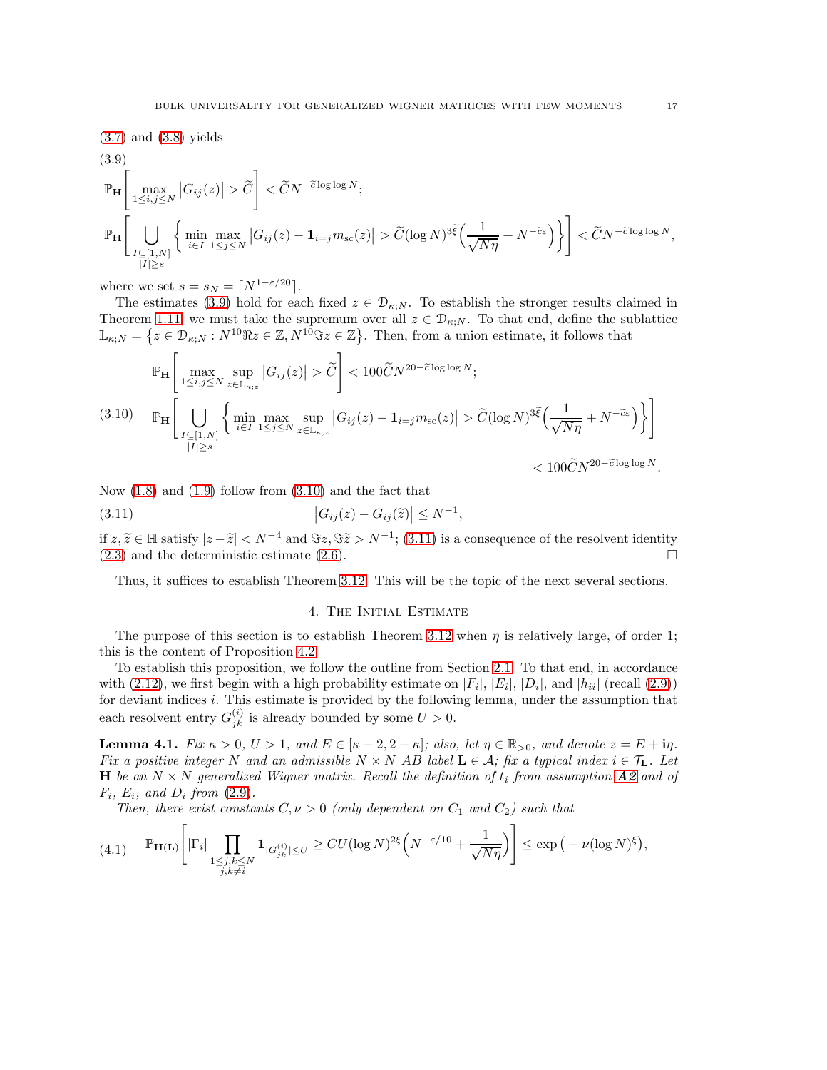(3.7) and (3.8) yields

$$
\mathbb{P}_{\mathbf{H}}\Bigg[ \max_{1 \le i,j \le N} \big| G_{ij}(z) \big| > \widetilde{C} \Bigg] < \widetilde{C} N^{-\widetilde{c} \log \log N};
$$

$$
\mathbb{P}_{\mathbf{H}}\Bigg[ \bigcup_{\substack{I \subseteq [1,N] \\ |I| \ge s}} \bigg\{ \min_{i \in I} \max_{1 \le j \le N} \big| G_{ij}(z) - \mathbf{1}_{i=j} m_{\mathrm{sc}}(z) \big| > \widetilde{C} (\log N)^{3\widetilde{\xi}} \Big( \frac{1}{\sqrt{N\eta}} + N^{-\widetilde{c}\varepsilon} \Big) \bigg\} \Bigg] < \widetilde{C} N^{-\widetilde{c} \log \log N}, \tag{3.9}
$$

where we set $s = s_N = \lceil N^{1-\varepsilon/20} \rceil$.

The estimates (3.9) hold for each fixed $z \in \mathcal{D}_{\kappa;N}$. To establish the stronger results claimed in Theorem 1.11, we must take the supremum over all $z \in \mathcal{D}_{\kappa;N}$. To that end, define the sublattice $\mathbb{L}_{\kappa;N} = \big\{ z \in \mathcal{D}_{\kappa;N} : N^{10} \Re z \in \mathbb{Z}, N^{10} \Im z \in \mathbb{Z} \big\}$. Then, from a union estimate, it follows that

$$
\mathbb{P}_{\mathbf{H}}\Bigg[ \max_{1 \le i,j \le N} \sup_{z \in \mathbb{L}_{\kappa;z}} \big| G_{ij}(z) \big| > \widetilde{C} \Bigg] < 100 \widetilde{C} N^{20-\widetilde{c} \log \log N};
$$

$$
\mathbb{P}_{\mathbf{H}}\Bigg[ \bigcup_{\substack{I \subseteq [1,N] \\ |I| \ge s}} \bigg\{ \min_{i \in I} \max_{1 \le j \le N} \sup_{z \in \mathbb{L}_{\kappa;z}} \big| G_{ij}(z) - \mathbf{1}_{i=j} m_{\mathrm{sc}}(z) \big| > \widetilde{C} (\log N)^{3\widetilde{\xi}} \Big( \frac{1}{\sqrt{N\eta}} + N^{-\widetilde{c}\varepsilon} \Big) \bigg\} \Bigg] < 100 \widetilde{C} N^{20-\widetilde{c} \log \log N}. \tag{3.10}
$$

Now (1.8) and (1.9) follow from (3.10) and the fact that

$$
\big| G_{ij}(z) - G_{ij}(\widetilde{z}) \big| \le N^{-1}, \tag{3.11}
$$

if $z, \widetilde{z} \in \mathbb{H}$ satisfy $|z - \widetilde{z}| < N^{-4}$ and $\Im z, \Im \widetilde{z} > N^{-1}$; (3.11) is a consequence of the resolvent identity (2.3) and the deterministic estimate (2.6). $\square$

Thus, it suffices to establish Theorem 3.12. This will be the topic of the next several sections.

## 4. The Initial Estimate

The purpose of this section is to establish Theorem 3.12 when $\eta$ is relatively large, of order 1; this is the content of Proposition 4.2.

To establish this proposition, we follow the outline from Section 2.1. To that end, in accordance with (2.12), we first begin with a high probability estimate on $|F_i|$, $|E_i|$, $|D_i|$, and $|h_{ii}|$ (recall (2.9)) for deviant indices $i$. This estimate is provided by the following lemma, under the assumption that each resolvent entry $G_{jk}^{(i)}$ is already bounded by some $U > 0$.

**Lemma 4.1.** *Fix $\kappa > 0$, $U > 1$, and $E \in [\kappa - 2, 2 - \kappa]$; also, let $\eta \in \mathbb{R}_{>0}$, and denote $z = E + \mathbf{i}\eta$. Fix a positive integer $N$ and an admissible $N \times N$ AB label $\mathbf{L} \in \mathcal{A}$; fix a typical index $i \in \mathcal{T}_{\mathbf{L}}$. Let $\mathbf{H}$ be an $N \times N$ generalized Wigner matrix. Recall the definition of $t_i$ from assumption **A2** and of $F_i$, $E_i$, and $D_i$ from (2.9).*

*Then, there exist constants $C, \nu > 0$ (only dependent on $C_1$ and $C_2$) such that*

$$
\mathbb{P}_{\mathbf{H}(\mathbf{L})}\Bigg[ |\Gamma_i| \prod_{\substack{1 \le j,k \le N \\ j,k \ne i}} \mathbf{1}_{|G_{jk}^{(i)}| \le U} \ge C U (\log N)^{2\xi} \Big( N^{-\varepsilon/10} + \frac{1}{\sqrt{N\eta}} \Big) \Bigg] \le \exp\big( -\nu (\log N)^{\xi} \big), \tag{4.1}
$$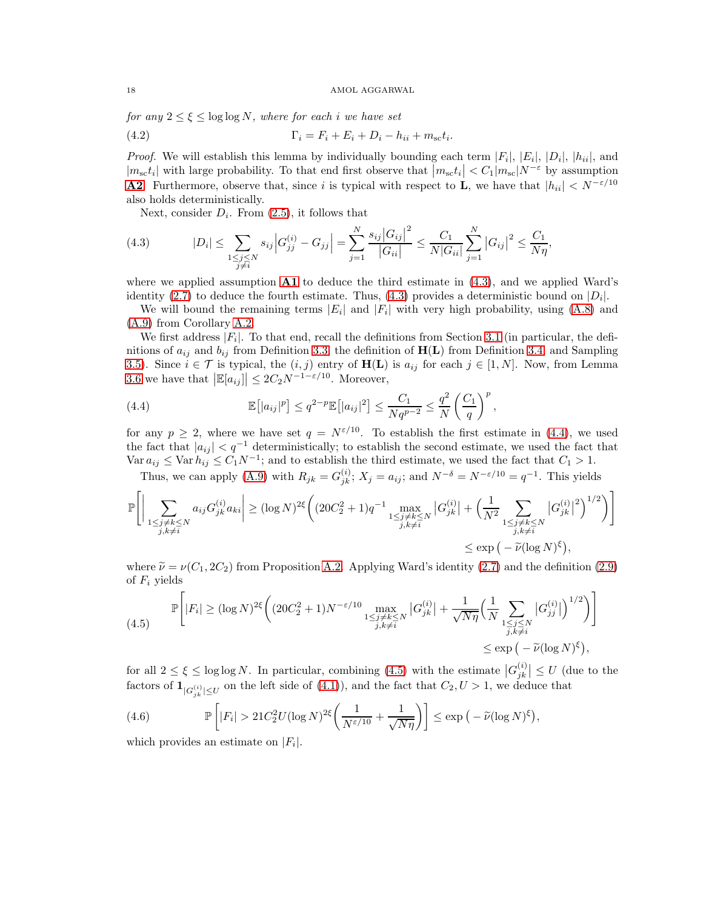*for any $2 \le \xi \le \log \log N$, where for each $i$ we have set*

$$\Gamma_i = F_i + E_i + D_i - h_{ii} + m_{\text{sc}} t_i. \tag{4.2}$$

*Proof.* We will establish this lemma by individually bounding each term $|F_i|$, $|E_i|$, $|D_i|$, $|h_{ii}|$, and $|m_{\text{sc}} t_i|$ with large probability. To that end first observe that $\big|m_{\text{sc}} t_i\big| < C_1 |m_{\text{sc}}| N^{-\varepsilon}$ by assumption **A2**. Furthermore, observe that, since $i$ is typical with respect to $\mathbf{L}$, we have that $|h_{ii}| < N^{-\varepsilon/10}$ also holds deterministically.

Next, consider $D_i$. From (2.5), it follows that

$$|D_i| \le \sum_{\substack{1 \le j \le N \\ j \ne i}} s_{ij} \Big| G_{jj}^{(i)} - G_{jj} \Big| = \sum_{j=1}^N \frac{s_{ij} \big| G_{ij} \big|^2}{\big| G_{ii} \big|} \le \frac{C_1}{N |G_{ii}|} \sum_{j=1}^N \big| G_{ij} \big|^2 \le \frac{C_1}{N \eta}, \tag{4.3}$$

where we applied assumption **A1** to deduce the third estimate in (4.3), and we applied Ward's identity (2.7) to deduce the fourth estimate. Thus, (4.3) provides a deterministic bound on $|D_i|$.

We will bound the remaining terms $|E_i|$ and $|F_i|$ with very high probability, using (A.8) and (A.9) from Corollary A.2.

We first address $|F_i|$. To that end, recall the definitions from Section 3.1 (in particular, the definitions of $a_{ij}$ and $b_{ij}$ from Definition 3.3, the definition of $\mathbf{H}(\mathbf{L})$ from Definition 3.4, and Sampling 3.5). Since $i \in \mathcal{T}$ is typical, the $(i, j)$ entry of $\mathbf{H}(\mathbf{L})$ is $a_{ij}$ for each $j \in [1, N]$. Now, from Lemma 3.6 we have that $\big| \mathbb{E}[a_{ij}] \big| \le 2 C_2 N^{-1-\varepsilon/10}$. Moreover,

$$\mathbb{E}\big[ |a_{ij}|^p \big] \le q^{2-p} \mathbb{E}\big[ |a_{ij}|^2 \big] \le \frac{C_1}{N q^{p-2}} \le \frac{q^2}{N} \left( \frac{C_1}{q} \right)^p, \tag{4.4}$$

for any $p \ge 2$, where we have set $q = N^{\varepsilon/10}$. To establish the first estimate in (4.4), we used the fact that $|a_{ij}| < q^{-1}$ deterministically; to establish the second estimate, we used the fact that $\operatorname{Var} a_{ij} \le \operatorname{Var} h_{ij} \le C_1 N^{-1}$; and to establish the third estimate, we used the fact that $C_1 > 1$.

Thus, we can apply (A.9) with $R_{jk} = G_{jk}^{(i)}$; $X_j = a_{ij}$; and $N^{-\delta} = N^{-\varepsilon/10} = q^{-1}$. This yields

$$\mathbb{P}\Bigg[ \bigg| \sum_{\substack{1 \le j \ne k \le N \\ j, k \ne i}} a_{ij} G_{jk}^{(i)} a_{ki} \bigg| \ge (\log N)^{2\xi} \bigg( (20 C_2^2 + 1) q^{-1} \max_{\substack{1 \le j \ne k \le N \\ j, k \ne i}} \big| G_{jk}^{(i)} \big| + \Big( \frac{1}{N^2} \sum_{\substack{1 \le j \ne k \le N \\ j, k \ne i}} \big| G_{jk}^{(i)} \big|^2 \Big)^{1/2} \bigg) \Bigg] \le \exp\big( - \widetilde{\nu} (\log N)^{\xi} \big),$$

where $\widetilde{\nu} = \nu(C_1, 2C_2)$ from Proposition A.2. Applying Ward's identity (2.7) and the definition (2.9) of $F_i$ yields

$$\mathbb{P}\Bigg[ |F_i| \ge (\log N)^{2\xi} \bigg( (20 C_2^2 + 1) N^{-\varepsilon/10} \max_{\substack{1 \le j \ne k \le N \\ j, k \ne i}} \big| G_{jk}^{(i)} \big| + \frac{1}{\sqrt{N\eta}} \Big( \frac{1}{N} \sum_{\substack{1 \le j \le N \\ j, k \ne i}} \big| G_{jj}^{(i)} \big| \Big)^{1/2} \bigg) \Bigg] \le \exp\big( - \widetilde{\nu} (\log N)^{\xi} \big), \tag{4.5}$$

for all $2 \le \xi \le \log \log N$. In particular, combining (4.5) with the estimate $\big| G_{jk}^{(i)} \big| \le U$ (due to the factors of $\mathbf{1}_{|G_{jk}^{(i)}| \le U}$ on the left side of (4.1)), and the fact that $C_2, U > 1$, we deduce that

$$\mathbb{P}\left[ |F_i| > 21 C_2^2 U (\log N)^{2\xi} \left( \frac{1}{N^{\varepsilon/10}} + \frac{1}{\sqrt{N\eta}} \right) \right] \le \exp\big( - \widetilde{\nu} (\log N)^{\xi} \big), \tag{4.6}$$

which provides an estimate on $|F_i|$.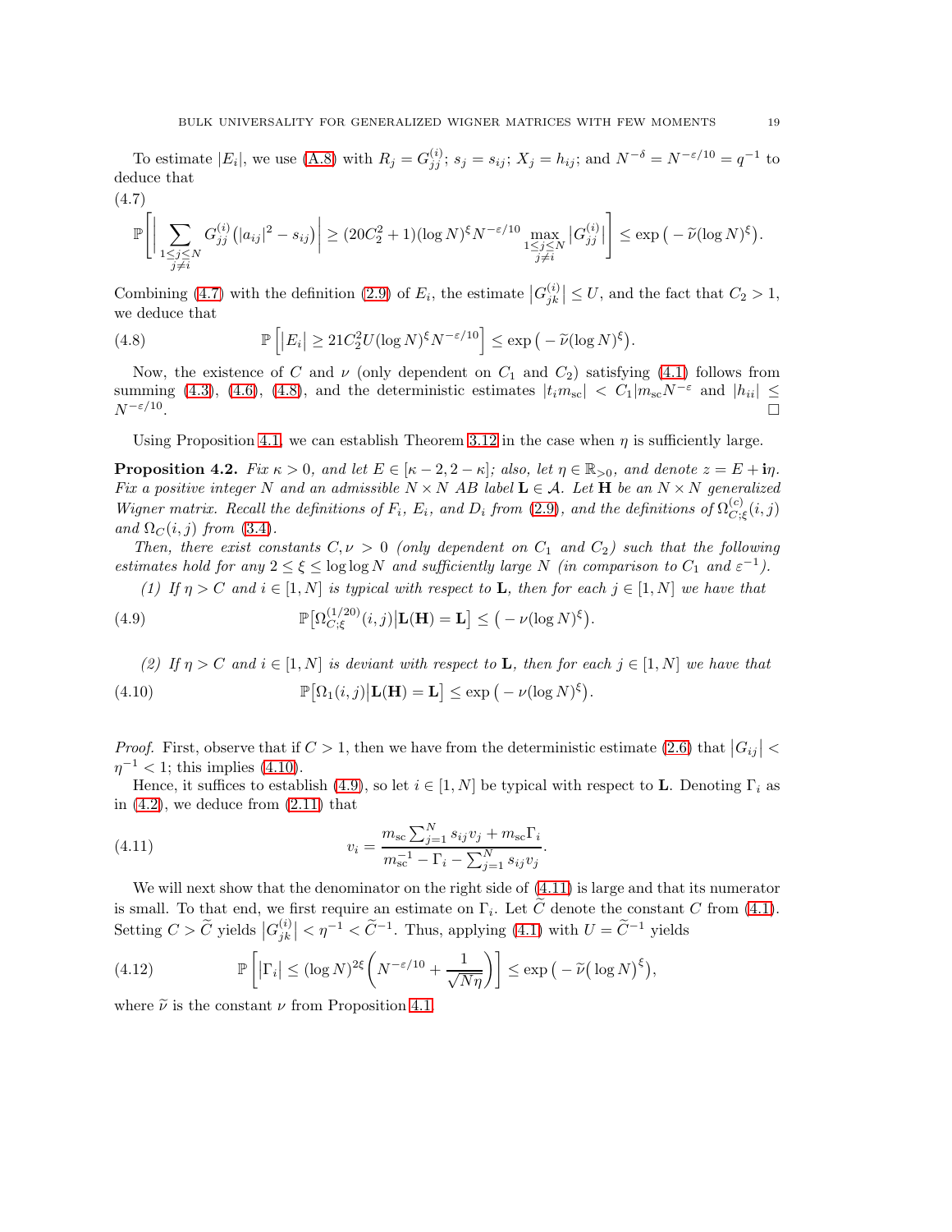To estimate $|E_i|$, we use (A.8) with $R_j = G_{jj}^{(i)}$; $s_j = s_{ij}$; $X_j = h_{ij}$; and $N^{-\delta} = N^{-\varepsilon/10} = q^{-1}$ to deduce that

(4.7)
$$\mathbb{P}\left[\left| \sum_{\substack{1 \le j \le N \\ j \ne i}} G_{jj}^{(i)} \big( |a_{ij}|^2 - s_{ij} \big) \right| \ge (20 C_2^2 + 1) (\log N)^{\xi} N^{-\varepsilon/10} \max_{\substack{1 \le j \le N \\ j \ne i}} \big| G_{jj}^{(i)} \big| \right] \le \exp \big( - \widetilde{\nu} (\log N)^{\xi} \big).$$

Combining (4.7) with the definition (2.9) of $E_i$, the estimate $\big| G_{jk}^{(i)} \big| \le U$, and the fact that $C_2 > 1$, we deduce that

$$\mathbb{P} \Big[ \big| E_i \big| \ge 21 C_2^2 U (\log N)^{\xi} N^{-\varepsilon/10} \Big] \le \exp \big( - \widetilde{\nu} (\log N)^{\xi} \big). \tag{4.8}$$

Now, the existence of $C$ and $\nu$ (only dependent on $C_1$ and $C_2$) satisfying (4.1) follows from summing (4.3), (4.6), (4.8), and the deterministic estimates $|t_i m_{\mathrm{sc}}| < C_1 |m_{\mathrm{sc}} N^{-\varepsilon}$ and $|h_{ii}| \le N^{-\varepsilon/10}$. ☐

Using Proposition 4.1, we can establish Theorem 3.12 in the case when $\eta$ is sufficiently large.

**Proposition 4.2.** *Fix $\kappa > 0$, and let $E \in [\kappa - 2, 2 - \kappa]$; also, let $\eta \in \mathbb{R}_{>0}$, and denote $z = E + \mathbf{i} \eta$. Fix a positive integer $N$ and an admissible $N \times N$ AB label $\mathbf{L} \in \mathcal{A}$. Let $\mathbf{H}$ be an $N \times N$ generalized Wigner matrix. Recall the definitions of $F_i$, $E_i$, and $D_i$ from (2.9), and the definitions of $\Omega_{C;\xi}^{(c)}(i,j)$ and $\Omega_C(i,j)$ from (3.4).*

*Then, there exist constants $C, \nu > 0$ (only dependent on $C_1$ and $C_2$) such that the following estimates hold for any $2 \le \xi \le \log \log N$ and sufficiently large $N$ (in comparison to $C_1$ and $\varepsilon^{-1}$).*

*(1) If $\eta > C$ and $i \in [1, N]$ is typical with respect to $\mathbf{L}$, then for each $j \in [1, N]$ we have that*

$$\mathbb{P} \big[ \Omega_{C;\xi}^{(1/20)}(i,j) \big| \mathbf{L}(\mathbf{H}) = \mathbf{L} \big] \le \big( - \nu (\log N)^{\xi} \big). \tag{4.9}$$

*(2) If $\eta > C$ and $i \in [1, N]$ is deviant with respect to $\mathbf{L}$, then for each $j \in [1, N]$ we have that*

$$\mathbb{P} \big[ \Omega_1(i,j) \big| \mathbf{L}(\mathbf{H}) = \mathbf{L} \big] \le \exp \big( - \nu (\log N)^{\xi} \big). \tag{4.10}$$

*Proof.* First, observe that if $C > 1$, then we have from the deterministic estimate (2.6) that $\big| G_{ij} \big| < \eta^{-1} < 1$; this implies (4.10).

Hence, it suffices to establish (4.9), so let $i \in [1, N]$ be typical with respect to $\mathbf{L}$. Denoting $\Gamma_i$ as in (4.2), we deduce from (2.11) that

$$v_i = \frac{m_{\mathrm{sc}} \sum_{j=1}^{N} s_{ij} v_j + m_{\mathrm{sc}} \Gamma_i}{m_{\mathrm{sc}}^{-1} - \Gamma_i - \sum_{j=1}^{N} s_{ij} v_j}. \tag{4.11}$$

We will next show that the denominator on the right side of (4.11) is large and that its numerator is small. To that end, we first require an estimate on $\Gamma_i$. Let $\widetilde{C}$ denote the constant $C$ from (4.1). Setting $C > \widetilde{C}$ yields $\big| G_{jk}^{(i)} \big| < \eta^{-1} < \widetilde{C}^{-1}$. Thus, applying (4.1) with $U = \widetilde{C}^{-1}$ yields

$$\mathbb{P} \left[ \big| \Gamma_i \big| \le (\log N)^{2\xi} \left( N^{-\varepsilon/10} + \frac{1}{\sqrt{N \eta}} \right) \right] \le \exp \big( - \widetilde{\nu} \big( \log N \big)^{\xi} \big), \tag{4.12}$$

where $\widetilde{\nu}$ is the constant $\nu$ from Proposition 4.1.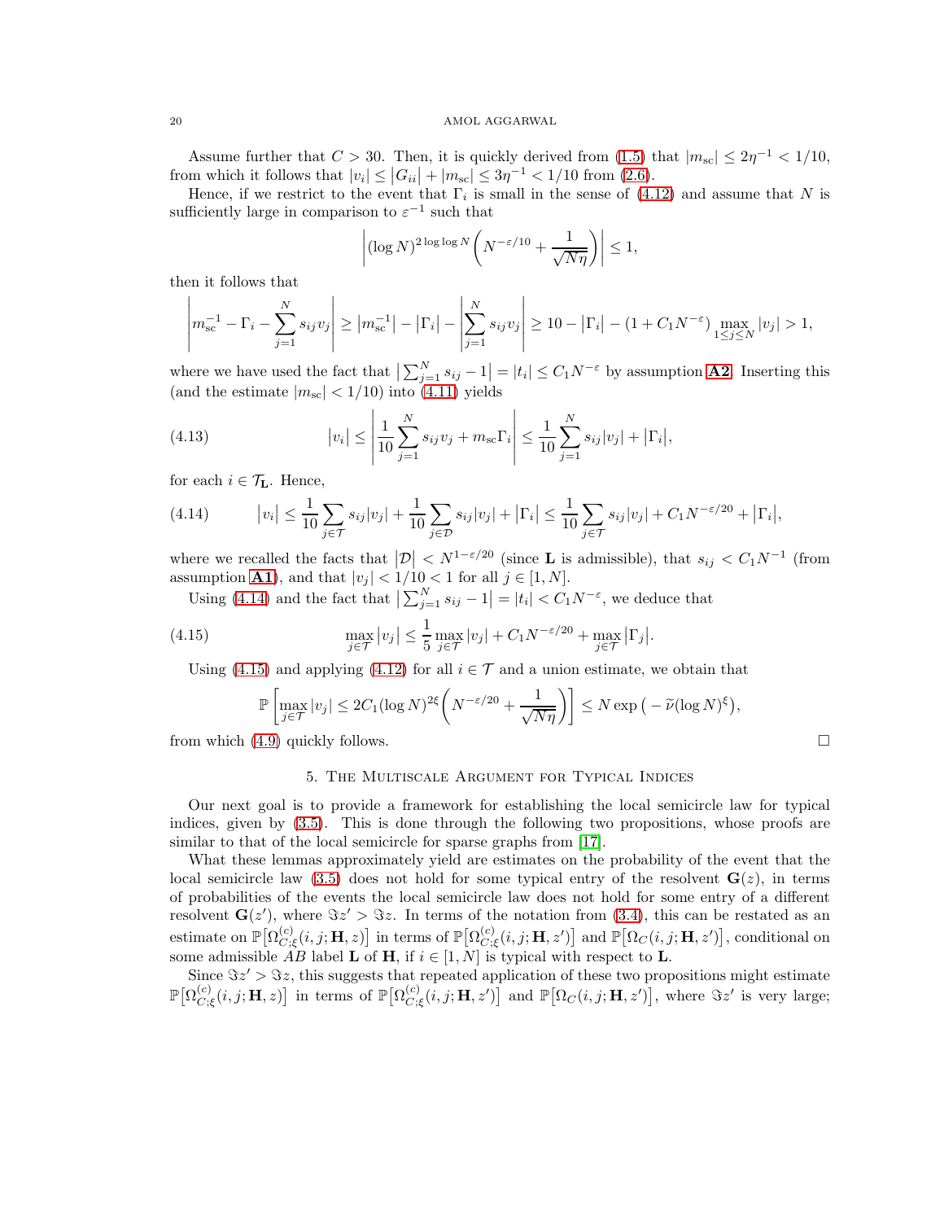Assume further that $C > 30$. Then, it is quickly derived from (1.5) that $|m_{\text{sc}}| \le 2\eta^{-1} < 1/10$, from which it follows that $|v_i| \le |G_{ii}| + |m_{\text{sc}}| \le 3\eta^{-1} < 1/10$ from (2.6).

Hence, if we restrict to the event that $\Gamma_i$ is small in the sense of (4.12) and assume that $N$ is sufficiently large in comparison to $\varepsilon^{-1}$ such that

$$\left| (\log N)^{2 \log \log N} \left( N^{-\varepsilon/10} + \frac{1}{\sqrt{N\eta}} \right) \right| \le 1,$$

then it follows that

$$\left| m_{\text{sc}}^{-1} - \Gamma_i - \sum_{j=1}^{N} s_{ij} v_j \right| \ge |m_{\text{sc}}^{-1}| - |\Gamma_i| - \left| \sum_{j=1}^{N} s_{ij} v_j \right| \ge 10 - |\Gamma_i| - (1 + C_1 N^{-\varepsilon}) \max_{1 \le j \le N} |v_j| > 1,$$

where we have used the fact that $\left| \sum_{j=1}^{N} s_{ij} - 1 \right| = |t_i| \le C_1 N^{-\varepsilon}$ by assumption **A2**. Inserting this (and the estimate $|m_{\text{sc}}| < 1/10$) into (4.11) yields

$$|v_i| \le \left| \frac{1}{10} \sum_{j=1}^{N} s_{ij} v_j + m_{\text{sc}} \Gamma_i \right| \le \frac{1}{10} \sum_{j=1}^{N} s_{ij} |v_j| + |\Gamma_i|, \tag{4.13}$$

for each $i \in \mathcal{T}_{\mathbf{L}}$. Hence,

$$|v_i| \le \frac{1}{10} \sum_{j \in \mathcal{T}} s_{ij} |v_j| + \frac{1}{10} \sum_{j \in \mathcal{D}} s_{ij} |v_j| + |\Gamma_i| \le \frac{1}{10} \sum_{j \in \mathcal{T}} s_{ij} |v_j| + C_1 N^{-\varepsilon/20} + |\Gamma_i|, \tag{4.14}$$

where we recalled the facts that $|\mathcal{D}| < N^{1-\varepsilon/20}$ (since $\mathbf{L}$ is admissible), that $s_{ij} < C_1 N^{-1}$ (from assumption **A1**), and that $|v_j| < 1/10 < 1$ for all $j \in [1, N]$.

Using (4.14) and the fact that $\left| \sum_{j=1}^{N} s_{ij} - 1 \right| = |t_i| < C_1 N^{-\varepsilon}$, we deduce that

$$\max_{j \in \mathcal{T}} |v_j| \le \frac{1}{5} \max_{j \in \mathcal{T}} |v_j| + C_1 N^{-\varepsilon/20} + \max_{j \in \mathcal{T}} |\Gamma_j|. \tag{4.15}$$

Using (4.15) and applying (4.12) for all $i \in \mathcal{T}$ and a union estimate, we obtain that

$$\mathbb{P}\left[ \max_{j \in \mathcal{T}} |v_j| \le 2C_1 (\log N)^{2\xi} \left( N^{-\varepsilon/20} + \frac{1}{\sqrt{N\eta}} \right) \right] \le N \exp\big( -\widetilde{\nu} (\log N)^{\xi} \big),$$

from which (4.9) quickly follows. $\square$

## 5. The Multiscale Argument for Typical Indices

Our next goal is to provide a framework for establishing the local semicircle law for typical indices, given by (3.5). This is done through the following two propositions, whose proofs are similar to that of the local semicircle for sparse graphs from [17].

What these lemmas approximately yield are estimates on the probability of the event that the local semicircle law (3.5) does not hold for some typical entry of the resolvent $\mathbf{G}(z)$, in terms of probabilities of the events the local semicircle law does not hold for some entry of a different resolvent $\mathbf{G}(z')$, where $\Im z' > \Im z$. In terms of the notation from (3.4), this can be restated as an estimate on $\mathbb{P}\big[\Omega_{C;\xi}^{(c)}(i, j; \mathbf{H}, z)\big]$ in terms of $\mathbb{P}\big[\Omega_{C;\xi}^{(c)}(i, j; \mathbf{H}, z')\big]$ and $\mathbb{P}\big[\Omega_{C}(i, j; \mathbf{H}, z')\big]$, conditional on some admissible $AB$ label $\mathbf{L}$ of $\mathbf{H}$, if $i \in [1, N]$ is typical with respect to $\mathbf{L}$.

Since $\Im z' > \Im z$, this suggests that repeated application of these two propositions might estimate $\mathbb{P}\big[\Omega_{C;\xi}^{(c)}(i, j; \mathbf{H}, z)\big]$ in terms of $\mathbb{P}\big[\Omega_{C;\xi}^{(c)}(i, j; \mathbf{H}, z')\big]$ and $\mathbb{P}\big[\Omega_{C}(i, j; \mathbf{H}, z')\big]$, where $\Im z'$ is very large;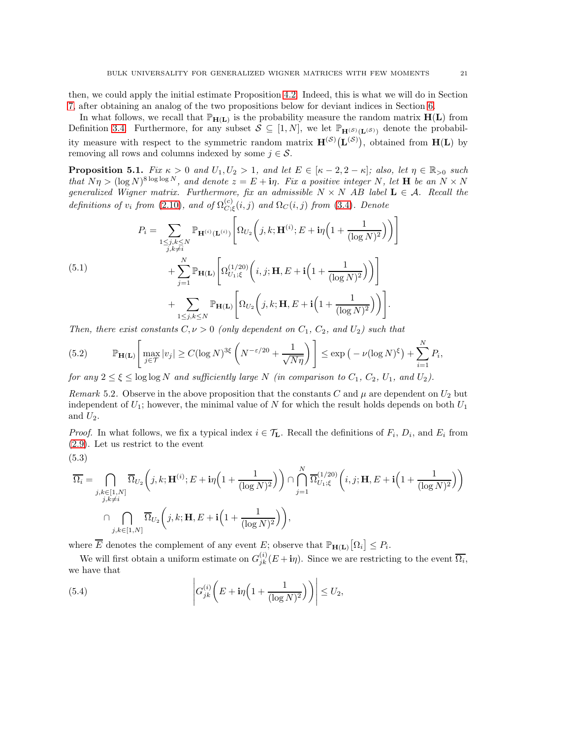then, we could apply the initial estimate Proposition 4.2. Indeed, this is what we will do in Section 7, after obtaining an analog of the two propositions below for deviant indices in Section 6.

In what follows, we recall that $\mathbb{P}_{\mathbf{H}(\mathbf{L})}$ is the probability measure the random matrix $\mathbf{H}(\mathbf{L})$ from Definition 3.4. Furthermore, for any subset $\mathcal{S} \subseteq [1, N]$, we let $\mathbb{P}_{\mathbf{H}^{(\mathcal{S})}(\mathbf{L}^{(\mathcal{S})})}$ denote the probability measure with respect to the symmetric random matrix $\mathbf{H}^{(\mathcal{S})}\big(\mathbf{L}^{(\mathcal{S})}\big)$, obtained from $\mathbf{H}(\mathbf{L})$ by removing all rows and columns indexed by some $j \in \mathcal{S}$.

**Proposition 5.1.** *Fix $\kappa > 0$ and $U_1, U_2 > 1$, and let $E \in [\kappa - 2, 2 - \kappa]$; also, let $\eta \in \mathbb{R}_{>0}$ such that $N\eta > (\log N)^{8 \log \log N}$, and denote $z = E + \mathbf{i}\eta$. Fix a positive integer $N$, let $\mathbf{H}$ be an $N \times N$ generalized Wigner matrix. Furthermore, fix an admissible $N \times N$ AB label $\mathbf{L} \in \mathcal{A}$. Recall the definitions of $v_i$ from (2.10), and of $\Omega_{C;\xi}^{(c)}(i,j)$ and $\Omega_C(i,j)$ from (3.4). Denote*

$$
\begin{aligned}
P_i = & \sum_{\substack{1 \le j,k \le N \\ j,k \ne i}} \mathbb{P}_{\mathbf{H}^{(i)}(\mathbf{L}^{(i)})}\left[\Omega_{U_2}\left(j,k;\mathbf{H}^{(i)}; E + \mathbf{i}\eta\Big(1 + \frac{1}{(\log N)^2}\Big)\right)\right] \\
& + \sum_{j=1}^{N} \mathbb{P}_{\mathbf{H}(\mathbf{L})}\left[\Omega_{U_1;\xi}^{(1/20)}\left(i,j;\mathbf{H}, E + \mathbf{i}\Big(1 + \frac{1}{(\log N)^2}\Big)\right)\right] \\
& + \sum_{1 \le j,k \le N} \mathbb{P}_{\mathbf{H}(\mathbf{L})}\left[\Omega_{U_2}\left(j,k;\mathbf{H}, E + \mathbf{i}\Big(1 + \frac{1}{(\log N)^2}\Big)\right)\right].
\end{aligned}
\tag{5.1}
$$

*Then, there exist constants $C, \nu > 0$ (only dependent on $C_1$, $C_2$, and $U_2$) such that*

$$
\mathbb{P}_{\mathbf{H}(\mathbf{L})}\left[\max_{j \in \mathcal{T}} |v_j| \ge C(\log N)^{3\xi}\left(N^{-\varepsilon/20} + \frac{1}{\sqrt{N\eta}}\right)\right] \le \exp\big(-\nu(\log N)^{\xi}\big) + \sum_{i=1}^{N} P_i,
\tag{5.2}
$$

*for any $2 \le \xi \le \log \log N$ and sufficiently large $N$ (in comparison to $C_1$, $C_2$, $U_1$, and $U_2$).*

*Remark* 5.2. Observe in the above proposition that the constants $C$ and $\mu$ are dependent on $U_2$ but independent of $U_1$; however, the minimal value of $N$ for which the result holds depends on both $U_1$ and $U_2$.

*Proof.* In what follows, we fix a typical index $i \in \mathcal{T}_{\mathbf{L}}$. Recall the definitions of $F_i$, $D_i$, and $E_i$ from (2.9). Let us restrict to the event

$$
\begin{aligned}
\overline{\Omega_i} = & \bigcap_{\substack{j,k \in [1,N] \\ j,k \ne i}} \overline{\Omega}_{U_2}\left(j,k;\mathbf{H}^{(i)}; E + \mathbf{i}\eta\Big(1 + \frac{1}{(\log N)^2}\Big)\right) \cap \bigcap_{j=1}^{N} \overline{\Omega}_{U_1;\xi}^{(1/20)}\left(i,j;\mathbf{H}, E + \mathbf{i}\Big(1 + \frac{1}{(\log N)^2}\Big)\right) \\
& \cap \bigcap_{j,k \in [1,N]} \overline{\Omega}_{U_2}\left(j,k;\mathbf{H}, E + \mathbf{i}\Big(1 + \frac{1}{(\log N)^2}\Big)\right),
\end{aligned}
\tag{5.3}
$$

where $\overline{E}$ denotes the complement of any event $E$; observe that $\mathbb{P}_{\mathbf{H}(\mathbf{L})}\big[\Omega_i\big] \le P_i$.

We will first obtain a uniform estimate on $G_{jk}^{(i)}(E + \mathbf{i}\eta)$. Since we are restricting to the event $\overline{\Omega_i}$, we have that

$$
\left| G_{jk}^{(i)}\left(E + \mathbf{i}\eta\Big(1 + \frac{1}{(\log N)^2}\Big)\right)\right| \le U_2,
\tag{5.4}
$$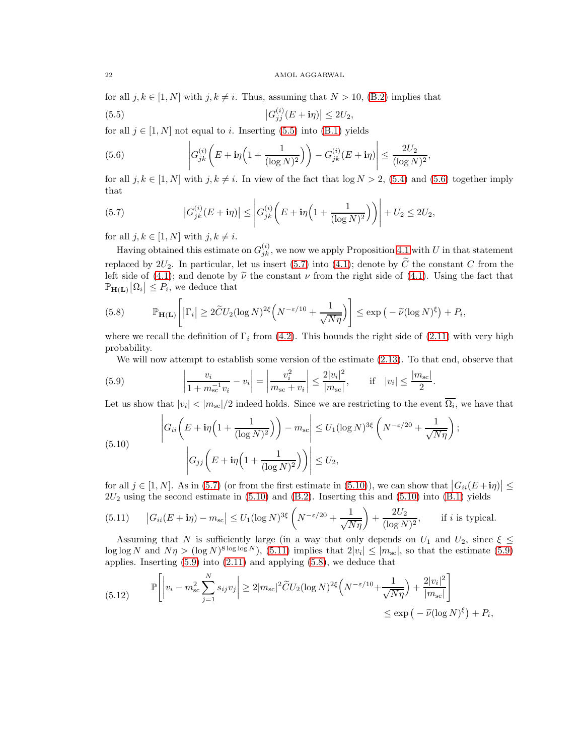for all $j, k \in [1, N]$ with $j, k \neq i$. Thus, assuming that $N > 10$, (B.2) implies that

$$\big|G_{jj}^{(i)}(E + \mathbf{i}\eta)\big| \leq 2U_2, \tag{5.5}$$

for all $j \in [1, N]$ not equal to $i$. Inserting (5.5) into (B.1) yields

$$\left| G_{jk}^{(i)}\bigg(E + \mathbf{i}\eta\Big(1 + \frac{1}{(\log N)^2}\Big)\bigg) - G_{jk}^{(i)}(E + \mathbf{i}\eta) \right| \leq \frac{2U_2}{(\log N)^2}, \tag{5.6}$$

for all $j, k \in [1, N]$ with $j, k \neq i$. In view of the fact that $\log N > 2$, (5.4) and (5.6) together imply that

$$\big|G_{jk}^{(i)}(E + \mathbf{i}\eta)\big| \leq \left| G_{jk}^{(i)}\bigg(E + \mathbf{i}\eta\Big(1 + \frac{1}{(\log N)^2}\Big)\bigg) \right| + U_2 \leq 2U_2, \tag{5.7}$$

for all $j, k \in [1, N]$ with $j, k \neq i$.

Having obtained this estimate on $G_{jk}^{(i)}$, we now we apply Proposition 4.1 with $U$ in that statement replaced by $2U_2$. In particular, let us insert (5.7) into (4.1); denote by $\widetilde{C}$ the constant $C$ from the left side of (4.1); and denote by $\widetilde{\nu}$ the constant $\nu$ from the right side of (4.1). Using the fact that $\mathbb{P}_{\mathbf{H}(\mathbf{L})}\big[\Omega_i\big] \leq P_i$, we deduce that

$$\mathbb{P}_{\mathbf{H}(\mathbf{L})}\left[ \big|\Gamma_i\big| \geq 2\widetilde{C}U_2(\log N)^{2\xi}\Big(N^{-\varepsilon/10} + \frac{1}{\sqrt{N\eta}}\Big) \right] \leq \exp\big(-\widetilde{\nu}(\log N)^{\xi}\big) + P_i, \tag{5.8}$$

where we recall the definition of $\Gamma_i$ from (4.2). This bounds the right side of (2.11) with very high probability.

We will now attempt to establish some version of the estimate (2.13). To that end, observe that

$$\left| \frac{v_i}{1 + m_{\mathrm{sc}}^{-1} v_i} - v_i \right| = \left| \frac{v_i^2}{m_{\mathrm{sc}} + v_i} \right| \leq \frac{2|v_i|^2}{|m_{\mathrm{sc}}|}, \qquad \text{if} \quad |v_i| \leq \frac{|m_{\mathrm{sc}}|}{2}. \tag{5.9}$$

Let us show that $|v_i| < |m_{\mathrm{sc}}|/2$ indeed holds. Since we are restricting to the event $\overline{\Omega_i}$, we have that

$$\begin{aligned} &\left| G_{ii}\bigg(E + \mathbf{i}\eta\Big(1 + \frac{1}{(\log N)^2}\Big)\bigg) - m_{\mathrm{sc}} \right| \leq U_1(\log N)^{3\xi}\left( N^{-\varepsilon/20} + \frac{1}{\sqrt{N\eta}} \right); \\ &\left| G_{jj}\bigg(E + \mathbf{i}\eta\Big(1 + \frac{1}{(\log N)^2}\Big)\bigg) \right| \leq U_2, \end{aligned} \tag{5.10}$$

for all $j \in [1, N]$. As in (5.7) (or from the first estimate in (5.10)), we can show that $\big|G_{ii}(E + \mathbf{i}\eta)\big| \leq 2U_2$ using the second estimate in (5.10) and (B.2). Inserting this and (5.10) into (B.1) yields

$$\big|G_{ii}(E + \mathbf{i}\eta) - m_{\mathrm{sc}}\big| \leq U_1(\log N)^{3\xi}\left( N^{-\varepsilon/20} + \frac{1}{\sqrt{N\eta}} \right) + \frac{2U_2}{(\log N)^2}, \qquad \text{if } i \text{ is typical.} \tag{5.11}$$

Assuming that $N$ is sufficiently large (in a way that only depends on $U_1$ and $U_2$, since $\xi \leq \log\log N$ and $N\eta > (\log N)^{8\log\log N}$), (5.11) implies that $2|v_i| \leq |m_{\mathrm{sc}}|$, so that the estimate (5.9) applies. Inserting (5.9) into (2.11) and applying (5.8), we deduce that

$$\begin{aligned} \mathbb{P}\left[ \left| v_i - m_{\mathrm{sc}}^2 \sum_{j=1}^{N} s_{ij} v_j \right| \geq 2|m_{\mathrm{sc}}|^2 \widetilde{C}U_2(\log N)^{2\xi}\Big(N^{-\varepsilon/10} + \frac{1}{\sqrt{N\eta}}\Big) + \frac{2|v_i|^2}{|m_{\mathrm{sc}}|} \right] \\ \leq \exp\big(-\widetilde{\nu}(\log N)^{\xi}\big) + P_i, \end{aligned} \tag{5.12}$$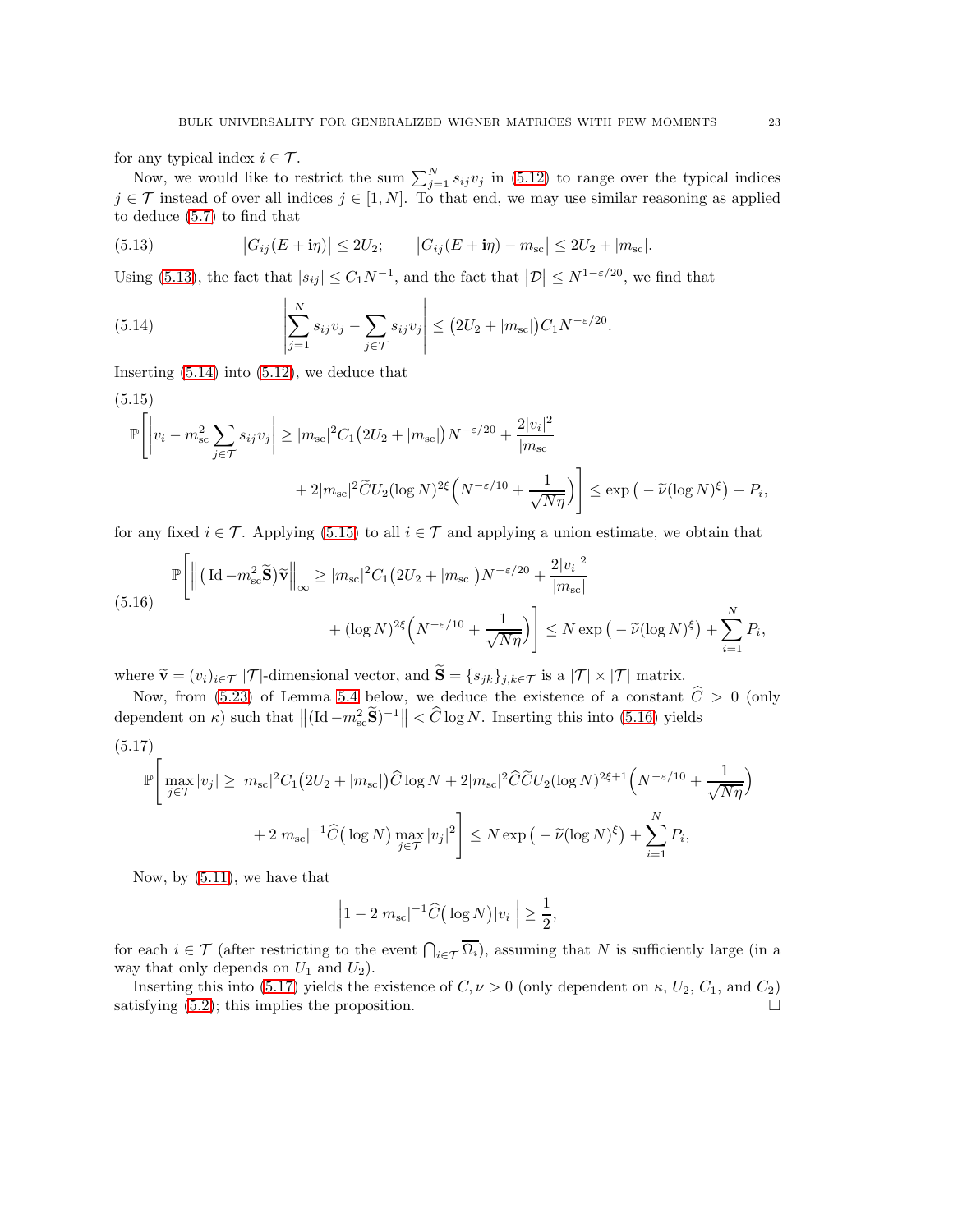for any typical index $i \in \mathcal{T}$.

Now, we would like to restrict the sum $\sum_{j=1}^{N} s_{ij} v_j$ in (5.12) to range over the typical indices $j \in \mathcal{T}$ instead of over all indices $j \in [1, N]$. To that end, we may use similar reasoning as applied to deduce (5.7) to find that

$$\big| G_{ij}(E + \mathbf{i}\eta) \big| \le 2U_2; \qquad \big| G_{ij}(E + \mathbf{i}\eta) - m_{\mathrm{sc}} \big| \le 2U_2 + |m_{\mathrm{sc}}|. \tag{5.13}$$

Using (5.13), the fact that $|s_{ij}| \le C_1 N^{-1}$, and the fact that $\big|\mathcal{D}\big| \le N^{1-\varepsilon/20}$, we find that

$$\left| \sum_{j=1}^{N} s_{ij} v_j - \sum_{j \in \mathcal{T}} s_{ij} v_j \right| \le \big(2U_2 + |m_{\mathrm{sc}}|\big) C_1 N^{-\varepsilon/20}. \tag{5.14}$$

Inserting (5.14) into (5.12), we deduce that

$$\begin{aligned} \mathbb{P}\Bigg[ \bigg| v_i - m_{\mathrm{sc}}^2 \sum_{j \in \mathcal{T}} s_{ij} v_j \bigg| &\ge |m_{\mathrm{sc}}|^2 C_1 \big(2U_2 + |m_{\mathrm{sc}}|\big) N^{-\varepsilon/20} + \frac{2|v_i|^2}{|m_{\mathrm{sc}}|} \\ &+ 2|m_{\mathrm{sc}}|^2 \widetilde{C} U_2 (\log N)^{2\xi} \Big( N^{-\varepsilon/10} + \frac{1}{\sqrt{N\eta}} \Big) \Bigg] \le \exp\big( -\widetilde{\nu} (\log N)^{\xi} \big) + P_i, \end{aligned} \tag{5.15}$$

for any fixed $i \in \mathcal{T}$. Applying (5.15) to all $i \in \mathcal{T}$ and applying a union estimate, we obtain that

$$\begin{aligned} \mathbb{P}\Bigg[ \Big\| \big( \mathrm{Id} - m_{\mathrm{sc}}^2 \widetilde{\mathbf{S}} \big) \widetilde{\mathbf{v}} \Big\|_{\infty} &\ge |m_{\mathrm{sc}}|^2 C_1 \big(2U_2 + |m_{\mathrm{sc}}|\big) N^{-\varepsilon/20} + \frac{2|v_i|^2}{|m_{\mathrm{sc}}|} \\ &+ (\log N)^{2\xi} \Big( N^{-\varepsilon/10} + \frac{1}{\sqrt{N\eta}} \Big) \Bigg] \le N \exp\big( -\widetilde{\nu} (\log N)^{\xi} \big) + \sum_{i=1}^{N} P_i, \end{aligned} \tag{5.16}$$

where $\widetilde{\mathbf{v}} = (v_i)_{i \in \mathcal{T}}$ $|\mathcal{T}|$-dimensional vector, and $\widetilde{\mathbf{S}} = \{s_{jk}\}_{j,k \in \mathcal{T}}$ is a $|\mathcal{T}| \times |\mathcal{T}|$ matrix.

Now, from (5.23) of Lemma 5.4 below, we deduce the existence of a constant $\widehat{C} > 0$ (only dependent on $\kappa$) such that $\big\| (\mathrm{Id} - m_{\mathrm{sc}}^2 \widetilde{\mathbf{S}})^{-1} \big\| < \widehat{C} \log N$. Inserting this into (5.16) yields

$$\begin{aligned} \mathbb{P}\Bigg[ \max_{j \in \mathcal{T}} |v_j| &\ge |m_{\mathrm{sc}}|^2 C_1 \big(2U_2 + |m_{\mathrm{sc}}|\big) \widehat{C} \log N + 2|m_{\mathrm{sc}}|^2 \widehat{C} \widetilde{C} U_2 (\log N)^{2\xi+1} \Big( N^{-\varepsilon/10} + \frac{1}{\sqrt{N\eta}} \Big) \\ &+ 2|m_{\mathrm{sc}}|^{-1} \widehat{C} \big( \log N \big) \max_{j \in \mathcal{T}} |v_j|^2 \Bigg] \le N \exp\big( -\widetilde{\nu} (\log N)^{\xi} \big) + \sum_{i=1}^{N} P_i, \end{aligned} \tag{5.17}$$

Now, by (5.11), we have that

$$\Big| 1 - 2|m_{\mathrm{sc}}|^{-1} \widehat{C} \big( \log N \big) |v_i| \Big| \ge \frac{1}{2},$$

for each $i \in \mathcal{T}$ (after restricting to the event $\bigcap_{i \in \mathcal{T}} \overline{\Omega_i}$), assuming that $N$ is sufficiently large (in a way that only depends on $U_1$ and $U_2$).

Inserting this into (5.17) yields the existence of $C, \nu > 0$ (only dependent on $\kappa$, $U_2$, $C_1$, and $C_2$) satisfying (5.2); this implies the proposition. $\square$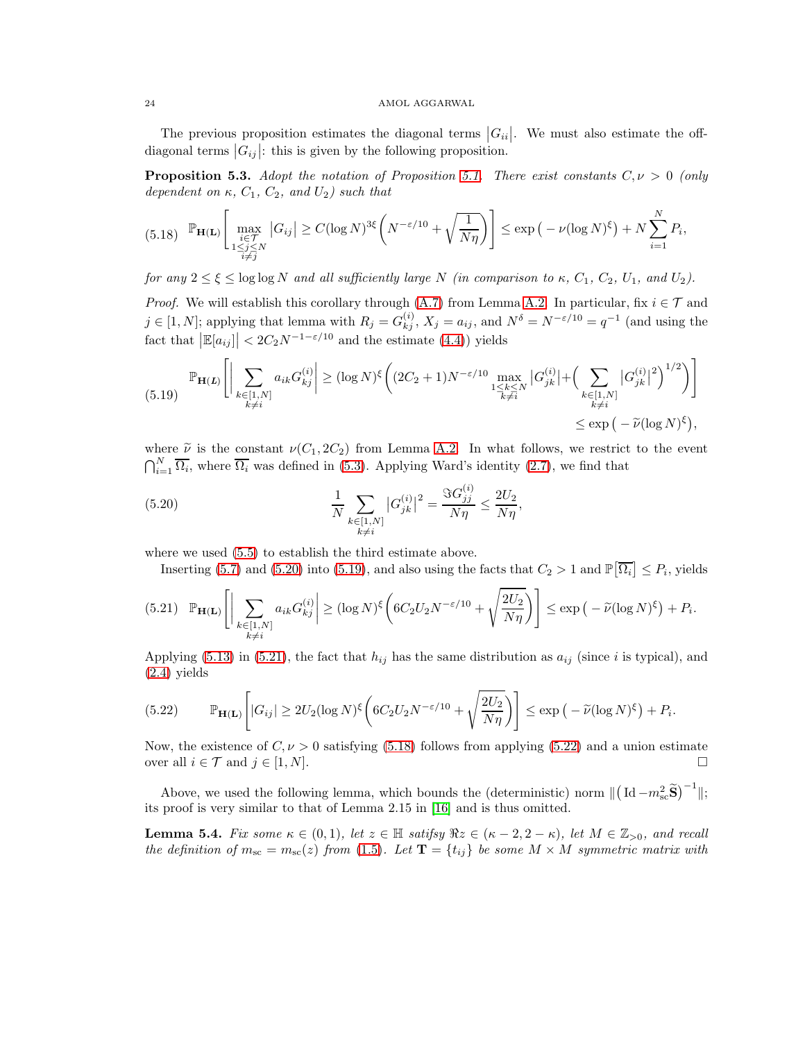The previous proposition estimates the diagonal terms $|G_{ii}|$. We must also estimate the off-diagonal terms $|G_{ij}|$: this is given by the following proposition.

**Proposition 5.3.** *Adopt the notation of Proposition 5.1. There exist constants $C, \nu > 0$ (only dependent on $\kappa$, $C_1$, $C_2$, and $U_2$) such that*

$$\mathbb{P}_{\mathbf{H}(\mathbf{L})}\left[\max_{\substack{i \in \mathcal{T} \\ 1 \le j \le N \\ i \ne j}} |G_{ij}| \ge C(\log N)^{3\xi}\left(N^{-\varepsilon/10} + \sqrt{\frac{1}{N\eta}}\right)\right] \le \exp\big(-\nu(\log N)^{\xi}\big) + N\sum_{i=1}^{N} P_i, \tag{5.18}$$

*for any $2 \le \xi \le \log\log N$ and all sufficiently large $N$ (in comparison to $\kappa$, $C_1$, $C_2$, $U_1$, and $U_2$).*

*Proof.* We will establish this corollary through (A.7) from Lemma A.2. In particular, fix $i \in \mathcal{T}$ and $j \in [1, N]$; applying that lemma with $R_j = G_{kj}^{(i)}$, $X_j = a_{ij}$, and $N^{\delta} = N^{-\varepsilon/10} = q^{-1}$ (and using the fact that $\big|\mathbb{E}[a_{ij}]\big| < 2C_2 N^{-1-\varepsilon/10}$ and the estimate (4.4)) yields

$$\mathbb{P}_{\mathbf{H}(\boldsymbol{L})}\left[\bigg|\sum_{\substack{k \in [1,N] \\ k \ne i}} a_{ik} G_{kj}^{(i)}\bigg| \ge (\log N)^{\xi}\left((2C_2+1)N^{-\varepsilon/10}\max_{\substack{1 \le k \le N \\ k \ne i}} |G_{jk}^{(i)}| + \bigg(\sum_{\substack{k \in [1,N] \\ k \ne i}} |G_{jk}^{(i)}|^2\bigg)^{1/2}\right)\right] \le \exp\big(-\widetilde{\nu}(\log N)^{\xi}\big), \tag{5.19}$$

where $\widetilde{\nu}$ is the constant $\nu(C_1, 2C_2)$ from Lemma A.2. In what follows, we restrict to the event $\bigcap_{i=1}^{N} \overline{\Omega_i}$, where $\overline{\Omega_i}$ was defined in (5.3). Applying Ward's identity (2.7), we find that

$$\frac{1}{N}\sum_{\substack{k \in [1,N] \\ k \ne i}} |G_{jk}^{(i)}|^2 = \frac{\Im G_{jj}^{(i)}}{N\eta} \le \frac{2U_2}{N\eta}, \tag{5.20}$$

where we used (5.5) to establish the third estimate above.

Inserting (5.7) and (5.20) into (5.19), and also using the facts that $C_2 > 1$ and $\mathbb{P}\big[\overline{\Omega_i}\big] \le P_i$, yields

$$\mathbb{P}_{\mathbf{H}(\mathbf{L})}\left[\bigg|\sum_{\substack{k \in [1,N] \\ k \ne i}} a_{ik} G_{kj}^{(i)}\bigg| \ge (\log N)^{\xi}\left(6C_2U_2N^{-\varepsilon/10} + \sqrt{\frac{2U_2}{N\eta}}\right)\right] \le \exp\big(-\widetilde{\nu}(\log N)^{\xi}\big) + P_i. \tag{5.21}$$

Applying (5.13) in (5.21), the fact that $h_{ij}$ has the same distribution as $a_{ij}$ (since $i$ is typical), and (2.4) yields

$$\mathbb{P}_{\mathbf{H}(\mathbf{L})}\left[|G_{ij}| \ge 2U_2(\log N)^{\xi}\left(6C_2U_2N^{-\varepsilon/10} + \sqrt{\frac{2U_2}{N\eta}}\right)\right] \le \exp\big(-\widetilde{\nu}(\log N)^{\xi}\big) + P_i. \tag{5.22}$$

Now, the existence of $C, \nu > 0$ satisfying (5.18) follows from applying (5.22) and a union estimate over all $i \in \mathcal{T}$ and $j \in [1, N]$. $\square$

Above, we used the following lemma, which bounds the (deterministic) norm $\big\|\big(\mathrm{Id} - m_{\mathrm{sc}}^2\widetilde{\mathbf{S}}\big)^{-1}\big\|$; its proof is very similar to that of Lemma 2.15 in [16] and is thus omitted.

**Lemma 5.4.** *Fix some $\kappa \in (0, 1)$, let $z \in \mathbb{H}$ satifsy $\Re z \in (\kappa - 2, 2 - \kappa)$, let $M \in \mathbb{Z}_{>0}$, and recall the definition of $m_{\mathrm{sc}} = m_{\mathrm{sc}}(z)$ from (1.5). Let $\mathbf{T} = \{t_{ij}\}$ be some $M \times M$ symmetric matrix with*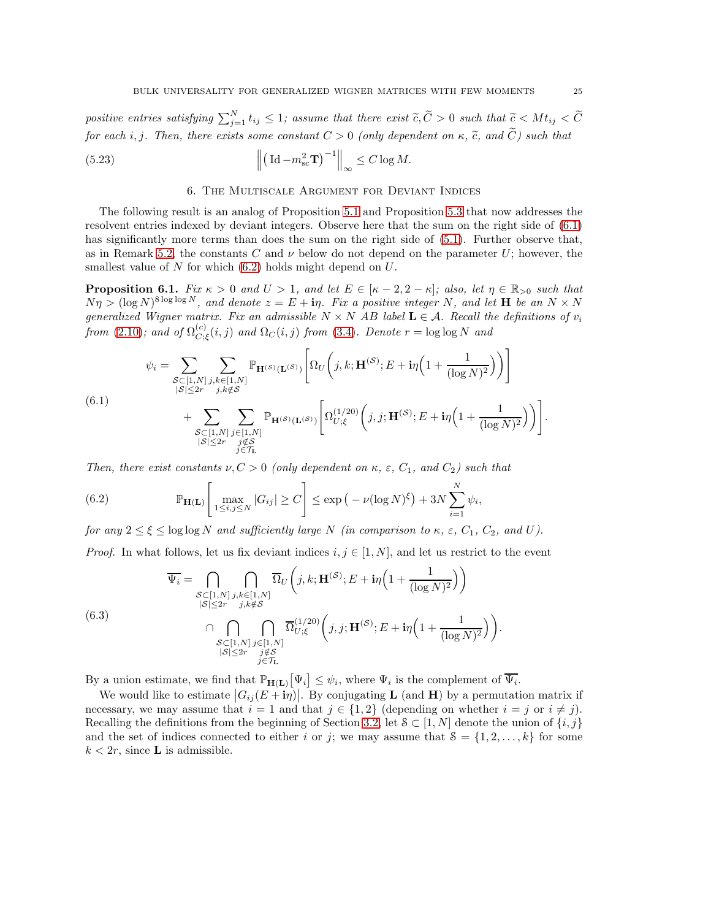*positive entries satisfying* $\sum_{j=1}^{N} t_{ij} \leq 1$*; assume that there exist* $\widetilde{c}, \widetilde{C} > 0$ *such that* $\widetilde{c} < M t_{ij} < \widetilde{C}$ *for each* $i, j$*. Then, there exists some constant* $C > 0$ *(only dependent on* $\kappa$*,* $\widetilde{c}$*, and* $\widetilde{C}$*) such that*

$$\left\| \left( \operatorname{Id} - m_{\mathrm{sc}}^2 \mathbf{T} \right)^{-1} \right\|_{\infty} \leq C \log M. \tag{5.23}$$

## 6. The Multiscale Argument for Deviant Indices

The following result is an analog of Proposition 5.1 and Proposition 5.3 that now addresses the resolvent entries indexed by deviant integers. Observe here that the sum on the right side of (6.1) has significantly more terms than does the sum on the right side of (5.1). Further observe that, as in Remark 5.2, the constants $C$ and $\nu$ below do not depend on the parameter $U$; however, the smallest value of $N$ for which (6.2) holds might depend on $U$.

**Proposition 6.1.** *Fix* $\kappa > 0$ *and* $U > 1$*, and let* $E \in [\kappa - 2, 2 - \kappa]$*; also, let* $\eta \in \mathbb{R}_{>0}$ *such that* $N\eta > (\log N)^{8 \log \log N}$*, and denote* $z = E + \mathbf{i}\eta$*. Fix a positive integer* $N$*, and let* $\mathbf{H}$ *be an* $N \times N$ *generalized Wigner matrix. Fix an admissible* $N \times N$ *AB label* $\mathbf{L} \in \mathcal{A}$*. Recall the definitions of* $v_i$ *from (2.10); and of* $\Omega_{C;\xi}^{(c)}(i,j)$ *and* $\Omega_C(i,j)$ *from (3.4). Denote* $r = \log \log N$ *and*

$$\begin{aligned}
\psi_i = & \sum_{\substack{\mathcal{S} \subset [1,N] \\ |\mathcal{S}| \leq 2r}} \sum_{\substack{j,k \in [1,N] \\ j,k \notin \mathcal{S}}} \mathbb{P}_{\mathbf{H}^{(\mathcal{S})}(\mathbf{L}^{(\mathcal{S})})} \left[ \Omega_U \left( j, k; \mathbf{H}^{(\mathcal{S})}; E + \mathbf{i}\eta \Big( 1 + \frac{1}{(\log N)^2} \Big) \right) \right] \\
& + \sum_{\substack{\mathcal{S} \subset [1,N] \\ |\mathcal{S}| \leq 2r}} \sum_{\substack{j \in [1,N] \\ j \notin \mathcal{S} \\ j \in \mathcal{T}_{\mathbf{L}}}} \mathbb{P}_{\mathbf{H}^{(\mathcal{S})}(\mathbf{L}^{(\mathcal{S})})} \left[ \Omega_{U;\xi}^{(1/20)} \left( j, j; \mathbf{H}^{(\mathcal{S})}; E + \mathbf{i}\eta \Big( 1 + \frac{1}{(\log N)^2} \Big) \right) \right].
\end{aligned} \tag{6.1}$$

*Then, there exist constants* $\nu, C > 0$ *(only dependent on* $\kappa$*,* $\varepsilon$*,* $C_1$*, and* $C_2$*) such that*

$$\mathbb{P}_{\mathbf{H}(\mathbf{L})} \left[ \max_{1 \leq i,j \leq N} |G_{ij}| \geq C \right] \leq \exp\big( -\nu (\log N)^{\xi} \big) + 3N \sum_{i=1}^{N} \psi_i, \tag{6.2}$$

*for any* $2 \leq \xi \leq \log \log N$ *and sufficiently large* $N$ *(in comparison to* $\kappa$*,* $\varepsilon$*,* $C_1$*,* $C_2$*, and* $U$*).*

*Proof.* In what follows, let us fix deviant indices $i, j \in [1, N]$, and let us restrict to the event

$$\begin{aligned}
\overline{\Psi_i} = & \bigcap_{\substack{\mathcal{S} \subset [1,N] \\ |\mathcal{S}| \leq 2r}} \bigcap_{\substack{j,k \in [1,N] \\ j,k \notin \mathcal{S}}} \overline{\Omega}_U \left( j, k; \mathbf{H}^{(\mathcal{S})}; E + \mathbf{i}\eta \Big( 1 + \frac{1}{(\log N)^2} \Big) \right) \\
& \cap \bigcap_{\substack{\mathcal{S} \subset [1,N] \\ |\mathcal{S}| \leq 2r}} \bigcap_{\substack{j \in [1,N] \\ j \notin \mathcal{S} \\ j \in \mathcal{T}_{\mathbf{L}}}} \overline{\Omega}_{U;\xi}^{(1/20)} \left( j, j; \mathbf{H}^{(\mathcal{S})}; E + \mathbf{i}\eta \Big( 1 + \frac{1}{(\log N)^2} \Big) \right).
\end{aligned} \tag{6.3}$$

By a union estimate, we find that $\mathbb{P}_{\mathbf{H}(\mathbf{L})}\big[\Psi_i\big] \leq \psi_i$, where $\Psi_i$ is the complement of $\overline{\Psi_i}$.

We would like to estimate $\big| G_{ij}(E + \mathbf{i}\eta) \big|$. By conjugating $\mathbf{L}$ (and $\mathbf{H}$) by a permutation matrix if necessary, we may assume that $i = 1$ and that $j \in \{1, 2\}$ (depending on whether $i = j$ or $i \neq j$). Recalling the definitions from the beginning of Section 3.2, let $\mathcal{S} \subset [1, N]$ denote the union of $\{i, j\}$ and the set of indices connected to either $i$ or $j$; we may assume that $\mathcal{S} = \{1, 2, \ldots, k\}$ for some $k < 2r$, since $\mathbf{L}$ is admissible.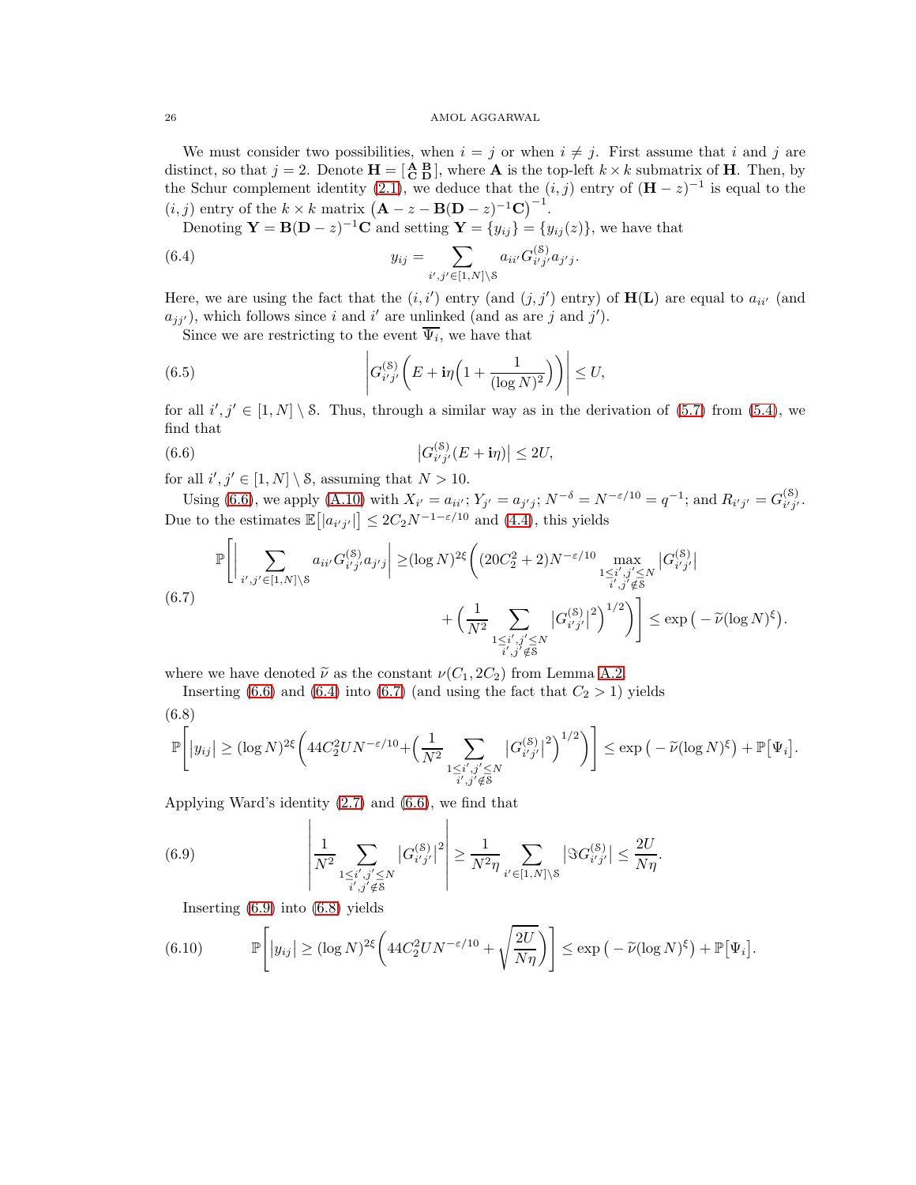We must consider two possibilities, when $i = j$ or when $i \neq j$. First assume that $i$ and $j$ are distinct, so that $j = 2$. Denote $\mathbf{H} = \left[\begin{smallmatrix} \mathbf{A} & \mathbf{B} \\ \mathbf{C} & \mathbf{D} \end{smallmatrix}\right]$, where $\mathbf{A}$ is the top-left $k \times k$ submatrix of $\mathbf{H}$. Then, by the Schur complement identity (2.1), we deduce that the $(i, j)$ entry of $(\mathbf{H} - z)^{-1}$ is equal to the $(i, j)$ entry of the $k \times k$ matrix $\big(\mathbf{A} - z - \mathbf{B}(\mathbf{D} - z)^{-1}\mathbf{C}\big)^{-1}$.

Denoting $\mathbf{Y} = \mathbf{B}(\mathbf{D} - z)^{-1}\mathbf{C}$ and setting $\mathbf{Y} = \{y_{ij}\} = \{y_{ij}(z)\}$, we have that

$$y_{ij} = \sum_{i', j' \in [1, N] \setminus \mathcal{S}} a_{ii'} G_{i'j'}^{(\mathcal{S})} a_{j'j}. \tag{6.4}$$

Here, we are using the fact that the $(i, i')$ entry (and $(j, j')$ entry) of $\mathbf{H}(\mathbf{L})$ are equal to $a_{ii'}$ (and $a_{jj'}$), which follows since $i$ and $i'$ are unlinked (and as are $j$ and $j'$).

Since we are restricting to the event $\overline{\Psi_i}$, we have that

$$\left| G_{i'j'}^{(\mathcal{S})}\left( E + \mathbf{i}\eta\Big(1 + \frac{1}{(\log N)^2}\Big)\right)\right| \leq U, \tag{6.5}$$

for all $i', j' \in [1, N] \setminus \mathcal{S}$. Thus, through a similar way as in the derivation of (5.7) from (5.4), we find that

$$\big| G_{i'j'}^{(\mathcal{S})}(E + \mathbf{i}\eta)\big| \leq 2U, \tag{6.6}$$

for all $i', j' \in [1, N] \setminus \mathcal{S}$, assuming that $N > 10$.

Using (6.6), we apply (A.10) with $X_{i'} = a_{ii'}$; $Y_{j'} = a_{j'j}$; $N^{-\delta} = N^{-\varepsilon/10} = q^{-1}$; and $R_{i'j'} = G_{i'j'}^{(\mathcal{S})}$. Due to the estimates $\mathbb{E}\big[|a_{i'j'}|\big] \leq 2C_2 N^{-1-\varepsilon/10}$ and (4.4), this yields

$$\begin{aligned} \mathbb{P}\Bigg[\bigg| \sum_{i', j' \in [1, N] \setminus \mathcal{S}} a_{ii'} G_{i'j'}^{(\mathcal{S})} a_{j'j}\bigg| \geq (\log N)^{2\xi}\bigg( &(20C_2^2 + 2) N^{-\varepsilon/10} \max_{\substack{1 \leq i', j' \leq N \\ i', j' \notin \mathcal{S}}} \big|G_{i'j'}^{(\mathcal{S})}\big| \\ &+ \Big(\frac{1}{N^2} \sum_{\substack{1 \leq i', j' \leq N \\ i', j' \notin \mathcal{S}}} \big|G_{i'j'}^{(\mathcal{S})}\big|^2\Big)^{1/2}\bigg)\Bigg] \leq \exp\big(-\widetilde{\nu}(\log N)^{\xi}\big). \end{aligned} \tag{6.7}$$

where we have denoted $\widetilde{\nu}$ as the constant $\nu(C_1, 2C_2)$ from Lemma A.2.

Inserting (6.6) and (6.4) into (6.7) (and using the fact that $C_2 > 1$) yields

$$\mathbb{P}\Bigg[|y_{ij}| \geq (\log N)^{2\xi}\bigg(44C_2^2 U N^{-\varepsilon/10} + \Big(\frac{1}{N^2}\sum_{\substack{1 \leq i', j' \leq N \\ i', j' \notin \mathcal{S}}} \big|G_{i'j'}^{(\mathcal{S})}\big|^2\Big)^{1/2}\bigg)\Bigg] \leq \exp\big(-\widetilde{\nu}(\log N)^{\xi}\big) + \mathbb{P}\big[\Psi_i\big]. \tag{6.8}$$

Applying Ward's identity (2.7) and (6.6), we find that

$$\left| \frac{1}{N^2} \sum_{\substack{1 \leq i', j' \leq N \\ i', j' \notin \mathcal{S}}} \big|G_{i'j'}^{(\mathcal{S})}\big|^2 \right| \geq \frac{1}{N^2 \eta} \sum_{i' \in [1, N] \setminus \mathcal{S}} \big| \Im G_{i'j'}^{(\mathcal{S})}\big| \leq \frac{2U}{N\eta}. \tag{6.9}$$

Inserting (6.9) into (6.8) yields

$$\mathbb{P}\Bigg[|y_{ij}| \geq (\log N)^{2\xi}\bigg(44C_2^2 U N^{-\varepsilon/10} + \sqrt{\frac{2U}{N\eta}}\bigg)\Bigg] \leq \exp\big(-\widetilde{\nu}(\log N)^{\xi}\big) + \mathbb{P}\big[\Psi_i\big]. \tag{6.10}$$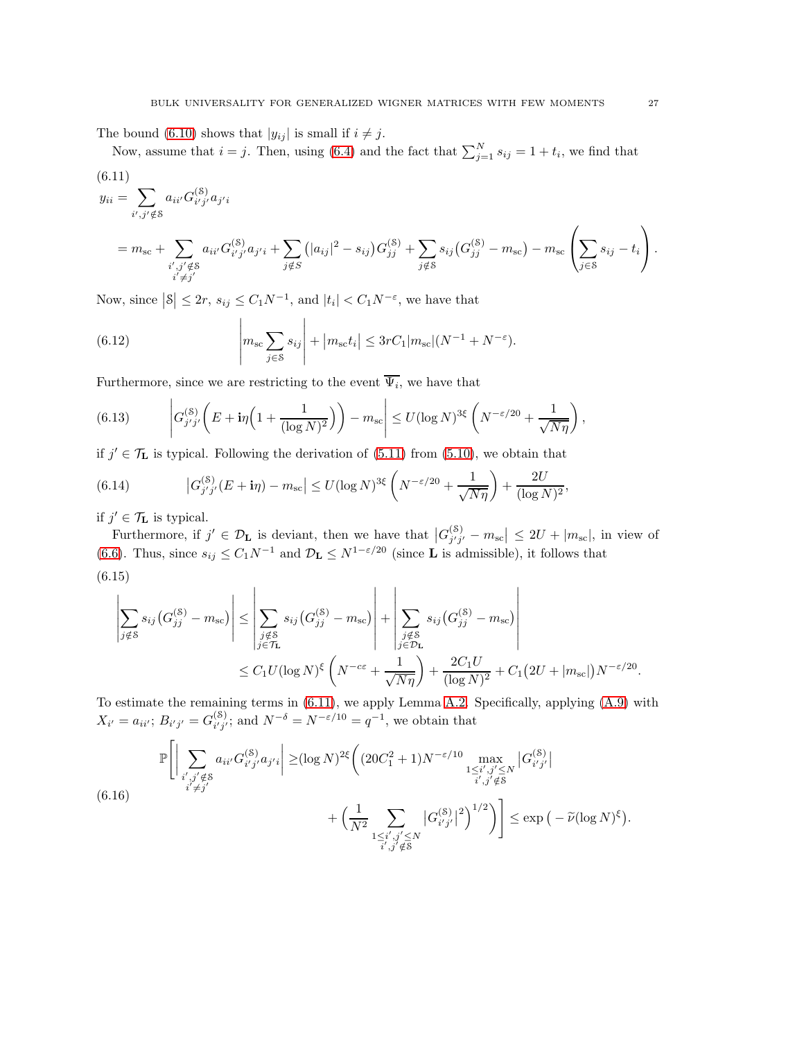The bound (6.10) shows that $|y_{ij}|$ is small if $i \neq j$.

Now, assume that $i = j$. Then, using (6.4) and the fact that $\sum_{j=1}^N s_{ij} = 1 + t_i$, we find that

$$
\begin{aligned}
y_{ii} &= \sum_{i',j' \notin \mathcal{S}} a_{ii'} G^{(\mathcal{S})}_{i'j'} a_{j'i} \\
&= m_{\mathrm{sc}} + \sum_{\substack{i',j' \notin \mathcal{S} \\ i' \neq j'}} a_{ii'} G^{(\mathcal{S})}_{i'j'} a_{j'i} + \sum_{j \notin S} \big( |a_{ij}|^2 - s_{ij} \big) G^{(\mathcal{S})}_{jj} + \sum_{j \notin \mathcal{S}} s_{ij} \big( G^{(\mathcal{S})}_{jj} - m_{\mathrm{sc}} \big) - m_{\mathrm{sc}} \left( \sum_{j \in \mathcal{S}} s_{ij} - t_i \right).
\end{aligned} \tag{6.11}
$$

Now, since $|\mathcal{S}| \leq 2r$, $s_{ij} \leq C_1 N^{-1}$, and $|t_i| < C_1 N^{-\varepsilon}$, we have that

$$
\left| m_{\mathrm{sc}} \sum_{j \in \mathcal{S}} s_{ij} \right| + \left| m_{\mathrm{sc}} t_i \right| \leq 3 r C_1 |m_{\mathrm{sc}}| (N^{-1} + N^{-\varepsilon}). \tag{6.12}
$$

Furthermore, since we are restricting to the event $\overline{\Psi_i}$, we have that

$$
\left| G^{(\mathcal{S})}_{j'j'} \left( E + \mathbf{i}\eta \Big( 1 + \frac{1}{(\log N)^2} \Big) \right) - m_{\mathrm{sc}} \right| \leq U (\log N)^{3\xi} \left( N^{-\varepsilon/20} + \frac{1}{\sqrt{N\eta}} \right), \tag{6.13}
$$

if $j' \in \mathcal{T}_{\mathbf{L}}$ is typical. Following the derivation of (5.11) from (5.10), we obtain that

$$
\left| G^{(\mathcal{S})}_{j'j'} (E + \mathbf{i}\eta) - m_{\mathrm{sc}} \right| \leq U (\log N)^{3\xi} \left( N^{-\varepsilon/20} + \frac{1}{\sqrt{N\eta}} \right) + \frac{2U}{(\log N)^2}, \tag{6.14}
$$

if $j' \in \mathcal{T}_{\mathbf{L}}$ is typical.

Furthermore, if $j' \in \mathcal{D}_{\mathbf{L}}$ is deviant, then we have that $\big| G^{(\mathcal{S})}_{j'j'} - m_{\mathrm{sc}} \big| \leq 2U + |m_{\mathrm{sc}}|$, in view of (6.6). Thus, since $s_{ij} \leq C_1 N^{-1}$ and $\mathcal{D}_{\mathbf{L}} \leq N^{1-\varepsilon/20}$ (since $\mathbf{L}$ is admissible), it follows that

$$
\begin{aligned}
\left| \sum_{j \notin \mathcal{S}} s_{ij} \big( G^{(\mathcal{S})}_{jj} - m_{\mathrm{sc}} \big) \right| &\leq \left| \sum_{\substack{j \notin \mathcal{S} \\ j \in \mathcal{T}_{\mathbf{L}}}} s_{ij} \big( G^{(\mathcal{S})}_{jj} - m_{\mathrm{sc}} \big) \right| + \left| \sum_{\substack{j \notin \mathcal{S} \\ j \in \mathcal{D}_{\mathbf{L}}}} s_{ij} \big( G^{(\mathcal{S})}_{jj} - m_{\mathrm{sc}} \big) \right| \\
&\leq C_1 U (\log N)^{\xi} \left( N^{-c\varepsilon} + \frac{1}{\sqrt{N\eta}} \right) + \frac{2 C_1 U}{(\log N)^2} + C_1 \big( 2U + |m_{\mathrm{sc}}| \big) N^{-\varepsilon/20}.
\end{aligned} \tag{6.15}
$$

To estimate the remaining terms in (6.11), we apply Lemma A.2. Specifically, applying (A.9) with $X_{i'} = a_{ii'}$; $B_{i'j'} = G^{(\mathcal{S})}_{i'j'}$; and $N^{-\delta} = N^{-\varepsilon/10} = q^{-1}$, we obtain that

$$
\begin{aligned}
\mathbb{P} \Bigg[ \Bigg| \sum_{\substack{i',j' \notin \mathcal{S} \\ i' \neq j'}} a_{ii'} G^{(\mathcal{S})}_{i'j'} a_{j'i} \Bigg| \geq (\log N)^{2\xi} \Bigg( & (20 C_1^2 + 1) N^{-\varepsilon/10} \max_{\substack{1 \leq i',j' \leq N \\ i',j' \notin \mathcal{S}}} \big| G^{(\mathcal{S})}_{i'j'} \big| \\
&+ \Big( \frac{1}{N^2} \sum_{\substack{1 \leq i',j' \leq N \\ i',j' \notin \mathcal{S}}} \big| G^{(\mathcal{S})}_{i'j'} \big|^2 \Big)^{1/2} \Bigg) \Bigg] \leq \exp \big( - \widetilde{\nu} (\log N)^{\xi} \big).
\end{aligned} \tag{6.16}
$$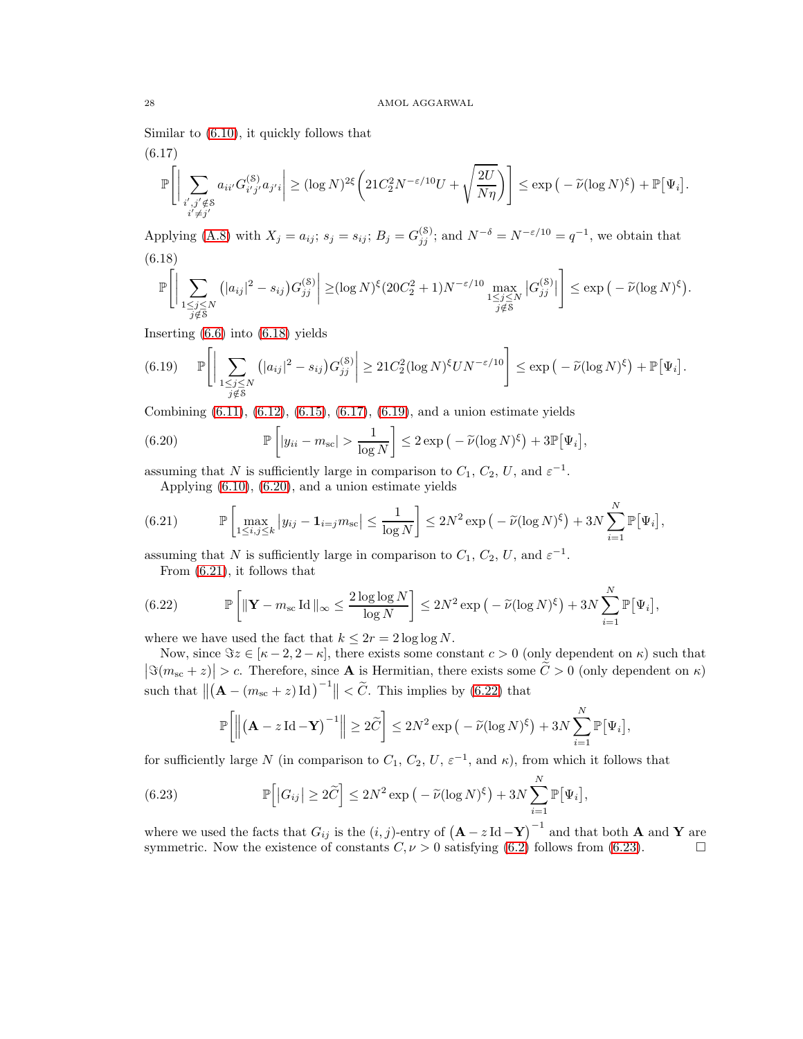Similar to (6.10), it quickly follows that

$$\mathbb{P}\Bigg[\bigg| \sum_{\substack{i',j' \notin \mathcal{S} \\ i' \neq j'}} a_{ii'} G_{i'j'}^{(\mathcal{S})} a_{j'i} \bigg| \geq (\log N)^{2\xi} \bigg( 21 C_2^2 N^{-\varepsilon/10} U + \sqrt{\frac{2U}{N\eta}} \bigg) \Bigg] \leq \exp\big( - \widetilde{\nu} (\log N)^{\xi} \big) + \mathbb{P}\big[ \Psi_i \big]. \tag{6.17}$$

Applying (A.8) with $X_j = a_{ij}$; $s_j = s_{ij}$; $B_j = G_{jj}^{(\mathcal{S})}$; and $N^{-\delta} = N^{-\varepsilon/10} = q^{-1}$, we obtain that

$$\mathbb{P}\Bigg[\bigg| \sum_{\substack{1 \leq j \leq N \\ j \notin \mathcal{S}}} \big( |a_{ij}|^2 - s_{ij} \big) G_{jj}^{(\mathcal{S})} \bigg| \geq (\log N)^{\xi} (20 C_2^2 + 1) N^{-\varepsilon/10} \max_{\substack{1 \leq j \leq N \\ j \notin \mathcal{S}}} \big| G_{jj}^{(\mathcal{S})} \big| \Bigg] \leq \exp\big( - \widetilde{\nu} (\log N)^{\xi} \big). \tag{6.18}$$

Inserting (6.6) into (6.18) yields

$$\mathbb{P}\Bigg[\bigg| \sum_{\substack{1 \leq j \leq N \\ j \notin \mathcal{S}}} \big( |a_{ij}|^2 - s_{ij} \big) G_{jj}^{(\mathcal{S})} \bigg| \geq 21 C_2^2 (\log N)^{\xi} U N^{-\varepsilon/10} \Bigg] \leq \exp\big( - \widetilde{\nu} (\log N)^{\xi} \big) + \mathbb{P}\big[ \Psi_i \big]. \tag{6.19}$$

Combining (6.11), (6.12), (6.15), (6.17), (6.19), and a union estimate yields

$$\mathbb{P}\left[ |y_{ii} - m_{\text{sc}}| > \frac{1}{\log N} \right] \leq 2 \exp\big( - \widetilde{\nu} (\log N)^{\xi} \big) + 3 \mathbb{P}\big[ \Psi_i \big], \tag{6.20}$$

assuming that $N$ is sufficiently large in comparison to $C_1$, $C_2$, $U$, and $\varepsilon^{-1}$.

Applying (6.10), (6.20), and a union estimate yields

$$\mathbb{P}\left[ \max_{1 \leq i,j \leq k} \big| y_{ij} - \mathbf{1}_{i=j} m_{\text{sc}} \big| \leq \frac{1}{\log N} \right] \leq 2N^2 \exp\big( - \widetilde{\nu} (\log N)^{\xi} \big) + 3N \sum_{i=1}^{N} \mathbb{P}\big[ \Psi_i \big], \tag{6.21}$$

assuming that $N$ is sufficiently large in comparison to $C_1$, $C_2$, $U$, and $\varepsilon^{-1}$.

From (6.21), it follows that

$$\mathbb{P}\left[ \| \mathbf{Y} - m_{\text{sc}} \operatorname{Id} \|_{\infty} \leq \frac{2 \log \log N}{\log N} \right] \leq 2N^2 \exp\big( - \widetilde{\nu} (\log N)^{\xi} \big) + 3N \sum_{i=1}^{N} \mathbb{P}\big[ \Psi_i \big], \tag{6.22}$$

where we have used the fact that $k \leq 2r = 2 \log \log N$.

Now, since $\Im z \in [\kappa - 2, 2 - \kappa]$, there exists some constant $c > 0$ (only dependent on $\kappa$) such that $\big| \Im (m_{\text{sc}} + z) \big| > c$. Therefore, since $\mathbf{A}$ is Hermitian, there exists some $\widetilde{C} > 0$ (only dependent on $\kappa$) such that $\big\| \big( \mathbf{A} - (m_{\text{sc}} + z) \operatorname{Id} \big)^{-1} \big\| < \widetilde{C}$. This implies by (6.22) that

$$\mathbb{P}\Big[ \Big\| \big( \mathbf{A} - z \operatorname{Id} - \mathbf{Y} \big)^{-1} \Big\| \geq 2 \widetilde{C} \Big] \leq 2N^2 \exp\big( - \widetilde{\nu} (\log N)^{\xi} \big) + 3N \sum_{i=1}^{N} \mathbb{P}\big[ \Psi_i \big],$$

for sufficiently large $N$ (in comparison to $C_1$, $C_2$, $U$, $\varepsilon^{-1}$, and $\kappa$), from which it follows that

$$\mathbb{P}\Big[ \big| G_{ij} \big| \geq 2 \widetilde{C} \Big] \leq 2N^2 \exp\big( - \widetilde{\nu} (\log N)^{\xi} \big) + 3N \sum_{i=1}^{N} \mathbb{P}\big[ \Psi_i \big], \tag{6.23}$$

where we used the facts that $G_{ij}$ is the $(i,j)$-entry of $\big( \mathbf{A} - z \operatorname{Id} - \mathbf{Y} \big)^{-1}$ and that both $\mathbf{A}$ and $\mathbf{Y}$ are symmetric. Now the existence of constants $C, \nu > 0$ satisfying (6.2) follows from (6.23). $\square$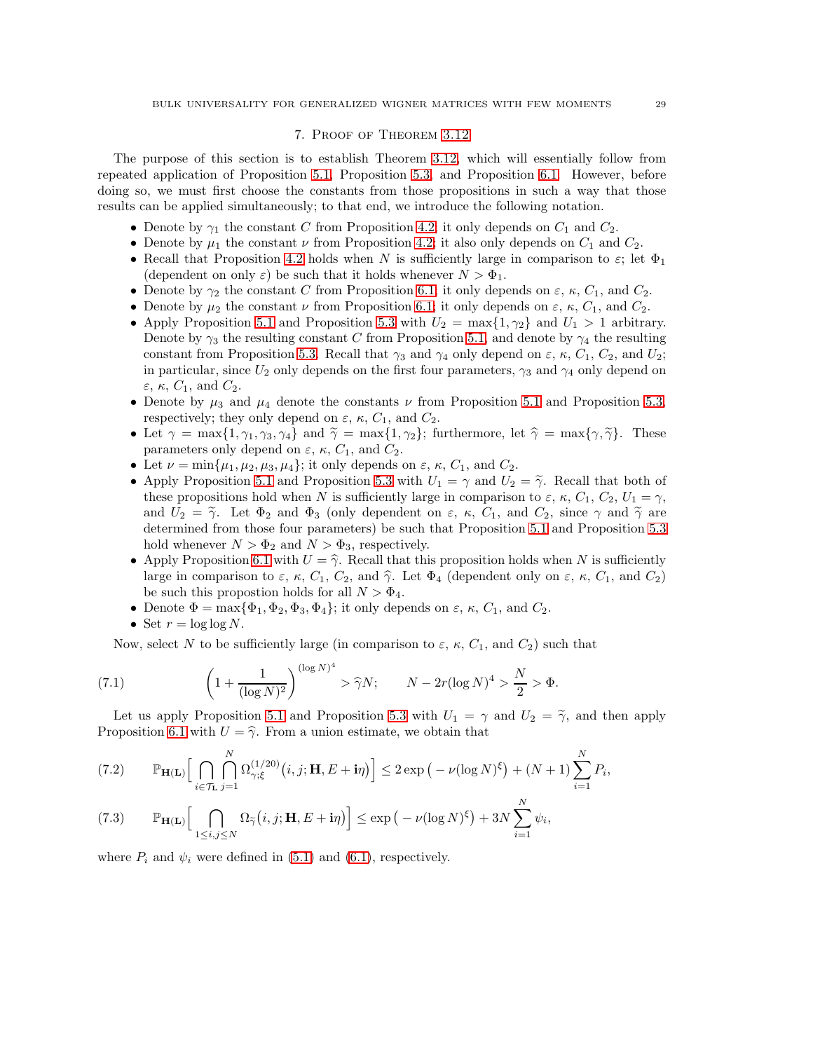## 7. Proof of Theorem 3.12

The purpose of this section is to establish Theorem 3.12, which will essentially follow from repeated application of Proposition 5.1, Proposition 5.3, and Proposition 6.1. However, before doing so, we must first choose the constants from those propositions in such a way that those results can be applied simultaneously; to that end, we introduce the following notation.

- Denote by $\gamma_1$ the constant $C$ from Proposition 4.2; it only depends on $C_1$ and $C_2$.
- Denote by $\mu_1$ the constant $\nu$ from Proposition 4.2; it also only depends on $C_1$ and $C_2$.
- Recall that Proposition 4.2 holds when $N$ is sufficiently large in comparison to $\varepsilon$; let $\Phi_1$ (dependent on only $\varepsilon$) be such that it holds whenever $N > \Phi_1$.
- Denote by $\gamma_2$ the constant $C$ from Proposition 6.1; it only depends on $\varepsilon$, $\kappa$, $C_1$, and $C_2$.
- Denote by $\mu_2$ the constant $\nu$ from Proposition 6.1; it only depends on $\varepsilon$, $\kappa$, $C_1$, and $C_2$.
- Apply Proposition 5.1 and Proposition 5.3 with $U_2 = \max\{1, \gamma_2\}$ and $U_1 > 1$ arbitrary. Denote by $\gamma_3$ the resulting constant $C$ from Proposition 5.1, and denote by $\gamma_4$ the resulting constant from Proposition 5.3. Recall that $\gamma_3$ and $\gamma_4$ only depend on $\varepsilon$, $\kappa$, $C_1$, $C_2$, and $U_2$; in particular, since $U_2$ only depends on the first four parameters, $\gamma_3$ and $\gamma_4$ only depend on $\varepsilon$, $\kappa$, $C_1$, and $C_2$.
- Denote by $\mu_3$ and $\mu_4$ denote the constants $\nu$ from Proposition 5.1 and Proposition 5.3, respectively; they only depend on $\varepsilon$, $\kappa$, $C_1$, and $C_2$.
- Let $\gamma = \max\{1, \gamma_1, \gamma_3, \gamma_4\}$ and $\widetilde{\gamma} = \max\{1, \gamma_2\}$; furthermore, let $\widehat{\gamma} = \max\{\gamma, \widetilde{\gamma}\}$. These parameters only depend on $\varepsilon$, $\kappa$, $C_1$, and $C_2$.
- Let $\nu = \min\{\mu_1, \mu_2, \mu_3, \mu_4\}$; it only depends on $\varepsilon$, $\kappa$, $C_1$, and $C_2$.
- Apply Proposition 5.1 and Proposition 5.3 with $U_1 = \gamma$ and $U_2 = \widetilde{\gamma}$. Recall that both of these propositions hold when $N$ is sufficiently large in comparison to $\varepsilon$, $\kappa$, $C_1$, $C_2$, $U_1 = \gamma$, and $U_2 = \widetilde{\gamma}$. Let $\Phi_2$ and $\Phi_3$ (only dependent on $\varepsilon$, $\kappa$, $C_1$, and $C_2$, since $\gamma$ and $\widetilde{\gamma}$ are determined from those four parameters) be such that Proposition 5.1 and Proposition 5.3 hold whenever $N > \Phi_2$ and $N > \Phi_3$, respectively.
- Apply Proposition 6.1 with $U = \widehat{\gamma}$. Recall that this proposition holds when $N$ is sufficiently large in comparison to $\varepsilon$, $\kappa$, $C_1$, $C_2$, and $\widehat{\gamma}$. Let $\Phi_4$ (dependent only on $\varepsilon$, $\kappa$, $C_1$, and $C_2$) be such this propostion holds for all $N > \Phi_4$.
- Denote $\Phi = \max\{\Phi_1, \Phi_2, \Phi_3, \Phi_4\}$; it only depends on $\varepsilon$, $\kappa$, $C_1$, and $C_2$.
- Set $r = \log \log N$.

Now, select $N$ to be sufficiently large (in comparison to $\varepsilon$, $\kappa$, $C_1$, and $C_2$) such that

$$\left(1 + \frac{1}{(\log N)^2}\right)^{(\log N)^4} > \widehat{\gamma} N; \qquad N - 2r(\log N)^4 > \frac{N}{2} > \Phi. \tag{7.1}$$

Let us apply Proposition 5.1 and Proposition 5.3 with $U_1 = \gamma$ and $U_2 = \widetilde{\gamma}$, and then apply Proposition 6.1 with $U = \widehat{\gamma}$. From a union estimate, we obtain that

$$\mathbb{P}_{\mathbf{H}(\mathbf{L})}\Big[ \bigcap_{i \in \mathcal{T}_{\mathbf{L}}} \bigcap_{j=1}^{N} \Omega_{\gamma;\xi}^{(1/20)}\big(i, j; \mathbf{H}, E + \mathbf{i}\eta\big)\Big] \le 2 \exp\big( - \nu (\log N)^{\xi}\big) + (N+1) \sum_{i=1}^{N} P_i, \tag{7.2}$$

$$\mathbb{P}_{\mathbf{H}(\mathbf{L})}\Big[ \bigcap_{1 \le i,j \le N} \Omega_{\widetilde{\gamma}}\big(i, j; \mathbf{H}, E + \mathbf{i}\eta\big)\Big] \le \exp\big( - \nu (\log N)^{\xi}\big) + 3N \sum_{i=1}^{N} \psi_i, \tag{7.3}$$

where $P_i$ and $\psi_i$ were defined in (5.1) and (6.1), respectively.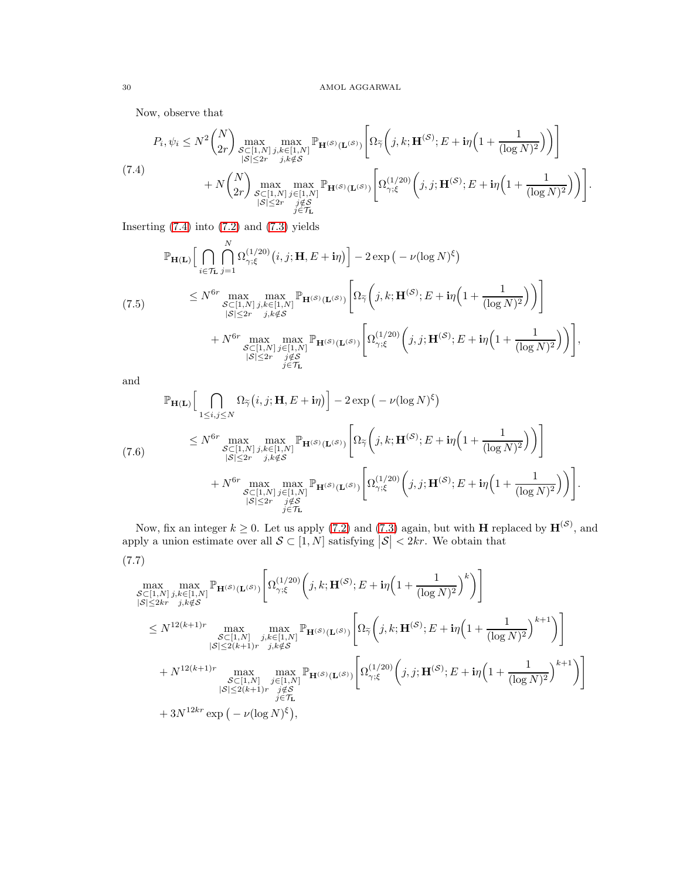Now, observe that

$$
\begin{aligned}
P_i, \psi_i \leq N^2 \binom{N}{2r} \max_{\substack{\mathcal{S} \subset [1,N] \\ |\mathcal{S}| \leq 2r}} \max_{\substack{j,k \in [1,N] \\ j,k \notin \mathcal{S}}} \mathbb{P}_{\mathbf{H}^{(\mathcal{S})}(\mathbf{L}^{(\mathcal{S})})} \bigg[ \Omega_{\widetilde{\gamma}} \Big( j, k; \mathbf{H}^{(\mathcal{S})}; E + \mathbf{i} \eta \Big( 1 + \frac{1}{(\log N)^2} \Big) \Big) \bigg] \\
+ N \binom{N}{2r} \max_{\substack{\mathcal{S} \subset [1,N] \\ |\mathcal{S}| \leq 2r}} \max_{\substack{j \in [1,N] \\ j \notin \mathcal{S} \\ j \in \mathcal{T}_{\mathbf{L}}}} \mathbb{P}_{\mathbf{H}^{(\mathcal{S})}(\mathbf{L}^{(\mathcal{S})})} \bigg[ \Omega_{\gamma;\xi}^{(1/20)} \Big( j, j; \mathbf{H}^{(\mathcal{S})}; E + \mathbf{i} \eta \Big( 1 + \frac{1}{(\log N)^2} \Big) \Big) \bigg].
\end{aligned}
\tag{7.4}
$$

Inserting (7.4) into (7.2) and (7.3) yields

$$
\begin{aligned}
& \mathbb{P}_{\mathbf{H}(\mathbf{L})} \Big[ \bigcap_{i \in \mathcal{T}_{\mathbf{L}}} \bigcap_{j=1}^{N} \Omega_{\gamma;\xi}^{(1/20)} \big( i, j; \mathbf{H}, E + \mathbf{i} \eta \big) \Big] - 2 \exp \big( - \nu (\log N)^{\xi} \big) \\
& \qquad \leq N^{6r} \max_{\substack{\mathcal{S} \subset [1,N] \\ |\mathcal{S}| \leq 2r}} \max_{\substack{j,k \in [1,N] \\ j,k \notin \mathcal{S}}} \mathbb{P}_{\mathbf{H}^{(\mathcal{S})}(\mathbf{L}^{(\mathcal{S})})} \bigg[ \Omega_{\widetilde{\gamma}} \Big( j, k; \mathbf{H}^{(\mathcal{S})}; E + \mathbf{i} \eta \Big( 1 + \frac{1}{(\log N)^2} \Big) \Big) \bigg] \\
& \qquad \quad + N^{6r} \max_{\substack{\mathcal{S} \subset [1,N] \\ |\mathcal{S}| \leq 2r}} \max_{\substack{j \in [1,N] \\ j \notin \mathcal{S} \\ j \in \mathcal{T}_{\mathbf{L}}}} \mathbb{P}_{\mathbf{H}^{(\mathcal{S})}(\mathbf{L}^{(\mathcal{S})})} \bigg[ \Omega_{\gamma;\xi}^{(1/20)} \Big( j, j; \mathbf{H}^{(\mathcal{S})}; E + \mathbf{i} \eta \Big( 1 + \frac{1}{(\log N)^2} \Big) \Big) \bigg],
\end{aligned}
\tag{7.5}
$$

and

$$
\begin{aligned}
& \mathbb{P}_{\mathbf{H}(\mathbf{L})} \Big[ \bigcap_{1 \leq i,j \leq N} \Omega_{\widetilde{\gamma}} \big( i, j; \mathbf{H}, E + \mathbf{i} \eta \big) \Big] - 2 \exp \big( - \nu (\log N)^{\xi} \big) \\
& \qquad \leq N^{6r} \max_{\substack{\mathcal{S} \subset [1,N] \\ |\mathcal{S}| \leq 2r}} \max_{\substack{j,k \in [1,N] \\ j,k \notin \mathcal{S}}} \mathbb{P}_{\mathbf{H}^{(\mathcal{S})}(\mathbf{L}^{(\mathcal{S})})} \bigg[ \Omega_{\widetilde{\gamma}} \Big( j, k; \mathbf{H}^{(\mathcal{S})}; E + \mathbf{i} \eta \Big( 1 + \frac{1}{(\log N)^2} \Big) \Big) \bigg] \\
& \qquad \quad + N^{6r} \max_{\substack{\mathcal{S} \subset [1,N] \\ |\mathcal{S}| \leq 2r}} \max_{\substack{j \in [1,N] \\ j \notin \mathcal{S} \\ j \in \mathcal{T}_{\mathbf{L}}}} \mathbb{P}_{\mathbf{H}^{(\mathcal{S})}(\mathbf{L}^{(\mathcal{S})})} \bigg[ \Omega_{\gamma;\xi}^{(1/20)} \Big( j, j; \mathbf{H}^{(\mathcal{S})}; E + \mathbf{i} \eta \Big( 1 + \frac{1}{(\log N)^2} \Big) \Big) \bigg].
\end{aligned}
\tag{7.6}
$$

Now, fix an integer $k \geq 0$. Let us apply (7.2) and (7.3) again, but with $\mathbf{H}$ replaced by $\mathbf{H}^{(\mathcal{S})}$, and apply a union estimate over all $\mathcal{S} \subset [1, N]$ satisfying $\big| \mathcal{S} \big| < 2kr$. We obtain that

$$
\begin{aligned}
& \max_{\substack{\mathcal{S} \subset [1,N] \\ |\mathcal{S}| \leq 2kr}} \max_{\substack{j,k \in [1,N] \\ j,k \notin \mathcal{S}}} \mathbb{P}_{\mathbf{H}^{(\mathcal{S})}(\mathbf{L}^{(\mathcal{S})})} \bigg[ \Omega_{\gamma;\xi}^{(1/20)} \Big( j, k; \mathbf{H}^{(\mathcal{S})}; E + \mathbf{i} \eta \Big( 1 + \frac{1}{(\log N)^2} \Big)^{k} \Big) \bigg] \\
& \quad \leq N^{12(k+1)r} \max_{\substack{\mathcal{S} \subset [1,N] \\ |\mathcal{S}| \leq 2(k+1)r}} \max_{\substack{j,k \in [1,N] \\ j,k \notin \mathcal{S}}} \mathbb{P}_{\mathbf{H}^{(\mathcal{S})}(\mathbf{L}^{(\mathcal{S})})} \bigg[ \Omega_{\widetilde{\gamma}} \Big( j, k; \mathbf{H}^{(\mathcal{S})}; E + \mathbf{i} \eta \Big( 1 + \frac{1}{(\log N)^2} \Big)^{k+1} \Big) \bigg] \\
& \quad \quad + N^{12(k+1)r} \max_{\substack{\mathcal{S} \subset [1,N] \\ |\mathcal{S}| \leq 2(k+1)r}} \max_{\substack{j \in [1,N] \\ j \notin \mathcal{S} \\ j \in \mathcal{T}_{\mathbf{L}}}} \mathbb{P}_{\mathbf{H}^{(\mathcal{S})}(\mathbf{L}^{(\mathcal{S})})} \bigg[ \Omega_{\gamma;\xi}^{(1/20)} \Big( j, j; \mathbf{H}^{(\mathcal{S})}; E + \mathbf{i} \eta \Big( 1 + \frac{1}{(\log N)^2} \Big)^{k+1} \Big) \bigg] \\
& \quad \quad + 3 N^{12kr} \exp \big( - \nu (\log N)^{\xi} \big),
\end{aligned}
\tag{7.7}
$$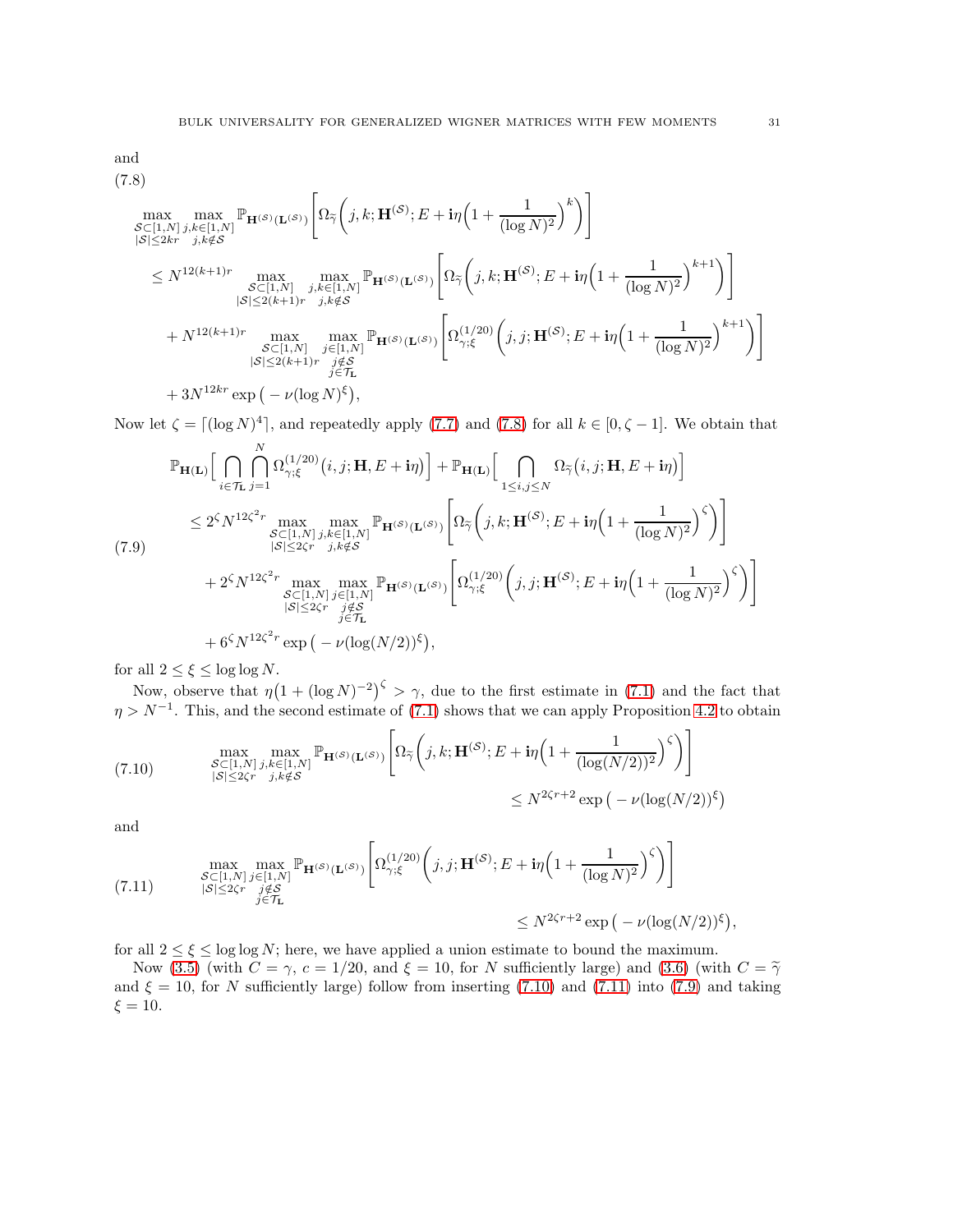and

$$
\begin{aligned}
&\max_{\substack{\mathcal{S}\subset[1,N]\\|\mathcal{S}|\le 2kr}}\max_{\substack{j,k\in[1,N]\\j,k\notin\mathcal{S}}}\mathbb{P}_{\mathbf{H}^{(\mathcal{S})}(\mathbf{L}^{(\mathcal{S})})}\bigg[\Omega_{\widetilde{\gamma}}\Big(j,k;\mathbf{H}^{(\mathcal{S})};E+\mathbf{i}\eta\Big(1+\frac{1}{(\log N)^2}\Big)^k\Big)\bigg]\\
&\quad\le N^{12(k+1)r}\max_{\substack{\mathcal{S}\subset[1,N]\\|\mathcal{S}|\le 2(k+1)r}}\max_{\substack{j,k\in[1,N]\\j,k\notin\mathcal{S}}}\mathbb{P}_{\mathbf{H}^{(\mathcal{S})}(\mathbf{L}^{(\mathcal{S})})}\bigg[\Omega_{\widetilde{\gamma}}\Big(j,k;\mathbf{H}^{(\mathcal{S})};E+\mathbf{i}\eta\Big(1+\frac{1}{(\log N)^2}\Big)^{k+1}\Big)\bigg]\\
&\qquad+N^{12(k+1)r}\max_{\substack{\mathcal{S}\subset[1,N]\\|\mathcal{S}|\le 2(k+1)r}}\max_{\substack{j\in[1,N]\\j\notin\mathcal{S}\\j\in\mathcal{T}_{\mathbf{L}}}}\mathbb{P}_{\mathbf{H}^{(\mathcal{S})}(\mathbf{L}^{(\mathcal{S})})}\bigg[\Omega_{\gamma;\xi}^{(1/20)}\Big(j,j;\mathbf{H}^{(\mathcal{S})};E+\mathbf{i}\eta\Big(1+\frac{1}{(\log N)^2}\Big)^{k+1}\Big)\bigg]\\
&\qquad+3N^{12kr}\exp\big(-\nu(\log N)^{\xi}\big),
\end{aligned}
\tag{7.8}
$$

Now let $\zeta=\lceil(\log N)^4\rceil$, and repeatedly apply (7.7) and (7.8) for all $k\in[0,\zeta-1]$. We obtain that

$$
\begin{aligned}
&\mathbb{P}_{\mathbf{H}(\mathbf{L})}\Big[\bigcap_{i\in\mathcal{T}_{\mathbf{L}}}\bigcap_{j=1}^{N}\Omega_{\gamma;\xi}^{(1/20)}\big(i,j;\mathbf{H},E+\mathbf{i}\eta\big)\Big]+\mathbb{P}_{\mathbf{H}(\mathbf{L})}\Big[\bigcap_{1\le i,j\le N}\Omega_{\widetilde{\gamma}}\big(i,j;\mathbf{H},E+\mathbf{i}\eta\big)\Big]\\
&\quad\le 2^{\zeta}N^{12\zeta^2 r}\max_{\substack{\mathcal{S}\subset[1,N]\\|\mathcal{S}|\le 2\zeta r}}\max_{\substack{j,k\in[1,N]\\j,k\notin\mathcal{S}}}\mathbb{P}_{\mathbf{H}^{(\mathcal{S})}(\mathbf{L}^{(\mathcal{S})})}\bigg[\Omega_{\widetilde{\gamma}}\Big(j,k;\mathbf{H}^{(\mathcal{S})};E+\mathbf{i}\eta\Big(1+\frac{1}{(\log N)^2}\Big)^{\zeta}\Big)\bigg]\\
&\qquad+2^{\zeta}N^{12\zeta^2 r}\max_{\substack{\mathcal{S}\subset[1,N]\\|\mathcal{S}|\le 2\zeta r}}\max_{\substack{j\in[1,N]\\j\notin\mathcal{S}\\j\in\mathcal{T}_{\mathbf{L}}}}\mathbb{P}_{\mathbf{H}^{(\mathcal{S})}(\mathbf{L}^{(\mathcal{S})})}\bigg[\Omega_{\gamma;\xi}^{(1/20)}\Big(j,j;\mathbf{H}^{(\mathcal{S})};E+\mathbf{i}\eta\Big(1+\frac{1}{(\log N)^2}\Big)^{\zeta}\Big)\bigg]\\
&\qquad+6^{\zeta}N^{12\zeta^2 r}\exp\big(-\nu(\log(N/2))^{\xi}\big),
\end{aligned}
\tag{7.9}
$$

for all $2\le\xi\le\log\log N$.

Now, observe that $\eta\big(1+(\log N)^{-2}\big)^{\zeta}>\gamma$, due to the first estimate in (7.1) and the fact that $\eta>N^{-1}$. This, and the second estimate of (7.1) shows that we can apply Proposition 4.2 to obtain

$$
\max_{\substack{\mathcal{S}\subset[1,N]\\|\mathcal{S}|\le 2\zeta r}}\max_{\substack{j,k\in[1,N]\\j,k\notin\mathcal{S}}}\mathbb{P}_{\mathbf{H}^{(\mathcal{S})}(\mathbf{L}^{(\mathcal{S})})}\bigg[\Omega_{\widetilde{\gamma}}\Big(j,k;\mathbf{H}^{(\mathcal{S})};E+\mathbf{i}\eta\Big(1+\frac{1}{(\log(N/2))^2}\Big)^{\zeta}\Big)\bigg]\le N^{2\zeta r+2}\exp\big(-\nu(\log(N/2))^{\xi}\big)
\tag{7.10}
$$

and

$$
\max_{\substack{\mathcal{S}\subset[1,N]\\|\mathcal{S}|\le 2\zeta r}}\max_{\substack{j\in[1,N]\\j\notin\mathcal{S}\\j\in\mathcal{T}_{\mathbf{L}}}}\mathbb{P}_{\mathbf{H}^{(\mathcal{S})}(\mathbf{L}^{(\mathcal{S})})}\bigg[\Omega_{\gamma;\xi}^{(1/20)}\Big(j,j;\mathbf{H}^{(\mathcal{S})};E+\mathbf{i}\eta\Big(1+\frac{1}{(\log N)^2}\Big)^{\zeta}\Big)\bigg]\le N^{2\zeta r+2}\exp\big(-\nu(\log(N/2))^{\xi}\big),
\tag{7.11}
$$

for all $2\le\xi\le\log\log N$; here, we have applied a union estimate to bound the maximum.

Now (3.5) (with $C=\gamma$, $c=1/20$, and $\xi=10$, for $N$ sufficiently large) and (3.6) (with $C=\widetilde{\gamma}$ and $\xi=10$, for $N$ sufficiently large) follow from inserting (7.10) and (7.11) into (7.9) and taking $\xi=10$.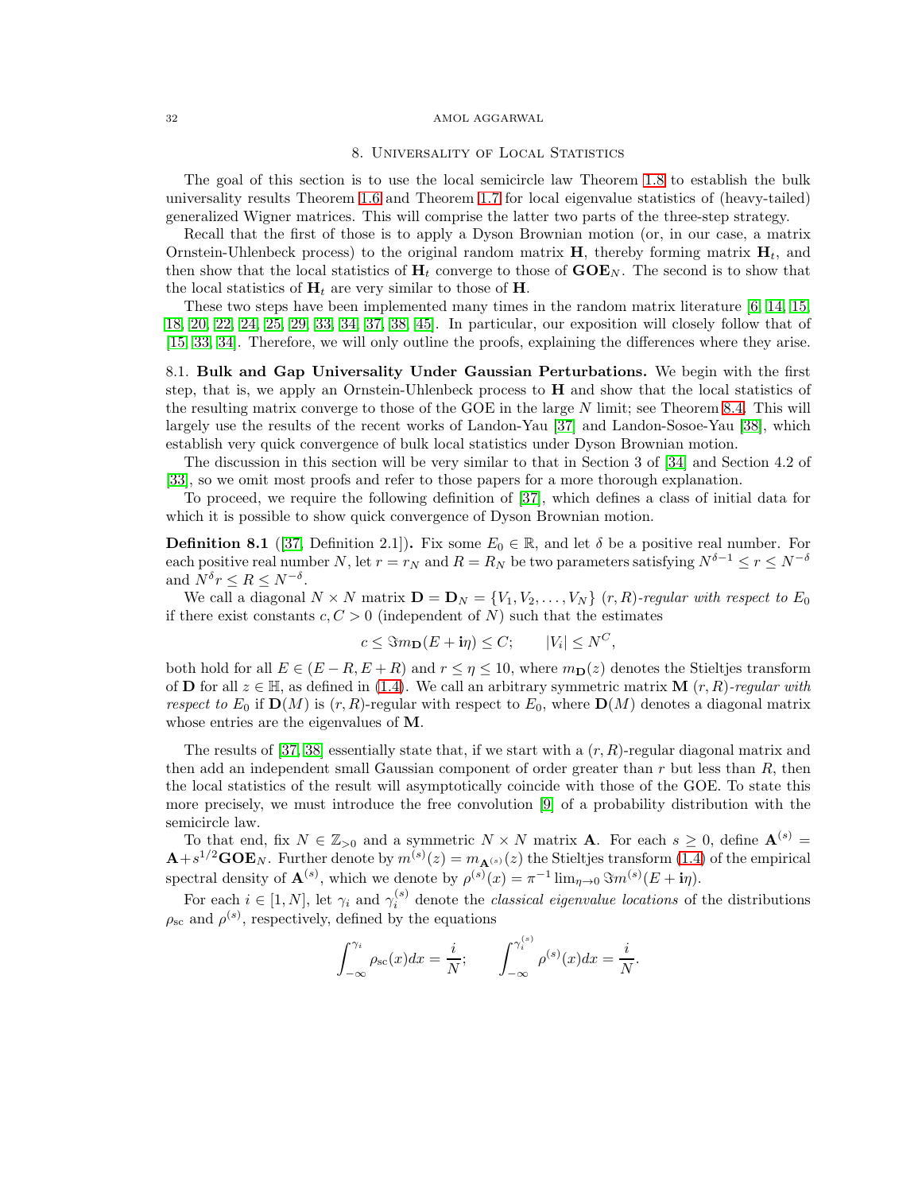## 8. Universality of Local Statistics

The goal of this section is to use the local semicircle law Theorem 1.8 to establish the bulk universality results Theorem 1.6 and Theorem 1.7 for local eigenvalue statistics of (heavy-tailed) generalized Wigner matrices. This will comprise the latter two parts of the three-step strategy.

Recall that the first of those is to apply a Dyson Brownian motion (or, in our case, a matrix Ornstein-Uhlenbeck process) to the original random matrix $\mathbf{H}$, thereby forming matrix $\mathbf{H}_t$, and then show that the local statistics of $\mathbf{H}_t$ converge to those of $\mathbf{GOE}_N$. The second is to show that the local statistics of $\mathbf{H}_t$ are very similar to those of $\mathbf{H}$.

These two steps have been implemented many times in the random matrix literature [6, 14, 15, 18, 20, 22, 24, 25, 29, 33, 34, 37, 38, 45]. In particular, our exposition will closely follow that of [15, 33, 34]. Therefore, we will only outline the proofs, explaining the differences where they arise.

### 8.1. Bulk and Gap Universality Under Gaussian Perturbations.

We begin with the first step, that is, we apply an Ornstein-Uhlenbeck process to $\mathbf{H}$ and show that the local statistics of the resulting matrix converge to those of the GOE in the large $N$ limit; see Theorem 8.4. This will largely use the results of the recent works of Landon-Yau [37] and Landon-Sosoe-Yau [38], which establish very quick convergence of bulk local statistics under Dyson Brownian motion.

The discussion in this section will be very similar to that in Section 3 of [34] and Section 4.2 of [33], so we omit most proofs and refer to those papers for a more thorough explanation.

To proceed, we require the following definition of [37], which defines a class of initial data for which it is possible to show quick convergence of Dyson Brownian motion.

**Definition 8.1** ([37, Definition 2.1])**.** Fix some $E_0 \in \mathbb{R}$, and let $\delta$ be a positive real number. For each positive real number $N$, let $r = r_N$ and $R = R_N$ be two parameters satisfying $N^{\delta - 1} \leq r \leq N^{-\delta}$ and $N^{\delta} r \leq R \leq N^{-\delta}$.

We call a diagonal $N \times N$ matrix $\mathbf{D} = \mathbf{D}_N = \{V_1, V_2, \ldots, V_N\}$ *$(r, R)$-regular with respect to $E_0$* if there exist constants $c, C > 0$ (independent of $N$) such that the estimates

$$
c \leq \Im m_{\mathbf{D}}(E + \mathbf{i}\eta) \leq C; \qquad |V_i| \leq N^C,
$$

both hold for all $E \in (E - R, E + R)$ and $r \leq \eta \leq 10$, where $m_{\mathbf{D}}(z)$ denotes the Stieltjes transform of $\mathbf{D}$ for all $z \in \mathbb{H}$, as defined in (1.4). We call an arbitrary symmetric matrix $\mathbf{M}$ *$(r, R)$-regular with respect to $E_0$* if $\mathbf{D}(M)$ is $(r, R)$-regular with respect to $E_0$, where $\mathbf{D}(M)$ denotes a diagonal matrix whose entries are the eigenvalues of $\mathbf{M}$.

The results of [37, 38] essentially state that, if we start with a $(r, R)$-regular diagonal matrix and then add an independent small Gaussian component of order greater than $r$ but less than $R$, then the local statistics of the result will asymptotically coincide with those of the GOE. To state this more precisely, we must introduce the free convolution [9] of a probability distribution with the semicircle law.

To that end, fix $N \in \mathbb{Z}_{>0}$ and a symmetric $N \times N$ matrix $\mathbf{A}$. For each $s \geq 0$, define $\mathbf{A}^{(s)} = \mathbf{A} + s^{1/2} \mathbf{GOE}_N$. Further denote by $m^{(s)}(z) = m_{\mathbf{A}^{(s)}}(z)$ the Stieltjes transform (1.4) of the empirical spectral density of $\mathbf{A}^{(s)}$, which we denote by $\rho^{(s)}(x) = \pi^{-1} \lim_{\eta \to 0} \Im m^{(s)}(E + \mathbf{i}\eta)$.

For each $i \in [1, N]$, let $\gamma_i$ and $\gamma_i^{(s)}$ denote the *classical eigenvalue locations* of the distributions $\rho_{\text{sc}}$ and $\rho^{(s)}$, respectively, defined by the equations

$$
\int_{-\infty}^{\gamma_i} \rho_{\text{sc}}(x) dx = \frac{i}{N}; \qquad \int_{-\infty}^{\gamma_i^{(s)}} \rho^{(s)}(x) dx = \frac{i}{N}.
$$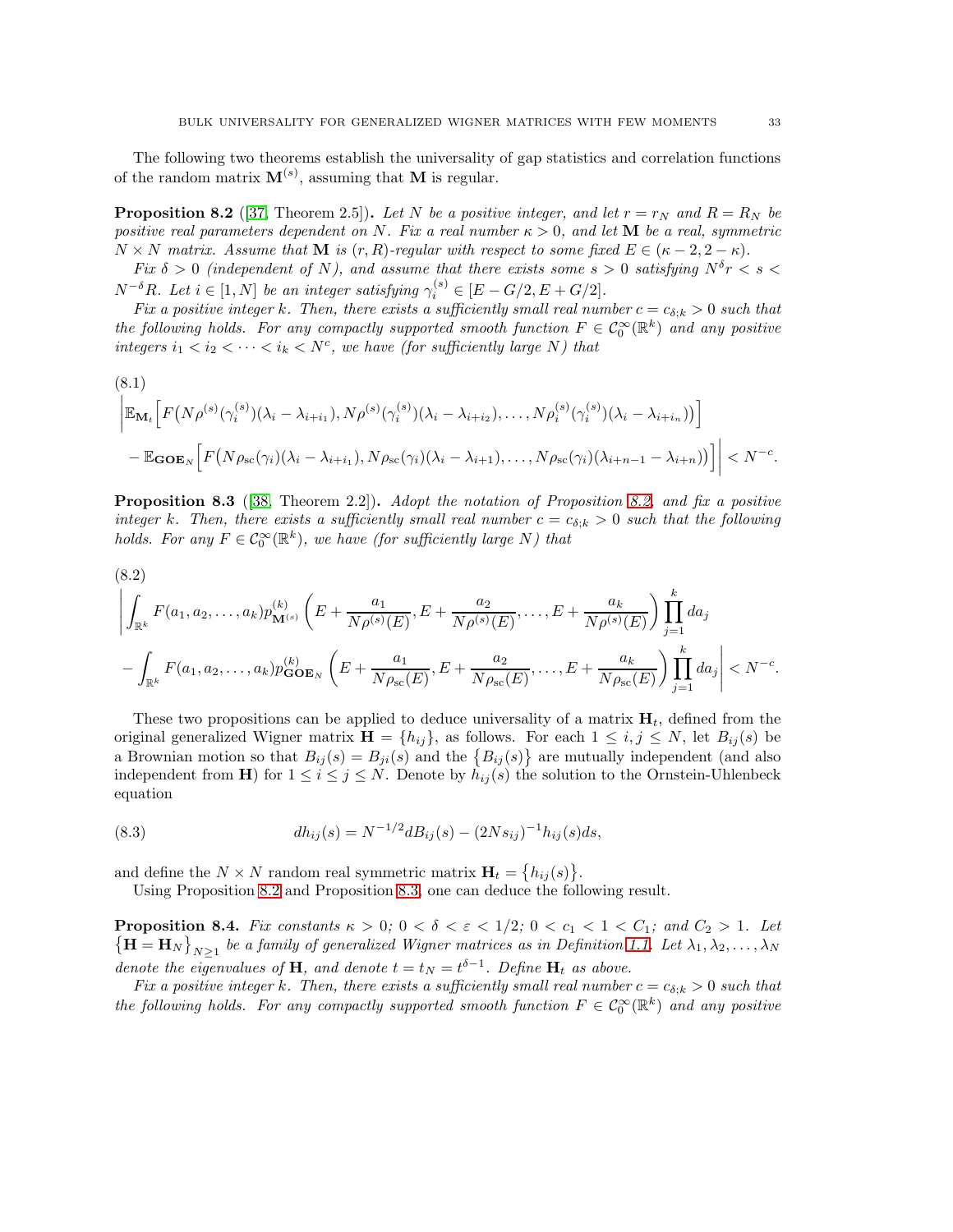The following two theorems establish the universality of gap statistics and correlation functions of the random matrix $\mathbf{M}^{(s)}$, assuming that $\mathbf{M}$ is regular.

**Proposition 8.2** ([37, Theorem 2.5]). *Let $N$ be a positive integer, and let $r = r_N$ and $R = R_N$ be positive real parameters dependent on $N$. Fix a real number $\kappa > 0$, and let $\mathbf{M}$ be a real, symmetric $N \times N$ matrix. Assume that $\mathbf{M}$ is $(r, R)$-regular with respect to some fixed $E \in (\kappa - 2, 2 - \kappa)$.*

*Fix $\delta > 0$ (independent of $N$), and assume that there exists some $s > 0$ satisfying $N^{\delta} r < s < N^{-\delta} R$. Let $i \in [1, N]$ be an integer satisfying $\gamma_i^{(s)} \in [E - G/2, E + G/2]$.*

*Fix a positive integer $k$. Then, there exists a sufficiently small real number $c = c_{\delta;k} > 0$ such that the following holds. For any compactly supported smooth function $F \in \mathcal{C}_0^{\infty}(\mathbb{R}^k)$ and any positive integers $i_1 < i_2 < \cdots < i_k < N^c$, we have (for sufficiently large $N$) that*

(8.1)
$$
\begin{aligned}
&\bigg| \mathbb{E}_{\mathbf{M}_t}\Big[ F\big( N\rho^{(s)}(\gamma_i^{(s)})(\lambda_i - \lambda_{i+i_1}), N\rho^{(s)}(\gamma_i^{(s)})(\lambda_i - \lambda_{i+i_2}), \ldots, N\rho_i^{(s)}(\gamma_i^{(s)})(\lambda_i - \lambda_{i+i_n}) \big) \Big] \\
&\quad - \mathbb{E}_{\mathbf{GOE}_N}\Big[ F\big( N\rho_{\mathrm{sc}}(\gamma_i)(\lambda_i - \lambda_{i+i_1}), N\rho_{\mathrm{sc}}(\gamma_i)(\lambda_i - \lambda_{i+1}), \ldots, N\rho_{\mathrm{sc}}(\gamma_i)(\lambda_{i+n-1} - \lambda_{i+n}) \big) \Big] \bigg| < N^{-c}.
\end{aligned}
$$

**Proposition 8.3** ([38, Theorem 2.2]). *Adopt the notation of Proposition 8.2, and fix a positive integer $k$. Then, there exists a sufficiently small real number $c = c_{\delta;k} > 0$ such that the following holds. For any $F \in \mathcal{C}_0^{\infty}(\mathbb{R}^k)$, we have (for sufficiently large $N$) that*

(8.2)
$$
\begin{aligned}
&\Bigg| \int_{\mathbb{R}^k} F(a_1, a_2, \ldots, a_k) p_{\mathbf{M}^{(s)}}^{(k)} \left( E + \frac{a_1}{N\rho^{(s)}(E)}, E + \frac{a_2}{N\rho^{(s)}(E)}, \ldots, E + \frac{a_k}{N\rho^{(s)}(E)} \right) \prod_{j=1}^{k} da_j \\
&\quad - \int_{\mathbb{R}^k} F(a_1, a_2, \ldots, a_k) p_{\mathbf{GOE}_N}^{(k)} \left( E + \frac{a_1}{N\rho_{\mathrm{sc}}(E)}, E + \frac{a_2}{N\rho_{\mathrm{sc}}(E)}, \ldots, E + \frac{a_k}{N\rho_{\mathrm{sc}}(E)} \right) \prod_{j=1}^{k} da_j \Bigg| < N^{-c}.
\end{aligned}
$$

These two propositions can be applied to deduce universality of a matrix $\mathbf{H}_t$, defined from the original generalized Wigner matrix $\mathbf{H} = \{h_{ij}\}$, as follows. For each $1 \le i, j \le N$, let $B_{ij}(s)$ be a Brownian motion so that $B_{ij}(s) = B_{ji}(s)$ and the $\{B_{ij}(s)\}$ are mutually independent (and also independent from $\mathbf{H}$) for $1 \le i \le j \le N$. Denote by $h_{ij}(s)$ the solution to the Ornstein-Uhlenbeck equation

$$
dh_{ij}(s) = N^{-1/2} dB_{ij}(s) - (2Ns_{ij})^{-1} h_{ij}(s) ds, \tag{8.3}
$$

and define the $N \times N$ random real symmetric matrix $\mathbf{H}_t = \{h_{ij}(s)\}$.

Using Proposition 8.2 and Proposition 8.3, one can deduce the following result.

**Proposition 8.4.** *Fix constants $\kappa > 0$; $0 < \delta < \varepsilon < 1/2$; $0 < c_1 < 1 < C_1$; and $C_2 > 1$. Let $\{\mathbf{H} = \mathbf{H}_N\}_{N \ge 1}$ be a family of generalized Wigner matrices as in Definition 1.1. Let $\lambda_1, \lambda_2, \ldots, \lambda_N$ denote the eigenvalues of $\mathbf{H}$, and denote $t = t_N = t^{\delta - 1}$. Define $\mathbf{H}_t$ as above.*

*Fix a positive integer $k$. Then, there exists a sufficiently small real number $c = c_{\delta;k} > 0$ such that the following holds. For any compactly supported smooth function $F \in \mathcal{C}_0^{\infty}(\mathbb{R}^k)$ and any positive*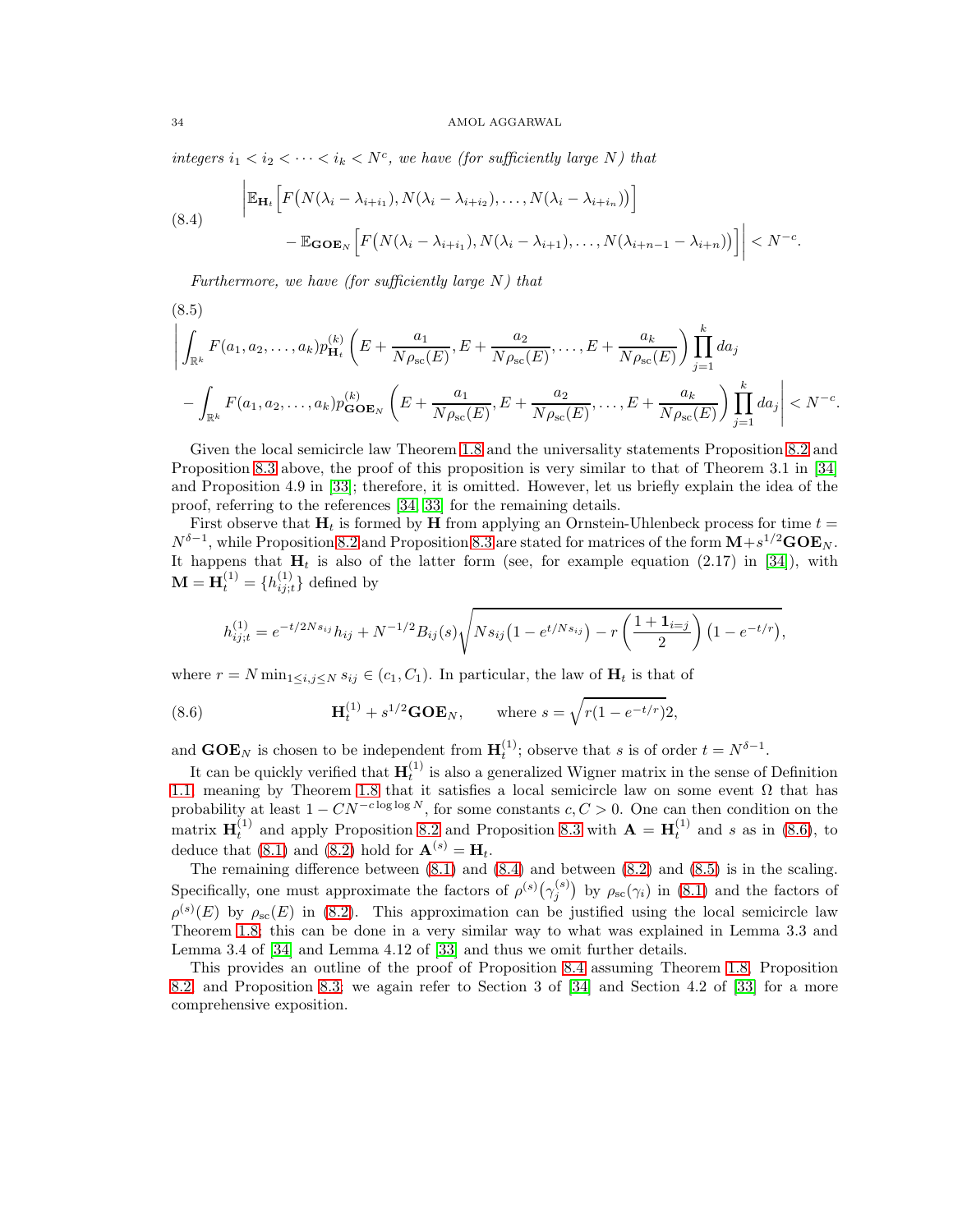*integers $i_1 < i_2 < \cdots < i_k < N^c$, we have (for sufficiently large $N$) that*

$$
\begin{aligned}
\Bigg| \mathbb{E}_{\mathbf{H}_t} \Big[ F\big( N(\lambda_i - \lambda_{i+i_1}), N(\lambda_i - \lambda_{i+i_2}), \ldots, N(\lambda_i - \lambda_{i+i_n}) \big) \Big] \\
- \mathbb{E}_{\mathbf{GOE}_N} \Big[ F\big( N(\lambda_i - \lambda_{i+i_1}), N(\lambda_i - \lambda_{i+1}), \ldots, N(\lambda_{i+n-1} - \lambda_{i+n}) \big) \Big] \Bigg| < N^{-c}.
\end{aligned}
\tag{8.4}
$$

*Furthermore, we have (for sufficiently large $N$) that*

$$
\begin{aligned}
&\Bigg| \int_{\mathbb{R}^k} F(a_1, a_2, \ldots, a_k) p_{\mathbf{H}_t}^{(k)} \left( E + \frac{a_1}{N\rho_{\mathrm{sc}}(E)}, E + \frac{a_2}{N\rho_{\mathrm{sc}}(E)}, \ldots, E + \frac{a_k}{N\rho_{\mathrm{sc}}(E)} \right) \prod_{j=1}^{k} da_j \\
&- \int_{\mathbb{R}^k} F(a_1, a_2, \ldots, a_k) p_{\mathbf{GOE}_N}^{(k)} \left( E + \frac{a_1}{N\rho_{\mathrm{sc}}(E)}, E + \frac{a_2}{N\rho_{\mathrm{sc}}(E)}, \ldots, E + \frac{a_k}{N\rho_{\mathrm{sc}}(E)} \right) \prod_{j=1}^{k} da_j \Bigg| < N^{-c}.
\end{aligned}
\tag{8.5}
$$

Given the local semicircle law Theorem 1.8 and the universality statements Proposition 8.2 and Proposition 8.3 above, the proof of this proposition is very similar to that of Theorem 3.1 in [34] and Proposition 4.9 in [33]; therefore, it is omitted. However, let us briefly explain the idea of the proof, referring to the references [34, 33] for the remaining details.

First observe that $\mathbf{H}_t$ is formed by $\mathbf{H}$ from applying an Ornstein-Uhlenbeck process for time $t = N^{\delta - 1}$, while Proposition 8.2 and Proposition 8.3 are stated for matrices of the form $\mathbf{M} + s^{1/2}\mathbf{GOE}_N$. It happens that $\mathbf{H}_t$ is also of the latter form (see, for example equation (2.17) in [34]), with $\mathbf{M} = \mathbf{H}_t^{(1)} = \{h_{ij;t}^{(1)}\}$ defined by

$$
h_{ij;t}^{(1)} = e^{-t/2Ns_{ij}} h_{ij} + N^{-1/2} B_{ij}(s) \sqrt{N s_{ij}\big(1 - e^{t/Ns_{ij}}\big) - r\left(\frac{1 + \mathbf{1}_{i=j}}{2}\right)\left(1 - e^{-t/r}\right)},
$$

where $r = N \min_{1 \le i,j \le N} s_{ij} \in (c_1, C_1)$. In particular, the law of $\mathbf{H}_t$ is that of

$$
\mathbf{H}_t^{(1)} + s^{1/2}\mathbf{GOE}_N, \qquad \text{where } s = \sqrt{r(1 - e^{-t/r})}2,
\tag{8.6}
$$

and $\mathbf{GOE}_N$ is chosen to be independent from $\mathbf{H}_t^{(1)}$; observe that $s$ is of order $t = N^{\delta - 1}$.

It can be quickly verified that $\mathbf{H}_t^{(1)}$ is also a generalized Wigner matrix in the sense of Definition 1.1, meaning by Theorem 1.8 that it satisfies a local semicircle law on some event $\Omega$ that has probability at least $1 - CN^{-c \log \log N}$, for some constants $c, C > 0$. One can then condition on the matrix $\mathbf{H}_t^{(1)}$ and apply Proposition 8.2 and Proposition 8.3 with $\mathbf{A} = \mathbf{H}_t^{(1)}$ and $s$ as in (8.6), to deduce that (8.1) and (8.2) hold for $\mathbf{A}^{(s)} = \mathbf{H}_t$.

The remaining difference between (8.1) and (8.4) and between (8.2) and (8.5) is in the scaling. Specifically, one must approximate the factors of $\rho^{(s)}\big(\gamma_j^{(s)}\big)$ by $\rho_{\mathrm{sc}}(\gamma_i)$ in (8.1) and the factors of $\rho^{(s)}(E)$ by $\rho_{\mathrm{sc}}(E)$ in (8.2). This approximation can be justified using the local semicircle law Theorem 1.8; this can be done in a very similar way to what was explained in Lemma 3.3 and Lemma 3.4 of [34] and Lemma 4.12 of [33] and thus we omit further details.

This provides an outline of the proof of Proposition 8.4 assuming Theorem 1.8, Proposition 8.2, and Proposition 8.3; we again refer to Section 3 of [34] and Section 4.2 of [33] for a more comprehensive exposition.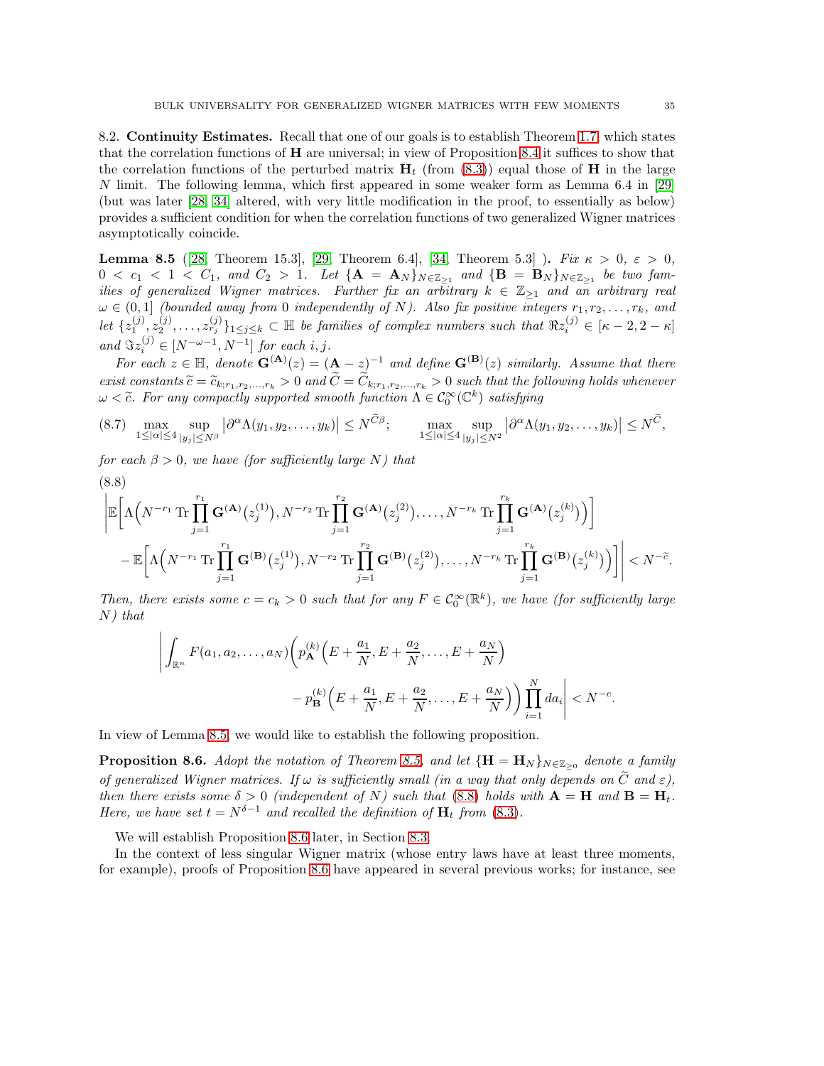8.2. **Continuity Estimates.** Recall that one of our goals is to establish Theorem 1.7, which states that the correlation functions of $\mathbf{H}$ are universal; in view of Proposition 8.4 it suffices to show that the correlation functions of the perturbed matrix $\mathbf{H}_t$ (from (8.3)) equal those of $\mathbf{H}$ in the large $N$ limit. The following lemma, which first appeared in some weaker form as Lemma 6.4 in [29] (but was later [28, 34] altered, with very little modification in the proof, to essentially as below) provides a sufficient condition for when the correlation functions of two generalized Wigner matrices asymptotically coincide.

**Lemma 8.5** ([28, Theorem 15.3], [29, Theorem 6.4], [34, Theorem 5.3] )**.** *Fix $\kappa > 0$, $\varepsilon > 0$, $0 < c_1 < 1 < C_1$, and $C_2 > 1$. Let $\{\mathbf{A} = \mathbf{A}_N\}_{N\in\mathbb{Z}_{\geq 1}}$ and $\{\mathbf{B} = \mathbf{B}_N\}_{N\in\mathbb{Z}_{\geq 1}}$ be two families of generalized Wigner matrices. Further fix an arbitrary $k \in \mathbb{Z}_{\geq 1}$ and an arbitrary real $\omega \in (0, 1]$ (bounded away from 0 independently of $N$). Also fix positive integers $r_1, r_2, \ldots, r_k$, and let $\{z_1^{(j)}, z_2^{(j)}, \ldots, z_{r_j}^{(j)}\}_{1\leq j\leq k} \subset \mathbb{H}$ be families of complex numbers such that $\Re z_i^{(j)} \in [\kappa - 2, 2 - \kappa]$ and $\Im z_i^{(j)} \in [N^{-\omega-1}, N^{-1}]$ for each $i, j$.*

*For each $z \in \mathbb{H}$, denote $\mathbf{G}^{(\mathbf{A})}(z) = (\mathbf{A} - z)^{-1}$ and define $\mathbf{G}^{(\mathbf{B})}(z)$ similarly. Assume that there exist constants $\widetilde{c} = \widetilde{c}_{k;r_1,r_2,\ldots,r_k} > 0$ and $\widetilde{C} = \widetilde{C}_{k;r_1,r_2,\ldots,r_k} > 0$ such that the following holds whenever $\omega < \widetilde{c}$. For any compactly supported smooth function $\Lambda \in \mathcal{C}_0^\infty(\mathbb{C}^k)$ satisfying*

$$(8.7)\quad \max_{1\leq|\alpha|\leq 4} \sup_{|y_j|\leq N^\beta} \big|\partial^\alpha \Lambda(y_1, y_2, \ldots, y_k)\big| \leq N^{\widetilde{C}\beta}; \qquad \max_{1\leq|\alpha|\leq 4} \sup_{|y_j|\leq N^2} \big|\partial^\alpha \Lambda(y_1, y_2, \ldots, y_k)\big| \leq N^{\widetilde{C}},$$

*for each $\beta > 0$, we have (for sufficiently large $N$) that*

$$(8.8)$$
$$\Bigg|\mathbb{E}\bigg[\Lambda\Big(N^{-r_1} \operatorname{Tr} \prod_{j=1}^{r_1} \mathbf{G}^{(\mathbf{A})}\big(z_j^{(1)}\big), N^{-r_2} \operatorname{Tr} \prod_{j=1}^{r_2} \mathbf{G}^{(\mathbf{A})}\big(z_j^{(2)}\big), \ldots, N^{-r_k} \operatorname{Tr} \prod_{j=1}^{r_k} \mathbf{G}^{(\mathbf{A})}\big(z_j^{(k)}\big)\Big)\bigg]$$
$$- \mathbb{E}\bigg[\Lambda\Big(N^{-r_1} \operatorname{Tr} \prod_{j=1}^{r_1} \mathbf{G}^{(\mathbf{B})}\big(z_j^{(1)}\big), N^{-r_2} \operatorname{Tr} \prod_{j=1}^{r_2} \mathbf{G}^{(\mathbf{B})}\big(z_j^{(2)}\big), \ldots, N^{-r_k} \operatorname{Tr} \prod_{j=1}^{r_k} \mathbf{G}^{(\mathbf{B})}\big(z_j^{(k)}\big)\Big)\bigg]\Bigg| < N^{-\widetilde{c}}.$$

*Then, there exists some $c = c_k > 0$ such that for any $F \in \mathcal{C}_0^\infty(\mathbb{R}^k)$, we have (for sufficiently large $N$) that*

$$\Bigg|\int_{\mathbb{R}^n} F(a_1, a_2, \ldots, a_N)\bigg(p_{\mathbf{A}}^{(k)}\Big(E + \frac{a_1}{N}, E + \frac{a_2}{N}, \ldots, E + \frac{a_N}{N}\Big) - p_{\mathbf{B}}^{(k)}\Big(E + \frac{a_1}{N}, E + \frac{a_2}{N}, \ldots, E + \frac{a_N}{N}\Big)\bigg) \prod_{i=1}^N da_i\Bigg| < N^{-c}.$$

In view of Lemma 8.5, we would like to establish the following proposition.

**Proposition 8.6.** *Adopt the notation of Theorem 8.5, and let $\{\mathbf{H} = \mathbf{H}_N\}_{N\in\mathbb{Z}_{\geq 0}}$ denote a family of generalized Wigner matrices. If $\omega$ is sufficiently small (in a way that only depends on $\widetilde{C}$ and $\varepsilon$), then there exists some $\delta > 0$ (independent of $N$) such that (8.8) holds with $\mathbf{A} = \mathbf{H}$ and $\mathbf{B} = \mathbf{H}_t$. Here, we have set $t = N^{\delta-1}$ and recalled the definition of $\mathbf{H}_t$ from (8.3).*

We will establish Proposition 8.6 later, in Section 8.3.

In the context of less singular Wigner matrix (whose entry laws have at least three moments, for example), proofs of Proposition 8.6 have appeared in several previous works; for instance, see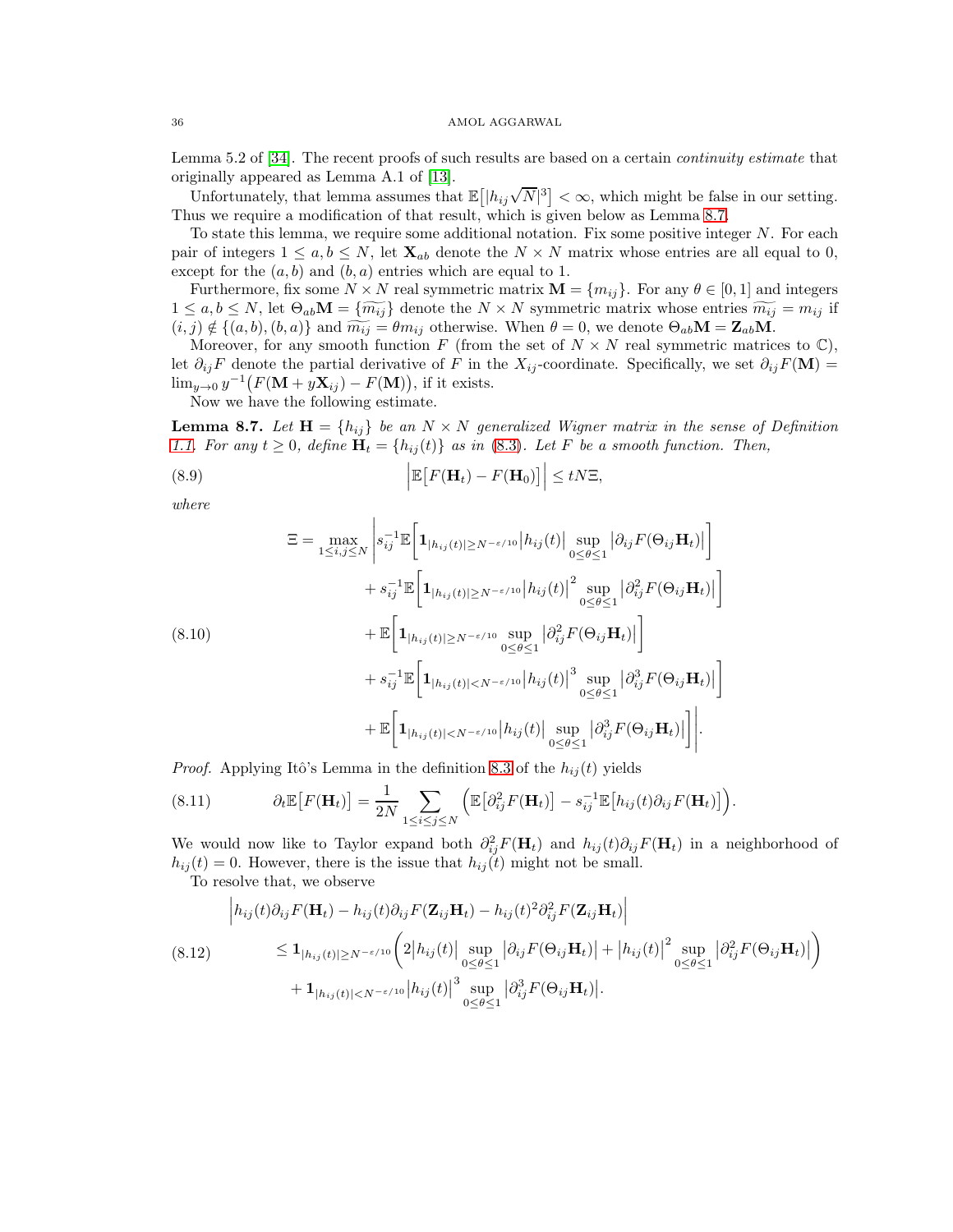Lemma 5.2 of [34]. The recent proofs of such results are based on a certain *continuity estimate* that originally appeared as Lemma A.1 of [13].

Unfortunately, that lemma assumes that $\mathbb{E}\big[|h_{ij}\sqrt{N}|^3\big] < \infty$, which might be false in our setting. Thus we require a modification of that result, which is given below as Lemma 8.7.

To state this lemma, we require some additional notation. Fix some positive integer $N$. For each pair of integers $1 \le a, b \le N$, let $\mathbf{X}_{ab}$ denote the $N \times N$ matrix whose entries are all equal to 0, except for the $(a, b)$ and $(b, a)$ entries which are equal to 1.

Furthermore, fix some $N \times N$ real symmetric matrix $\mathbf{M} = \{m_{ij}\}$. For any $\theta \in [0, 1]$ and integers $1 \le a, b \le N$, let $\Theta_{ab}\mathbf{M} = \{\widetilde{m_{ij}}\}$ denote the $N \times N$ symmetric matrix whose entries $\widetilde{m_{ij}} = m_{ij}$ if $(i, j) \notin \{(a, b), (b, a)\}$ and $\widetilde{m_{ij}} = \theta m_{ij}$ otherwise. When $\theta = 0$, we denote $\Theta_{ab}\mathbf{M} = \mathbf{Z}_{ab}\mathbf{M}$.

Moreover, for any smooth function $F$ (from the set of $N \times N$ real symmetric matrices to $\mathbb{C}$), let $\partial_{ij}F$ denote the partial derivative of $F$ in the $X_{ij}$-coordinate. Specifically, we set $\partial_{ij}F(\mathbf{M}) = \lim_{y \to 0} y^{-1}\big(F(\mathbf{M} + y\mathbf{X}_{ij}) - F(\mathbf{M})\big)$, if it exists.

Now we have the following estimate.

**Lemma 8.7.** *Let $\mathbf{H} = \{h_{ij}\}$ be an $N \times N$ generalized Wigner matrix in the sense of Definition 1.1. For any $t \ge 0$, define $\mathbf{H}_t = \{h_{ij}(t)\}$ as in (8.3). Let $F$ be a smooth function. Then,*

$$\Big|\mathbb{E}\big[F(\mathbf{H}_t) - F(\mathbf{H}_0)\big]\Big| \le tN\Xi, \tag{8.9}$$

*where*

$$\begin{aligned}
\Xi = \max_{1 \le i,j \le N} \Bigg| & s_{ij}^{-1}\mathbb{E}\bigg[\mathbf{1}_{|h_{ij}(t)| \ge N^{-\varepsilon/10}}\big|h_{ij}(t)\big| \sup_{0 \le \theta \le 1}\big|\partial_{ij}F(\Theta_{ij}\mathbf{H}_t)\big|\bigg] \\
& + s_{ij}^{-1}\mathbb{E}\bigg[\mathbf{1}_{|h_{ij}(t)| \ge N^{-\varepsilon/10}}\big|h_{ij}(t)\big|^2 \sup_{0 \le \theta \le 1}\big|\partial_{ij}^2F(\Theta_{ij}\mathbf{H}_t)\big|\bigg] \\
& + \mathbb{E}\bigg[\mathbf{1}_{|h_{ij}(t)| \ge N^{-\varepsilon/10}} \sup_{0 \le \theta \le 1}\big|\partial_{ij}^2F(\Theta_{ij}\mathbf{H}_t)\big|\bigg] \\
& + s_{ij}^{-1}\mathbb{E}\bigg[\mathbf{1}_{|h_{ij}(t)| < N^{-\varepsilon/10}}\big|h_{ij}(t)\big|^3 \sup_{0 \le \theta \le 1}\big|\partial_{ij}^3F(\Theta_{ij}\mathbf{H}_t)\big|\bigg] \\
& + \mathbb{E}\bigg[\mathbf{1}_{|h_{ij}(t)| < N^{-\varepsilon/10}}\big|h_{ij}(t)\big| \sup_{0 \le \theta \le 1}\big|\partial_{ij}^3F(\Theta_{ij}\mathbf{H}_t)\big|\bigg]\Bigg|.
\end{aligned} \tag{8.10}$$

*Proof.* Applying Itô's Lemma in the definition 8.3 of the $h_{ij}(t)$ yields

$$\partial_t\mathbb{E}\big[F(\mathbf{H}_t)\big] = \frac{1}{2N}\sum_{1 \le i \le j \le N}\Big(\mathbb{E}\big[\partial_{ij}^2F(\mathbf{H}_t)\big] - s_{ij}^{-1}\mathbb{E}\big[h_{ij}(t)\partial_{ij}F(\mathbf{H}_t)\big]\Big). \tag{8.11}$$

We would now like to Taylor expand both $\partial_{ij}^2F(\mathbf{H}_t)$ and $h_{ij}(t)\partial_{ij}F(\mathbf{H}_t)$ in a neighborhood of $h_{ij}(t) = 0$. However, there is the issue that $h_{ij}(t)$ might not be small.

To resolve that, we observe

$$\begin{aligned}
&\Big|h_{ij}(t)\partial_{ij}F(\mathbf{H}_t) - h_{ij}(t)\partial_{ij}F(\mathbf{Z}_{ij}\mathbf{H}_t) - h_{ij}(t)^2\partial_{ij}^2F(\mathbf{Z}_{ij}\mathbf{H}_t)\Big| \\
&\quad \le \mathbf{1}_{|h_{ij}(t)| \ge N^{-\varepsilon/10}}\bigg(2\big|h_{ij}(t)\big| \sup_{0 \le \theta \le 1}\big|\partial_{ij}F(\Theta_{ij}\mathbf{H}_t)\big| + \big|h_{ij}(t)\big|^2 \sup_{0 \le \theta \le 1}\big|\partial_{ij}^2F(\Theta_{ij}\mathbf{H}_t)\big|\bigg) \\
&\qquad + \mathbf{1}_{|h_{ij}(t)| < N^{-\varepsilon/10}}\big|h_{ij}(t)\big|^3 \sup_{0 \le \theta \le 1}\big|\partial_{ij}^3F(\Theta_{ij}\mathbf{H}_t)\big|.
\end{aligned} \tag{8.12}$$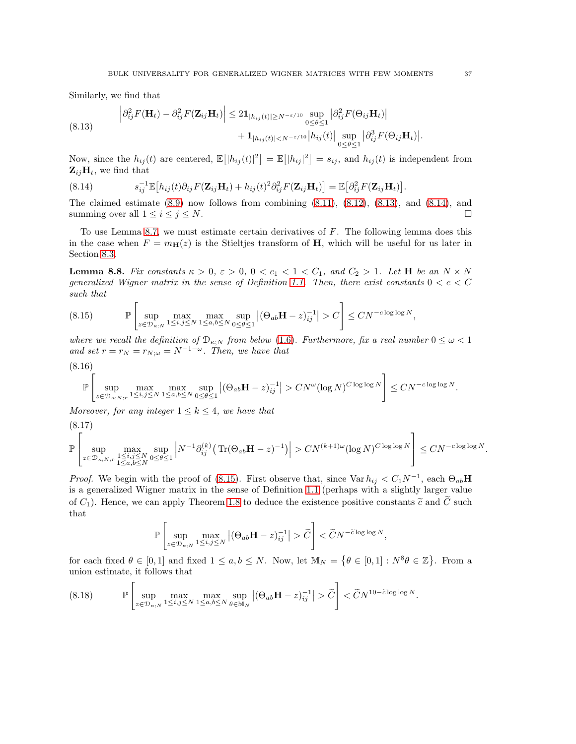Similarly, we find that

$$
\begin{aligned}
\left| \partial_{ij}^2 F(\mathbf{H}_t) - \partial_{ij}^2 F(\mathbf{Z}_{ij}\mathbf{H}_t) \right| &\le 2\mathbf{1}_{|h_{ij}(t)| \ge N^{-\varepsilon/10}} \sup_{0 \le \theta \le 1} \left| \partial_{ij}^2 F(\Theta_{ij}\mathbf{H}_t) \right| \\
&\quad + \mathbf{1}_{|h_{ij}(t)| < N^{-\varepsilon/10}} \left| h_{ij}(t) \right| \sup_{0 \le \theta \le 1} \left| \partial_{ij}^3 F(\Theta_{ij}\mathbf{H}_t) \right|.
\end{aligned}
\tag{8.13}
$$

Now, since the $h_{ij}(t)$ are centered, $\mathbb{E}\big[|h_{ij}(t)|^2\big] = \mathbb{E}\big[|h_{ij}|^2\big] = s_{ij}$, and $h_{ij}(t)$ is independent from $\mathbf{Z}_{ij}\mathbf{H}_t$, we find that

$$
s_{ij}^{-1} \mathbb{E}\big[ h_{ij}(t) \partial_{ij} F(\mathbf{Z}_{ij}\mathbf{H}_t) + h_{ij}(t)^2 \partial_{ij}^2 F(\mathbf{Z}_{ij}\mathbf{H}_t) \big] = \mathbb{E}\big[ \partial_{ij}^2 F(\mathbf{Z}_{ij}\mathbf{H}_t) \big].
\tag{8.14}
$$

The claimed estimate (8.9) now follows from combining (8.11), (8.12), (8.13), and (8.14), and summing over all $1 \le i \le j \le N$. $\square$

To use Lemma 8.7, we must estimate certain derivatives of $F$. The following lemma does this in the case when $F = m_{\mathbf{H}}(z)$ is the Stieltjes transform of $\mathbf{H}$, which will be useful for us later in Section 8.3.

**Lemma 8.8.** *Fix constants $\kappa > 0$, $\varepsilon > 0$, $0 < c_1 < 1 < C_1$, and $C_2 > 1$. Let $\mathbf{H}$ be an $N \times N$ generalized Wigner matrix in the sense of Definition 1.1. Then, there exist constants $0 < c < C$ such that*

$$
\mathbb{P}\left[ \sup_{z \in \mathcal{D}_{\kappa;N}} \max_{1 \le i,j \le N} \max_{1 \le a,b \le N} \sup_{0 \le \theta \le 1} \left| (\Theta_{ab}\mathbf{H} - z)^{-1}_{ij} \right| > C \right] \le C N^{-c \log \log N},
\tag{8.15}
$$

*where we recall the definition of $\mathcal{D}_{\kappa;N}$ from below (1.6). Furthermore, fix a real number $0 \le \omega < 1$ and set $r = r_N = r_{N;\omega} = N^{-1-\omega}$. Then, we have that*

$$
\mathbb{P}\left[ \sup_{z \in \mathcal{D}_{\kappa;N;r}} \max_{1 \le i,j \le N} \max_{1 \le a,b \le N} \sup_{0 \le \theta \le 1} \left| (\Theta_{ab}\mathbf{H} - z)^{-1}_{ij} \right| > C N^{\omega} (\log N)^{C \log \log N} \right] \le C N^{-c \log \log N}.
\tag{8.16}
$$

*Moreover, for any integer $1 \le k \le 4$, we have that*

$$
\mathbb{P}\left[ \sup_{z \in \mathcal{D}_{\kappa;N;r}} \max_{\substack{1 \le i,j \le N \\ 1 \le a,b \le N}} \sup_{0 \le \theta \le 1} \left| N^{-1} \partial_{ij}^{(k)} \big( \operatorname{Tr}(\Theta_{ab}\mathbf{H} - z)^{-1} \big) \right| > C N^{(k+1)\omega} (\log N)^{C \log \log N} \right] \le C N^{-c \log \log N}.
\tag{8.17}
$$

*Proof.* We begin with the proof of (8.15). First observe that, since $\operatorname{Var} h_{ij} < C_1 N^{-1}$, each $\Theta_{ab}\mathbf{H}$ is a generalized Wigner matrix in the sense of Definition 1.1 (perhaps with a slightly larger value of $C_1$). Hence, we can apply Theorem 1.8 to deduce the existence positive constants $\widetilde{c}$ and $\widetilde{C}$ such that

$$
\mathbb{P}\left[ \sup_{z \in \mathcal{D}_{\kappa;N}} \max_{1 \le i,j \le N} \left| (\Theta_{ab}\mathbf{H} - z)^{-1}_{ij} \right| > \widetilde{C} \right] < \widetilde{C} N^{-\widetilde{c} \log \log N},
$$

for each fixed $\theta \in [0,1]$ and fixed $1 \le a, b \le N$. Now, let $\mathbb{M}_N = \big\{ \theta \in [0,1] : N^8 \theta \in \mathbb{Z} \big\}$. From a union estimate, it follows that

$$
\mathbb{P}\left[ \sup_{z \in \mathcal{D}_{\kappa;N}} \max_{1 \le i,j \le N} \max_{1 \le a,b \le N} \sup_{\theta \in \mathbb{M}_N} \left| (\Theta_{ab}\mathbf{H} - z)^{-1}_{ij} \right| > \widetilde{C} \right] < \widetilde{C} N^{10 - \widetilde{c} \log \log N}.
\tag{8.18}
$$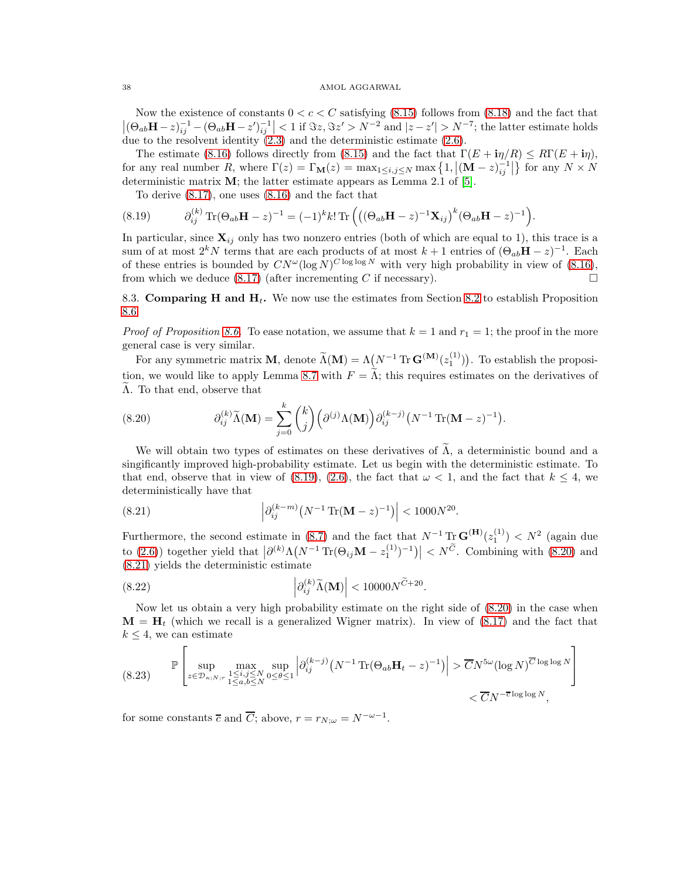Now the existence of constants $0 < c < C$ satisfying (8.15) follows from (8.18) and the fact that $\big|(\Theta_{ab}\mathbf{H} - z)_{ij}^{-1} - (\Theta_{ab}\mathbf{H} - z')_{ij}^{-1}\big| < 1$ if $\Im z, \Im z' > N^{-2}$ and $|z - z'| > N^{-7}$; the latter estimate holds due to the resolvent identity (2.3) and the deterministic estimate (2.6).

The estimate (8.16) follows directly from (8.15) and the fact that $\Gamma(E + \mathbf{i}\eta / R) \le R\Gamma(E + \mathbf{i}\eta)$, for any real number $R$, where $\Gamma(z) = \Gamma_{\mathbf{M}}(z) = \max_{1 \le i,j \le N} \max\big\{1, \big|(\mathbf{M} - z)_{ij}^{-1}\big|\big\}$ for any $N \times N$ deterministic matrix $\mathbf{M}$; the latter estimate appears as Lemma 2.1 of [5].

To derive (8.17), one uses (8.16) and the fact that

$$\partial_{ij}^{(k)} \operatorname{Tr}(\Theta_{ab}\mathbf{H} - z)^{-1} = (-1)^k k! \operatorname{Tr}\Big(\big((\Theta_{ab}\mathbf{H} - z)^{-1}\mathbf{X}_{ij}\big)^k (\Theta_{ab}\mathbf{H} - z)^{-1}\Big). \tag{8.19}$$

In particular, since $\mathbf{X}_{ij}$ only has two nonzero entries (both of which are equal to 1), this trace is a sum of at most $2^k N$ terms that are each products of at most $k+1$ entries of $(\Theta_{ab}\mathbf{H} - z)^{-1}$. Each of these entries is bounded by $CN^{\omega}(\log N)^{C \log \log N}$ with very high probability in view of (8.16), from which we deduce (8.17) (after incrementing $C$ if necessary). $\square$

## 8.3. Comparing $\mathbf{H}$ and $\mathbf{H}_t$.

We now use the estimates from Section 8.2 to establish Proposition 8.6.

*Proof of Proposition 8.6.* To ease notation, we assume that $k = 1$ and $r_1 = 1$; the proof in the more general case is very similar.

For any symmetric matrix $\mathbf{M}$, denote $\widetilde{\Lambda}(\mathbf{M}) = \Lambda\big(N^{-1} \operatorname{Tr} \mathbf{G}^{(\mathbf{M})}(z_1^{(1)})\big)$. To establish the proposition, we would like to apply Lemma 8.7 with $F = \widetilde{\Lambda}$; this requires estimates on the derivatives of $\widetilde{\Lambda}$. To that end, observe that

$$\partial_{ij}^{(k)} \widetilde{\Lambda}(\mathbf{M}) = \sum_{j=0}^{k} \binom{k}{j} \Big(\partial^{(j)} \Lambda(\mathbf{M})\Big) \partial_{ij}^{(k-j)} \big(N^{-1} \operatorname{Tr}(\mathbf{M} - z)^{-1}\big). \tag{8.20}$$

We will obtain two types of estimates on these derivatives of $\widetilde{\Lambda}$, a deterministic bound and a significantly improved high-probability estimate. Let us begin with the deterministic estimate. To that end, observe that in view of (8.19), (2.6), the fact that $\omega < 1$, and the fact that $k \le 4$, we deterministically have that

$$\Big|\partial_{ij}^{(k-m)} \big(N^{-1} \operatorname{Tr}(\mathbf{M} - z)^{-1}\big)\Big| < 1000 N^{20}. \tag{8.21}$$

Furthermore, the second estimate in (8.7) and the fact that $N^{-1} \operatorname{Tr} \mathbf{G}^{(\mathbf{H})}(z_1^{(1)}) < N^2$ (again due to (2.6)) together yield that $\big|\partial^{(k)} \Lambda\big(N^{-1} \operatorname{Tr}(\Theta_{ij}\mathbf{M} - z_1^{(1)})^{-1}\big)\big| < N^{\widetilde{C}}$. Combining with (8.20) and (8.21) yields the deterministic estimate

$$\Big|\partial_{ij}^{(k)} \widetilde{\Lambda}(\mathbf{M})\Big| < 10000 N^{\widetilde{C} + 20}. \tag{8.22}$$

Now let us obtain a very high probability estimate on the right side of (8.20) in the case when $\mathbf{M} = \mathbf{H}_t$ (which we recall is a generalized Wigner matrix). In view of (8.17) and the fact that $k \le 4$, we can estimate

$$\mathbb{P}\left[\sup_{z \in \mathcal{D}_{\kappa; N; r}} \max_{\substack{1 \le i,j \le N \\ 1 \le a,b \le N}} \sup_{0 \le \theta \le 1} \Big|\partial_{ij}^{(k-j)} \big(N^{-1} \operatorname{Tr}(\Theta_{ab}\mathbf{H}_t - z)^{-1}\big)\Big| > \overline{C} N^{5\omega} (\log N)^{\overline{C} \log \log N}\right] < \overline{C} N^{-\overline{c} \log \log N}, \tag{8.23}$$

for some constants $\overline{c}$ and $\overline{C}$; above, $r = r_{N;\omega} = N^{-\omega-1}$.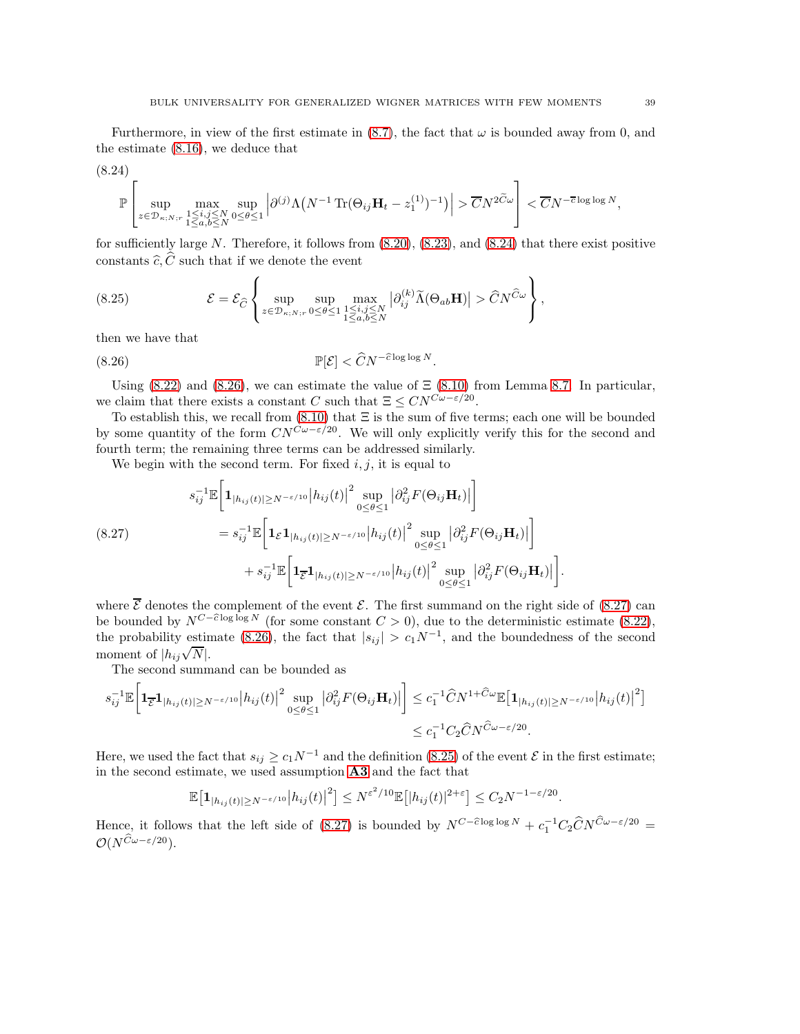Furthermore, in view of the first estimate in (8.7), the fact that $\omega$ is bounded away from 0, and the estimate (8.16), we deduce that

$$\mathbb{P}\left[ \sup_{z \in \mathcal{D}_{\kappa;N;r}} \max_{\substack{1 \le i,j \le N \\ 1 \le a,b \le N}} \sup_{0 \le \theta \le 1} \left| \partial^{(j)} \Lambda \big( N^{-1} \operatorname{Tr}(\Theta_{ij} \mathbf{H}_t - z_1^{(1)})^{-1} \big) \right| > \overline{C} N^{2\widetilde{C}\omega} \right] < \overline{C} N^{-\overline{c} \log \log N}, \tag{8.24}$$

for sufficiently large $N$. Therefore, it follows from (8.20), (8.23), and (8.24) that there exist positive constants $\widehat{c}, \widehat{C}$ such that if we denote the event

$$\mathcal{E} = \mathcal{E}_{\widehat{C}} \left\{ \sup_{z \in \mathcal{D}_{\kappa;N;r}} \sup_{0 \le \theta \le 1} \max_{\substack{1 \le i,j \le N \\ 1 \le a,b \le N}} \left| \partial_{ij}^{(k)} \widetilde{\Lambda}(\Theta_{ab} \mathbf{H}) \right| > \widehat{C} N^{\widehat{C}\omega} \right\}, \tag{8.25}$$

then we have that

$$\mathbb{P}[\mathcal{E}] < \widehat{C} N^{-\widehat{c} \log \log N}. \tag{8.26}$$

Using (8.22) and (8.26), we can estimate the value of $\Xi$ (8.10) from Lemma 8.7. In particular, we claim that there exists a constant $C$ such that $\Xi \le C N^{C\omega - \varepsilon/20}$.

To establish this, we recall from (8.10) that $\Xi$ is the sum of five terms; each one will be bounded by some quantity of the form $C N^{C\omega - \varepsilon/20}$. We will only explicitly verify this for the second and fourth term; the remaining three terms can be addressed similarly.

We begin with the second term. For fixed $i, j$, it is equal to

$$\begin{aligned}
&s_{ij}^{-1} \mathbb{E}\left[ \mathbf{1}_{|h_{ij}(t)| \ge N^{-\varepsilon/10}} \big| h_{ij}(t) \big|^2 \sup_{0 \le \theta \le 1} \big| \partial_{ij}^2 F(\Theta_{ij} \mathbf{H}_t) \big| \right] \\
&\qquad = s_{ij}^{-1} \mathbb{E}\left[ \mathbf{1}_{\mathcal{E}} \mathbf{1}_{|h_{ij}(t)| \ge N^{-\varepsilon/10}} \big| h_{ij}(t) \big|^2 \sup_{0 \le \theta \le 1} \big| \partial_{ij}^2 F(\Theta_{ij} \mathbf{H}_t) \big| \right] \\
&\qquad\qquad + s_{ij}^{-1} \mathbb{E}\left[ \mathbf{1}_{\overline{\mathcal{E}}} \mathbf{1}_{|h_{ij}(t)| \ge N^{-\varepsilon/10}} \big| h_{ij}(t) \big|^2 \sup_{0 \le \theta \le 1} \big| \partial_{ij}^2 F(\Theta_{ij} \mathbf{H}_t) \big| \right].
\end{aligned} \tag{8.27}$$

where $\overline{\mathcal{E}}$ denotes the complement of the event $\mathcal{E}$. The first summand on the right side of (8.27) can be bounded by $N^{C - \widehat{c} \log \log N}$ (for some constant $C > 0$), due to the deterministic estimate (8.22), the probability estimate (8.26), the fact that $|s_{ij}| > c_1 N^{-1}$, and the boundedness of the second moment of $|h_{ij} \sqrt{N}|$.

The second summand can be bounded as

$$\begin{aligned}
s_{ij}^{-1} \mathbb{E}\left[ \mathbf{1}_{\overline{\mathcal{E}}} \mathbf{1}_{|h_{ij}(t)| \ge N^{-\varepsilon/10}} \big| h_{ij}(t) \big|^2 \sup_{0 \le \theta \le 1} \big| \partial_{ij}^2 F(\Theta_{ij} \mathbf{H}_t) \big| \right] &\le c_1^{-1} \widehat{C} N^{1 + \widehat{C}\omega} \mathbb{E}\big[ \mathbf{1}_{|h_{ij}(t)| \ge N^{-\varepsilon/10}} \big| h_{ij}(t) \big|^2 \big] \\
&\le c_1^{-1} C_2 \widehat{C} N^{\widehat{C}\omega - \varepsilon/20}.
\end{aligned}$$

Here, we used the fact that $s_{ij} \ge c_1 N^{-1}$ and the definition (8.25) of the event $\mathcal{E}$ in the first estimate; in the second estimate, we used assumption **A3** and the fact that

$$\mathbb{E}\big[ \mathbf{1}_{|h_{ij}(t)| \ge N^{-\varepsilon/10}} \big| h_{ij}(t) \big|^2 \big] \le N^{\varepsilon^2/10} \mathbb{E}\big[ |h_{ij}(t)|^{2+\varepsilon} \big] \le C_2 N^{-1-\varepsilon/20}.$$

Hence, it follows that the left side of (8.27) is bounded by $N^{C - \widehat{c} \log \log N} + c_1^{-1} C_2 \widehat{C} N^{\widehat{C}\omega - \varepsilon/20} = \mathcal{O}(N^{\widehat{C}\omega - \varepsilon/20})$.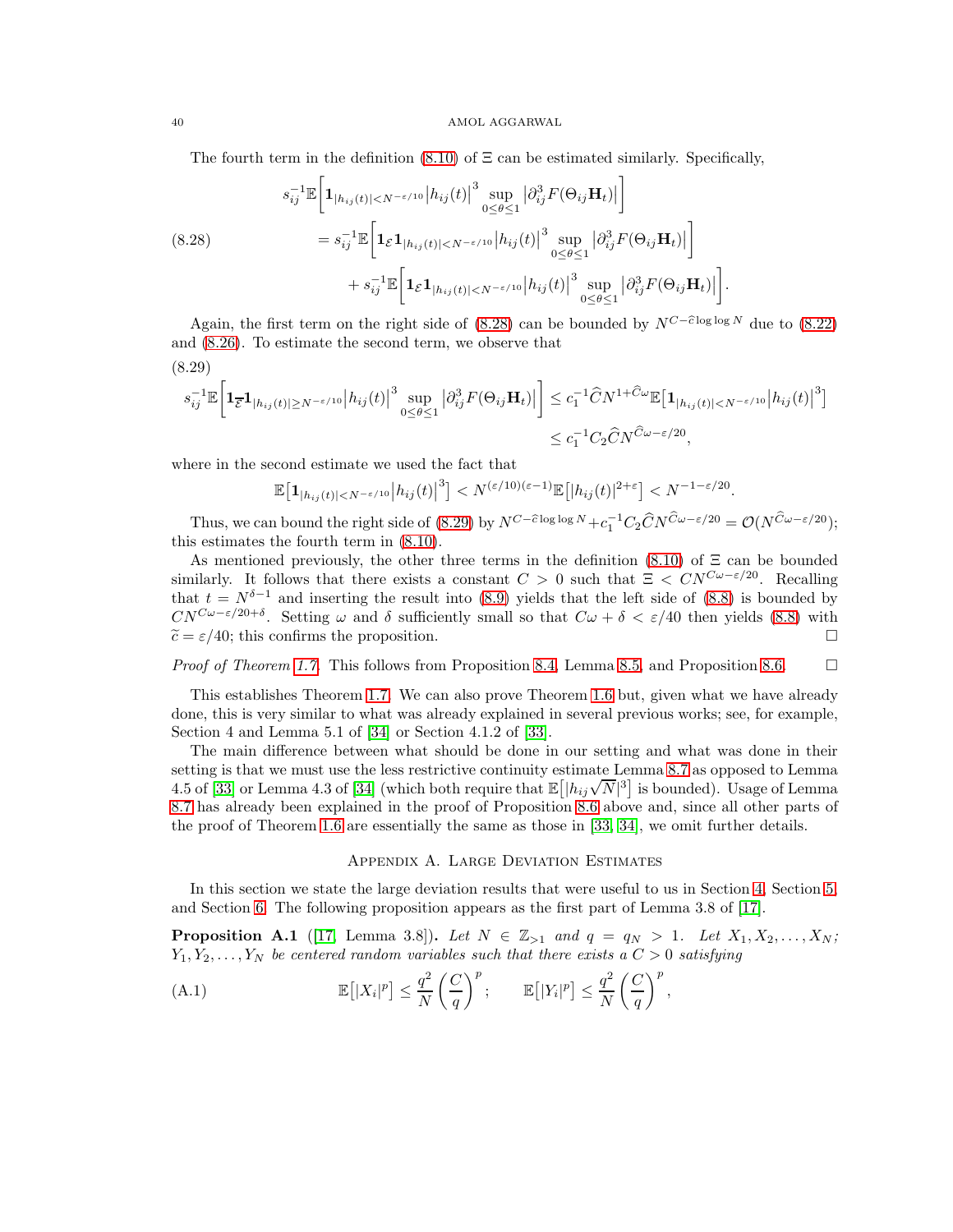The fourth term in the definition (8.10) of $\Xi$ can be estimated similarly. Specifically,

$$
\begin{aligned}
s_{ij}^{-1}\mathbb{E}\bigg[\mathbf{1}_{|h_{ij}(t)|<N^{-\varepsilon/10}}\big|h_{ij}(t)\big|^3 \sup_{0\le\theta\le1}\big|\partial_{ij}^3 F(\Theta_{ij}\mathbf{H}_t)\big|\bigg] \\
= s_{ij}^{-1}\mathbb{E}\bigg[\mathbf{1}_{\mathcal{E}}\mathbf{1}_{|h_{ij}(t)|<N^{-\varepsilon/10}}\big|h_{ij}(t)\big|^3 \sup_{0\le\theta\le1}\big|\partial_{ij}^3 F(\Theta_{ij}\mathbf{H}_t)\big|\bigg] \\
+ s_{ij}^{-1}\mathbb{E}\bigg[\mathbf{1}_{\mathcal{E}}\mathbf{1}_{|h_{ij}(t)|<N^{-\varepsilon/10}}\big|h_{ij}(t)\big|^3 \sup_{0\le\theta\le1}\big|\partial_{ij}^3 F(\Theta_{ij}\mathbf{H}_t)\big|\bigg].
\end{aligned}
\tag{8.28}
$$

Again, the first term on the right side of (8.28) can be bounded by $N^{C-\widehat{c}\log\log N}$ due to (8.22) and (8.26). To estimate the second term, we observe that

$$
\begin{aligned}
s_{ij}^{-1}\mathbb{E}\bigg[\mathbf{1}_{\overline{\mathcal{E}}}\mathbf{1}_{|h_{ij}(t)|\ge N^{-\varepsilon/10}}\big|h_{ij}(t)\big|^3 \sup_{0\le\theta\le1}\big|\partial_{ij}^3 F(\Theta_{ij}\mathbf{H}_t)\big|\bigg] &\le c_1^{-1}\widehat{C}N^{1+\widehat{C}\omega}\mathbb{E}\big[\mathbf{1}_{|h_{ij}(t)|<N^{-\varepsilon/10}}\big|h_{ij}(t)\big|^3\big] \\
&\le c_1^{-1}C_2\widehat{C}N^{\widehat{C}\omega-\varepsilon/20},
\end{aligned}
\tag{8.29}
$$

where in the second estimate we used the fact that

$$
\mathbb{E}\big[\mathbf{1}_{|h_{ij}(t)|<N^{-\varepsilon/10}}\big|h_{ij}(t)\big|^3\big] < N^{(\varepsilon/10)(\varepsilon-1)}\mathbb{E}\big[|h_{ij}(t)|^{2+\varepsilon}\big] < N^{-1-\varepsilon/20}.
$$

Thus, we can bound the right side of (8.29) by $N^{C-\widehat{c}\log\log N}+c_1^{-1}C_2\widehat{C}N^{\widehat{C}\omega-\varepsilon/20} = \mathcal{O}(N^{\widehat{C}\omega-\varepsilon/20})$; this estimates the fourth term in (8.10).

As mentioned previously, the other three terms in the definition (8.10) of $\Xi$ can be bounded similarly. It follows that there exists a constant $C>0$ such that $\Xi < CN^{C\omega-\varepsilon/20}$. Recalling that $t = N^{\delta-1}$ and inserting the result into (8.9) yields that the left side of (8.8) is bounded by $CN^{C\omega-\varepsilon/20+\delta}$. Setting $\omega$ and $\delta$ sufficiently small so that $C\omega+\delta < \varepsilon/40$ then yields (8.8) with $\widetilde{c} = \varepsilon/40$; this confirms the proposition. □

*Proof of Theorem 1.7.* This follows from Proposition 8.4, Lemma 8.5, and Proposition 8.6. □

This establishes Theorem 1.7. We can also prove Theorem 1.6 but, given what we have already done, this is very similar to what was already explained in several previous works; see, for example, Section 4 and Lemma 5.1 of [34] or Section 4.1.2 of [33].

The main difference between what should be done in our setting and what was done in their setting is that we must use the less restrictive continuity estimate Lemma 8.7 as opposed to Lemma 4.5 of [33] or Lemma 4.3 of [34] (which both require that $\mathbb{E}\big[|h_{ij}\sqrt{N}|^3\big]$ is bounded). Usage of Lemma 8.7 has already been explained in the proof of Proposition 8.6 above and, since all other parts of the proof of Theorem 1.6 are essentially the same as those in [33, 34], we omit further details.

## Appendix A. Large Deviation Estimates

In this section we state the large deviation results that were useful to us in Section 4, Section 5, and Section 6. The following proposition appears as the first part of Lemma 3.8 of [17].

**Proposition A.1** ([17, Lemma 3.8])**.** *Let $N \in \mathbb{Z}_{>1}$ and $q = q_N > 1$. Let $X_1, X_2, \ldots, X_N$; $Y_1, Y_2, \ldots, Y_N$ be centered random variables such that there exists a $C>0$ satisfying*

$$
\mathbb{E}\big[|X_i|^p\big] \le \frac{q^2}{N}\left(\frac{C}{q}\right)^p; \qquad \mathbb{E}\big[|Y_i|^p\big] \le \frac{q^2}{N}\left(\frac{C}{q}\right)^p,
\tag{A.1}
$$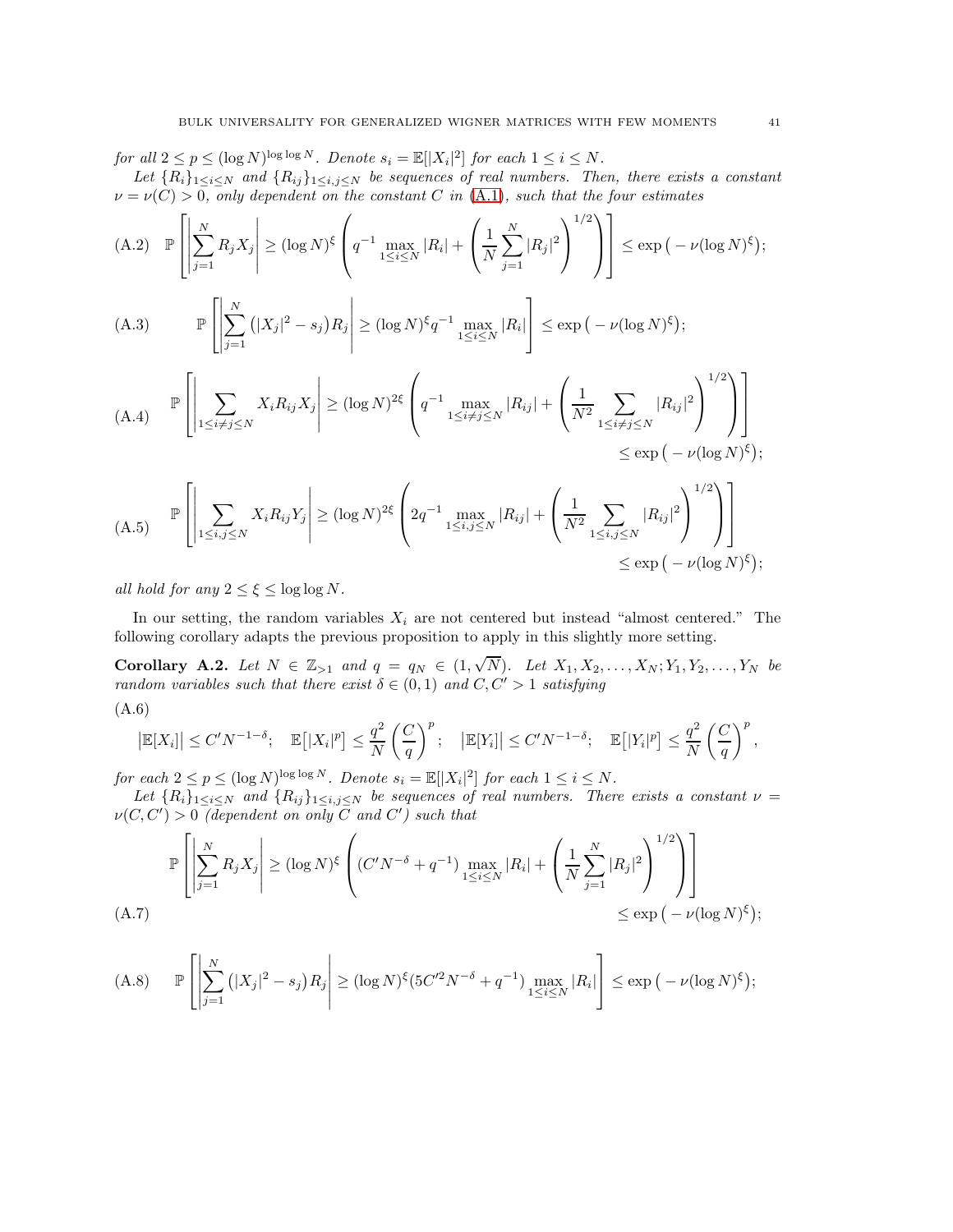*for all* $2 \le p \le (\log N)^{\log \log N}$*. Denote* $s_i = \mathbb{E}[|X_i|^2]$ *for each* $1 \le i \le N$*.*

*Let* $\{R_i\}_{1 \le i \le N}$ *and* $\{R_{ij}\}_{1 \le i,j \le N}$ *be sequences of real numbers. Then, there exists a constant* $\nu = \nu(C) > 0$*, only dependent on the constant* $C$ *in* (A.1)*, such that the four estimates*

$$\mathbb{P}\left[\left|\sum_{j=1}^N R_j X_j\right| \ge (\log N)^{\xi} \left(q^{-1} \max_{1 \le i \le N} |R_i| + \left(\frac{1}{N}\sum_{j=1}^N |R_j|^2\right)^{1/2}\right)\right] \le \exp\big(-\nu(\log N)^{\xi}\big); \tag{A.2}$$

$$\mathbb{P}\left[\left|\sum_{j=1}^N \big(|X_j|^2 - s_j\big) R_j\right| \ge (\log N)^{\xi} q^{-1} \max_{1 \le i \le N} |R_i|\right] \le \exp\big(-\nu(\log N)^{\xi}\big); \tag{A.3}$$

$$\mathbb{P}\left[\left|\sum_{1 \le i \ne j \le N} X_i R_{ij} X_j\right| \ge (\log N)^{2\xi} \left(q^{-1} \max_{1 \le i \ne j \le N} |R_{ij}| + \left(\frac{1}{N^2}\sum_{1 \le i \ne j \le N} |R_{ij}|^2\right)^{1/2}\right)\right] \le \exp\big(-\nu(\log N)^{\xi}\big); \tag{A.4}$$

$$\mathbb{P}\left[\left|\sum_{1 \le i, j \le N} X_i R_{ij} Y_j\right| \ge (\log N)^{2\xi} \left(2q^{-1} \max_{1 \le i, j \le N} |R_{ij}| + \left(\frac{1}{N^2}\sum_{1 \le i, j \le N} |R_{ij}|^2\right)^{1/2}\right)\right] \le \exp\big(-\nu(\log N)^{\xi}\big); \tag{A.5}$$

*all hold for any* $2 \le \xi \le \log \log N$*.*

In our setting, the random variables $X_i$ are not centered but instead "almost centered." The following corollary adapts the previous proposition to apply in this slightly more setting.

**Corollary A.2.** *Let* $N \in \mathbb{Z}_{>1}$ *and* $q = q_N \in (1, \sqrt{N})$*. Let* $X_1, X_2, \ldots, X_N; Y_1, Y_2, \ldots, Y_N$ *be random variables such that there exist* $\delta \in (0,1)$ *and* $C, C' > 1$ *satisfying*

$$\big|\mathbb{E}[X_i]\big| \le C' N^{-1-\delta}; \quad \mathbb{E}\big[|X_i|^p\big] \le \frac{q^2}{N}\left(\frac{C}{q}\right)^p; \quad \big|\mathbb{E}[Y_i]\big| \le C' N^{-1-\delta}; \quad \mathbb{E}\big[|Y_i|^p\big] \le \frac{q^2}{N}\left(\frac{C}{q}\right)^p, \tag{A.6}$$

*for each* $2 \le p \le (\log N)^{\log \log N}$*. Denote* $s_i = \mathbb{E}[|X_i|^2]$ *for each* $1 \le i \le N$*.*

*Let* $\{R_i\}_{1 \le i \le N}$ *and* $\{R_{ij}\}_{1 \le i,j \le N}$ *be sequences of real numbers. There exists a constant* $\nu = \nu(C, C') > 0$ *(dependent on only* $C$ *and* $C'$*) such that*

$$\mathbb{P}\left[\left|\sum_{j=1}^N R_j X_j\right| \ge (\log N)^{\xi} \left((C' N^{-\delta} + q^{-1}) \max_{1 \le i \le N} |R_i| + \left(\frac{1}{N}\sum_{j=1}^N |R_j|^2\right)^{1/2}\right)\right] \le \exp\big(-\nu(\log N)^{\xi}\big); \tag{A.7}$$

$$\mathbb{P}\left[\left|\sum_{j=1}^N \big(|X_j|^2 - s_j\big) R_j\right| \ge (\log N)^{\xi} (5C'^2 N^{-\delta} + q^{-1}) \max_{1 \le i \le N} |R_i|\right] \le \exp\big(-\nu(\log N)^{\xi}\big); \tag{A.8}$$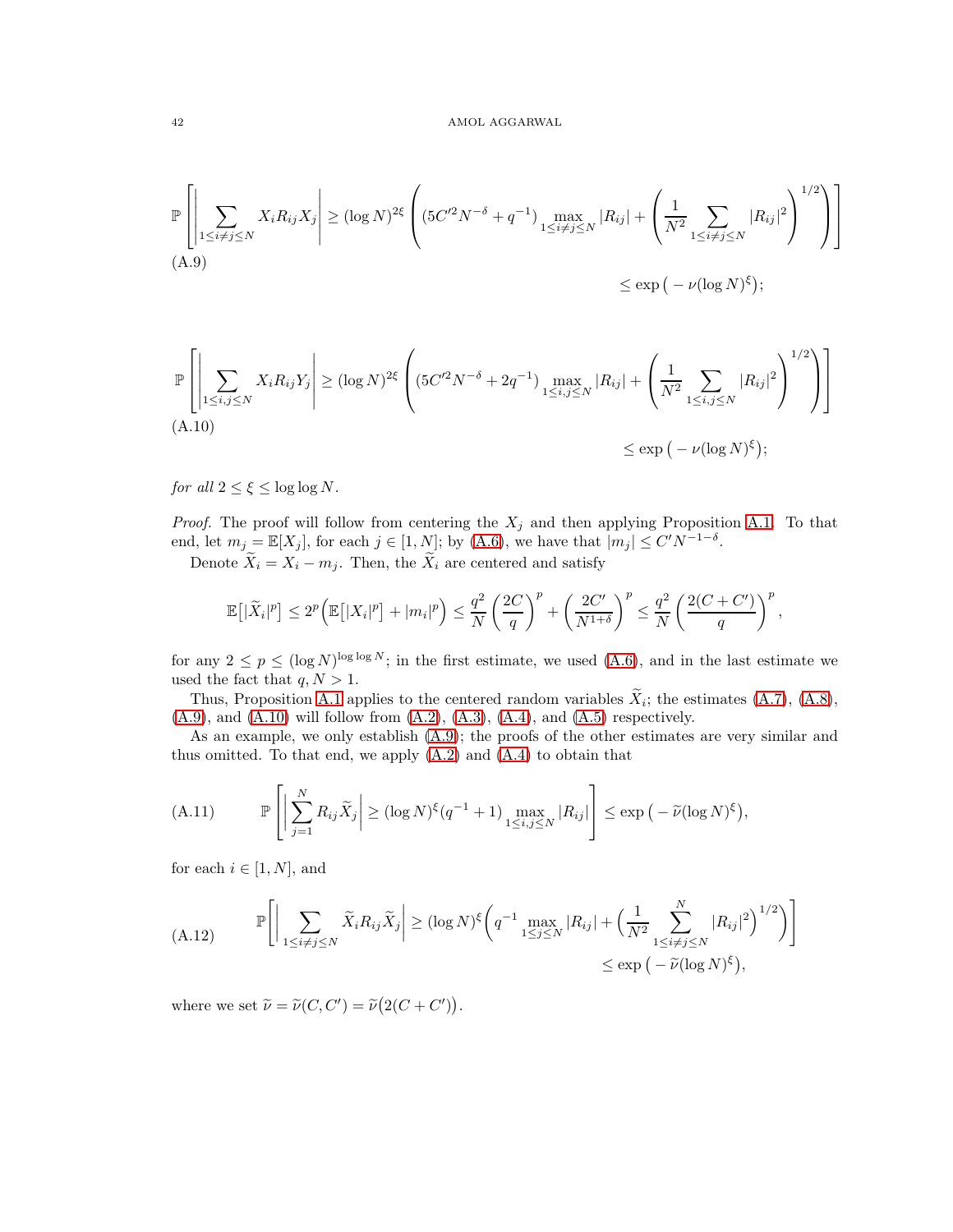$$
\mathbb{P}\left[\left|\sum_{1\le i\ne j\le N} X_i R_{ij} X_j\right| \ge (\log N)^{2\xi}\left((5C'^2 N^{-\delta} + q^{-1}) \max_{1\le i\ne j\le N} |R_{ij}| + \left(\frac{1}{N^2}\sum_{1\le i\ne j\le N} |R_{ij}|^2\right)^{1/2}\right)\right] \le \exp\big(-\nu(\log N)^{\xi}\big); \tag{A.9}
$$

$$
\mathbb{P}\left[\left|\sum_{1\le i,j\le N} X_i R_{ij} Y_j\right| \ge (\log N)^{2\xi}\left((5C'^2 N^{-\delta} + 2q^{-1}) \max_{1\le i,j\le N} |R_{ij}| + \left(\frac{1}{N^2}\sum_{1\le i,j\le N} |R_{ij}|^2\right)^{1/2}\right)\right] \le \exp\big(-\nu(\log N)^{\xi}\big); \tag{A.10}
$$

*for all* $2 \le \xi \le \log\log N$.

*Proof.* The proof will follow from centering the $X_j$ and then applying Proposition A.1. To that end, let $m_j = \mathbb{E}[X_j]$, for each $j \in [1, N]$; by (A.6), we have that $|m_j| \le C' N^{-1-\delta}$.

Denote $\widetilde{X}_i = X_i - m_j$. Then, the $\widetilde{X}_i$ are centered and satisfy

$$
\mathbb{E}\big[|\widetilde{X}_i|^p\big] \le 2^p\Big(\mathbb{E}\big[|X_i|^p\big] + |m_i|^p\Big) \le \frac{q^2}{N}\left(\frac{2C}{q}\right)^p + \left(\frac{2C'}{N^{1+\delta}}\right)^p \le \frac{q^2}{N}\left(\frac{2(C+C')}{q}\right)^p,
$$

for any $2 \le p \le (\log N)^{\log\log N}$; in the first estimate, we used (A.6), and in the last estimate we used the fact that $q, N > 1$.

Thus, Proposition A.1 applies to the centered random variables $\widetilde{X}_i$; the estimates (A.7), (A.8), (A.9), and (A.10) will follow from (A.2), (A.3), (A.4), and (A.5) respectively.

As an example, we only establish (A.9); the proofs of the other estimates are very similar and thus omitted. To that end, we apply (A.2) and (A.4) to obtain that

$$
\mathbb{P}\left[\left|\sum_{j=1}^{N} R_{ij}\widetilde{X}_j\right| \ge (\log N)^{\xi}(q^{-1}+1)\max_{1\le i,j\le N}|R_{ij}|\right] \le \exp\big(-\widetilde{\nu}(\log N)^{\xi}\big), \tag{A.11}
$$

for each $i \in [1, N]$, and

$$
\mathbb{P}\Bigg[\bigg|\sum_{1\le i\ne j\le N}\widetilde{X}_i R_{ij}\widetilde{X}_j\bigg| \ge (\log N)^{\xi}\bigg(q^{-1}\max_{1\le j\le N}|R_{ij}| + \Big(\frac{1}{N^2}\sum_{1\le i\ne j\le N}^{N}|R_{ij}|^2\Big)^{1/2}\bigg)\Bigg] \le \exp\big(-\widetilde{\nu}(\log N)^{\xi}\big), \tag{A.12}
$$

where we set $\widetilde{\nu} = \widetilde{\nu}(C, C') = \widetilde{\nu}\big(2(C+C')\big)$.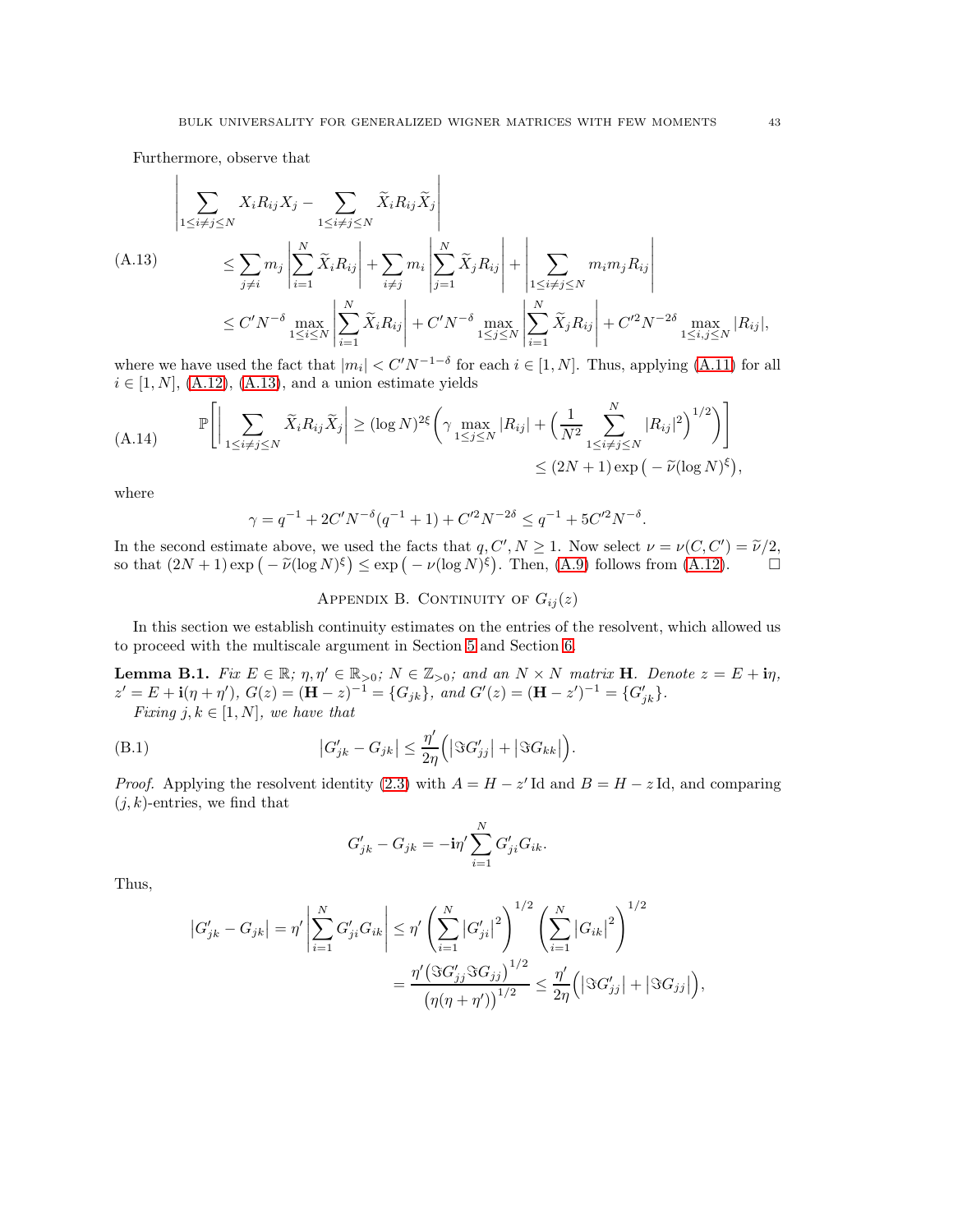Furthermore, observe that

$$
\begin{aligned}
&\left| \sum_{1 \le i \ne j \le N} X_i R_{ij} X_j - \sum_{1 \le i \ne j \le N} \widetilde{X}_i R_{ij} \widetilde{X}_j \right| \\
&\qquad \le \sum_{j \ne i} m_j \left| \sum_{i=1}^{N} \widetilde{X}_i R_{ij} \right| + \sum_{i \ne j} m_i \left| \sum_{j=1}^{N} \widetilde{X}_j R_{ij} \right| + \left| \sum_{1 \le i \ne j \le N} m_i m_j R_{ij} \right| \\
&\qquad \le C' N^{-\delta} \max_{1 \le i \le N} \left| \sum_{i=1}^{N} \widetilde{X}_i R_{ij} \right| + C' N^{-\delta} \max_{1 \le j \le N} \left| \sum_{i=1}^{N} \widetilde{X}_j R_{ij} \right| + C'^2 N^{-2\delta} \max_{1 \le i,j \le N} |R_{ij}|,
\end{aligned} \tag{A.13}
$$

where we have used the fact that $|m_i| < C' N^{-1-\delta}$ for each $i \in [1, N]$. Thus, applying (A.11) for all $i \in [1, N]$, (A.12), (A.13), and a union estimate yields

$$
\mathbb{P}\left[ \left| \sum_{1 \le i \ne j \le N} \widetilde{X}_i R_{ij} \widetilde{X}_j \right| \ge (\log N)^{2\xi} \left( \gamma \max_{1 \le j \le N} |R_{ij}| + \left( \frac{1}{N^2} \sum_{1 \le i \ne j \le N} |R_{ij}|^2 \right)^{1/2} \right) \right] \le (2N+1) \exp\big( - \widetilde{\nu} (\log N)^{\xi} \big), \tag{A.14}
$$

where

$$
\gamma = q^{-1} + 2C' N^{-\delta} (q^{-1} + 1) + C'^2 N^{-2\delta} \le q^{-1} + 5 C'^2 N^{-\delta}.
$$

In the second estimate above, we used the facts that $q, C', N \ge 1$. Now select $\nu = \nu(C, C') = \widetilde{\nu}/2$, so that $(2N+1) \exp\big( - \widetilde{\nu} (\log N)^{\xi} \big) \le \exp\big( - \nu (\log N)^{\xi} \big)$. Then, (A.9) follows from (A.12). □

## Appendix B. Continuity of $G_{ij}(z)$

In this section we establish continuity estimates on the entries of the resolvent, which allowed us to proceed with the multiscale argument in Section 5 and Section 6.

**Lemma B.1.** *Fix $E \in \mathbb{R}$; $\eta, \eta' \in \mathbb{R}_{>0}$; $N \in \mathbb{Z}_{>0}$; and an $N \times N$ matrix $\mathbf{H}$. Denote $z = E + \mathbf{i}\eta$, $z' = E + \mathbf{i}(\eta + \eta')$, $G(z) = (\mathbf{H} - z)^{-1} = \{G_{jk}\}$, and $G'(z) = (\mathbf{H} - z')^{-1} = \{G'_{jk}\}$.*

*Fixing $j, k \in [1, N]$, we have that*

$$
\big| G'_{jk} - G_{jk} \big| \le \frac{\eta'}{2\eta} \Big( \big| \Im G'_{jj} \big| + \big| \Im G_{kk} \big| \Big). \tag{B.1}
$$

*Proof.* Applying the resolvent identity (2.3) with $A = H - z' \,\mathrm{Id}$ and $B = H - z \,\mathrm{Id}$, and comparing $(j,k)$-entries, we find that

$$
G'_{jk} - G_{jk} = - \mathbf{i} \eta' \sum_{i=1}^{N} G'_{ji} G_{ik}.
$$

Thus,

$$
\begin{aligned}
\big| G'_{jk} - G_{jk} \big| = \eta' \left| \sum_{i=1}^{N} G'_{ji} G_{ik} \right| &\le \eta' \left( \sum_{i=1}^{N} \big| G'_{ji} \big|^2 \right)^{1/2} \left( \sum_{i=1}^{N} \big| G_{ik} \big|^2 \right)^{1/2} \\
&= \frac{\eta' \big( \Im G'_{jj} \Im G_{jj} \big)^{1/2}}{\big( \eta (\eta + \eta') \big)^{1/2}} \le \frac{\eta'}{2\eta} \Big( \big| \Im G'_{jj} \big| + \big| \Im G_{jj} \big| \Big),
\end{aligned}
$$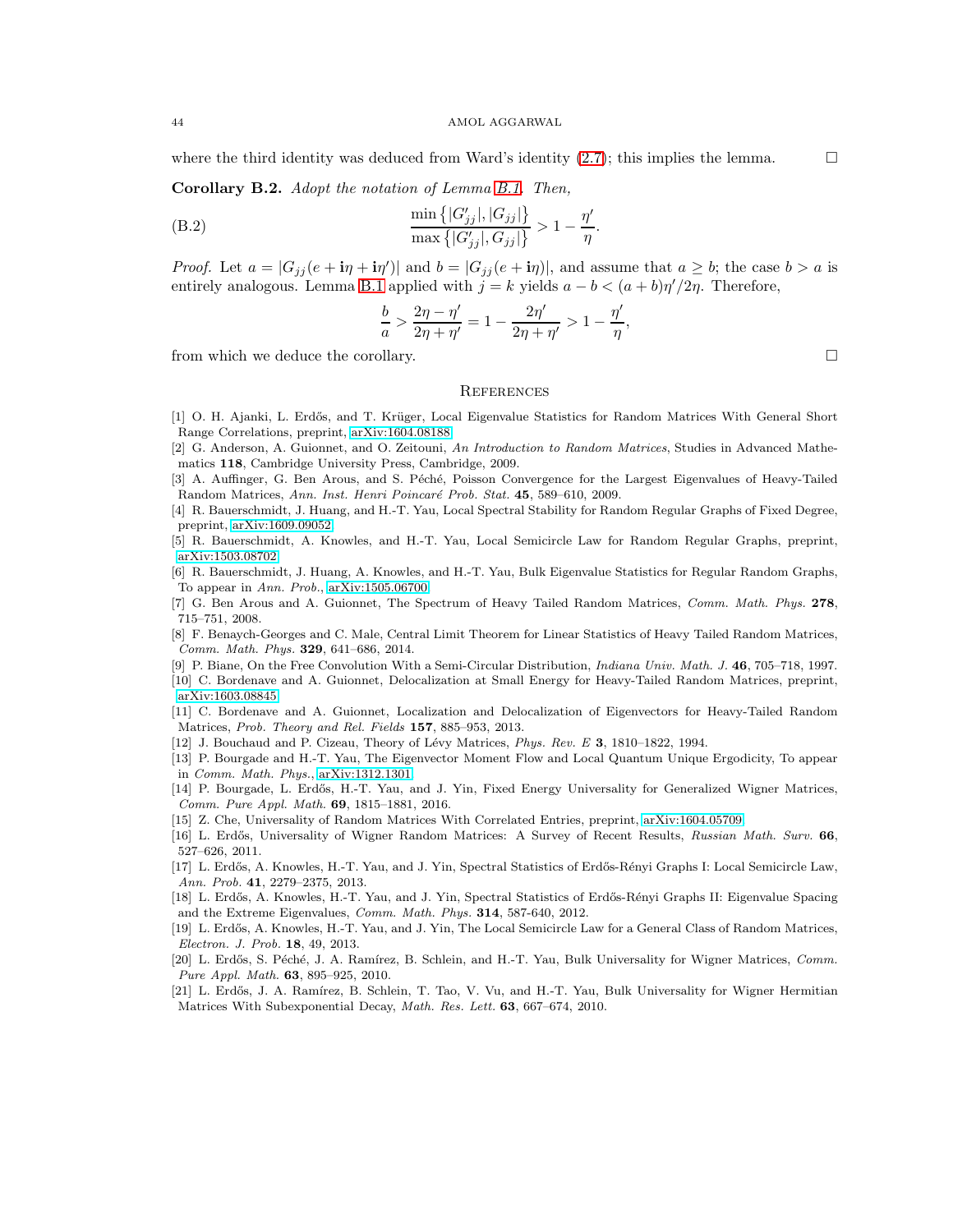where the third identity was deduced from Ward's identity (2.7); this implies the lemma. ∎

**Corollary B.2.** *Adopt the notation of Lemma B.1. Then,*

$$\frac{\min\left\{|G'_{jj}|, |G_{jj}|\right\}}{\max\left\{|G'_{jj}|, G_{jj}|\right\}} > 1 - \frac{\eta'}{\eta}. \tag{B.2}$$

*Proof.* Let $a = |G_{jj}(e + \mathbf{i}\eta + \mathbf{i}\eta')|$ and $b = |G_{jj}(e + \mathbf{i}\eta)|$, and assume that $a \geq b$; the case $b > a$ is entirely analogous. Lemma B.1 applied with $j = k$ yields $a - b < (a + b)\eta'/2\eta$. Therefore,

$$\frac{b}{a} > \frac{2\eta - \eta'}{2\eta + \eta'} = 1 - \frac{2\eta'}{2\eta + \eta'} > 1 - \frac{\eta'}{\eta},$$

from which we deduce the corollary. ∎

# References

[1] O. H. Ajanki, L. Erdős, and T. Krüger, Local Eigenvalue Statistics for Random Matrices With General Short Range Correlations, preprint, arXiv:1604.08188.

[2] G. Anderson, A. Guionnet, and O. Zeitouni, *An Introduction to Random Matrices*, Studies in Advanced Mathematics **118**, Cambridge University Press, Cambridge, 2009.

[3] A. Auffinger, G. Ben Arous, and S. Péché, Poisson Convergence for the Largest Eigenvalues of Heavy-Tailed Random Matrices, *Ann. Inst. Henri Poincaré Prob. Stat.* **45**, 589–610, 2009.

[4] R. Bauerschmidt, J. Huang, and H.-T. Yau, Local Spectral Stability for Random Regular Graphs of Fixed Degree, preprint, arXiv:1609.09052.

[5] R. Bauerschmidt, A. Knowles, and H.-T. Yau, Local Semicircle Law for Random Regular Graphs, preprint, arXiv:1503.08702.

[6] R. Bauerschmidt, J. Huang, A. Knowles, and H.-T. Yau, Bulk Eigenvalue Statistics for Regular Random Graphs, To appear in *Ann. Prob.*, arXiv:1505.06700.

[7] G. Ben Arous and A. Guionnet, The Spectrum of Heavy Tailed Random Matrices, *Comm. Math. Phys.* **278**, 715–751, 2008.

[8] F. Benaych-Georges and C. Male, Central Limit Theorem for Linear Statistics of Heavy Tailed Random Matrices, *Comm. Math. Phys.* **329**, 641–686, 2014.

[9] P. Biane, On the Free Convolution With a Semi-Circular Distribution, *Indiana Univ. Math. J.* **46**, 705–718, 1997.

[10] C. Bordenave and A. Guionnet, Delocalization at Small Energy for Heavy-Tailed Random Matrices, preprint, arXiv:1603.08845.

[11] C. Bordenave and A. Guionnet, Localization and Delocalization of Eigenvectors for Heavy-Tailed Random Matrices, *Prob. Theory and Rel. Fields* **157**, 885–953, 2013.

[12] J. Bouchaud and P. Cizeau, Theory of Lévy Matrices, *Phys. Rev. E* **3**, 1810–1822, 1994.

[13] P. Bourgade and H.-T. Yau, The Eigenvector Moment Flow and Local Quantum Unique Ergodicity, To appear in *Comm. Math. Phys.*, arXiv:1312.1301.

[14] P. Bourgade, L. Erdős, H.-T. Yau, and J. Yin, Fixed Energy Universality for Generalized Wigner Matrices, *Comm. Pure Appl. Math.* **69**, 1815–1881, 2016.

[15] Z. Che, Universality of Random Matrices With Correlated Entries, preprint, arXiv:1604.05709.

[16] L. Erdős, Universality of Wigner Random Matrices: A Survey of Recent Results, *Russian Math. Surv.* **66**, 527–626, 2011.

[17] L. Erdős, A. Knowles, H.-T. Yau, and J. Yin, Spectral Statistics of Erdős-Rényi Graphs I: Local Semicircle Law, *Ann. Prob.* **41**, 2279–2375, 2013.

[18] L. Erdős, A. Knowles, H.-T. Yau, and J. Yin, Spectral Statistics of Erdős-Rényi Graphs II: Eigenvalue Spacing and the Extreme Eigenvalues, *Comm. Math. Phys.* **314**, 587-640, 2012.

[19] L. Erdős, A. Knowles, H.-T. Yau, and J. Yin, The Local Semicircle Law for a General Class of Random Matrices, *Electron. J. Prob.* **18**, 49, 2013.

[20] L. Erdős, S. Péché, J. A. Ramírez, B. Schlein, and H.-T. Yau, Bulk Universality for Wigner Matrices, *Comm. Pure Appl. Math.* **63**, 895–925, 2010.

[21] L. Erdős, J. A. Ramírez, B. Schlein, T. Tao, V. Vu, and H.-T. Yau, Bulk Universality for Wigner Hermitian Matrices With Subexponential Decay, *Math. Res. Lett.* **63**, 667–674, 2010.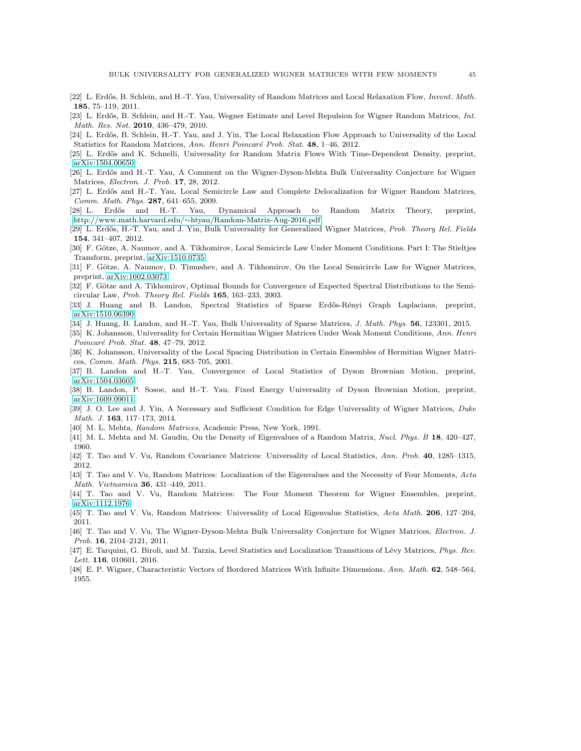[22] L. Erdős, B. Schlein, and H.-T. Yau, Universality of Random Matrices and Local Relaxation Flow, *Invent. Math.* **185**, 75–119, 2011.

[23] L. Erdős, B. Schlein, and H.-T. Yau, Wegner Estimate and Level Repulsion for Wigner Random Matrices, *Int. Math. Res. Not.* **2010**, 436–479, 2010.

[24] L. Erdős, B. Schlein, H.-T. Yau, and J. Yin, The Local Relaxation Flow Approach to Universality of the Local Statistics for Random Matrices, *Ann. Henri Poincaré Prob. Stat.* **48**, 1–46, 2012.

[25] L. Erdős and K. Schnelli, Universality for Random Matrix Flows With Time-Dependent Density, preprint, arXiv:1504.00650.

[26] L. Erdős and H.-T. Yau, A Comment on the Wigner-Dyson-Mehta Bulk Universality Conjecture for Wigner Matrices, *Electron. J. Prob.* **17**, 28, 2012.

[27] L. Erdős and H.-T. Yau, Local Semicircle Law and Complete Delocalization for Wigner Random Matrices, *Comm. Math. Phys.* **287**, 641–655, 2009.

[28] L. Erdős and H.-T. Yau, Dynamical Approach to Random Matrix Theory, preprint, http://www.math.harvard.edu/∼htyau/Random-Matrix-Aug-2016.pdf.

[29] L. Erdős, H.-T. Yau, and J. Yin, Bulk Universality for Generalized Wigner Matrices, *Prob. Theory Rel. Fields* **154**, 341–407, 2012.

[30] F. Götze, A. Naumov, and A. Tikhomirov, Local Semicircle Law Under Moment Conditions. Part I: The Stieltjes Transform, preprint, arXiv:1510.0735.

[31] F. Götze, A. Naumov, D. Timushev, and A. Tikhomirov, On the Local Semicircle Law for Wigner Matrices, preprint, arXiv:1602.03073.

[32] F. Götze and A. Tikhomirov, Optimal Bounds for Convergence of Expected Spectral Distributions to the Semicircular Law, *Prob. Theory Rel. Fields* **165**, 163–233, 2003.

[33] J. Huang and B. Landon, Spectral Statistics of Sparse Erdős-Rényi Graph Laplacians, preprint, arXiv:1510.06390.

[34] J. Huang, B. Landon, and H.-T. Yau, Bulk Universality of Sparse Matrices, *J. Math. Phys.* **56**, 123301, 2015.

[35] K. Johansson, Universality for Certain Hermitian Wigner Matrices Under Weak Moment Conditions, *Ann. Henri Poincaré Prob. Stat.* **48**, 47–79, 2012.

[36] K. Johansson, Universality of the Local Spacing Distribution in Certain Ensembles of Hermitian Wigner Matrices, *Comm. Math. Phys.* **215**, 683–705, 2001.

[37] B. Landon and H.-T. Yau, Convergence of Local Statistics of Dyson Brownian Motion, preprint, arXiv:1504.03605.

[38] B. Landon, P. Sosoe, and H.-T. Yau, Fixed Energy Universality of Dyson Brownian Motion, preprint, arXiv:1609.09011.

[39] J. O. Lee and J. Yin, A Necessary and Sufficient Condition for Edge Universality of Wigner Matrices, *Duke Math. J.* **163**, 117–173, 2014.

[40] M. L. Mehta, *Random Matrices*, Academic Press, New York, 1991.

[41] M. L. Mehta and M. Gaudin, On the Density of Eigenvalues of a Random Matrix, *Nucl. Phys. B* **18**, 420–427, 1960.

[42] T. Tao and V. Vu, Random Covariance Matrices: Universality of Local Statistics, *Ann. Prob.* **40**, 1285–1315, 2012.

[43] T. Tao and V. Vu, Random Matrices: Localization of the Eigenvalues and the Necessity of Four Moments, *Acta Math. Vietnamica* **36**, 431–449, 2011.

[44] T. Tao and V. Vu, Random Matrices: The Four Moment Theorem for Wigner Ensembles, preprint, arXiv:1112.1976.

[45] T. Tao and V. Vu, Random Matrices: Universality of Local Eigenvalue Statistics, *Acta Math.* **206**, 127–204, 2011.

[46] T. Tao and V. Vu, The Wigner-Dyson-Mehta Bulk Universality Conjecture for Wigner Matrices, *Electron. J. Prob.* **16**, 2104–2121, 2011.

[47] E. Tarquini, G. Biroli, and M. Tarzia, Level Statistics and Localization Transitions of Lévy Matrices, *Phys. Rev. Lett.* **116**, 010601, 2016.

[48] E. P. Wigner, Characteristic Vectors of Bordered Matrices With Infinite Dimensions, *Ann. Math.* **62**, 548–564, 1955.